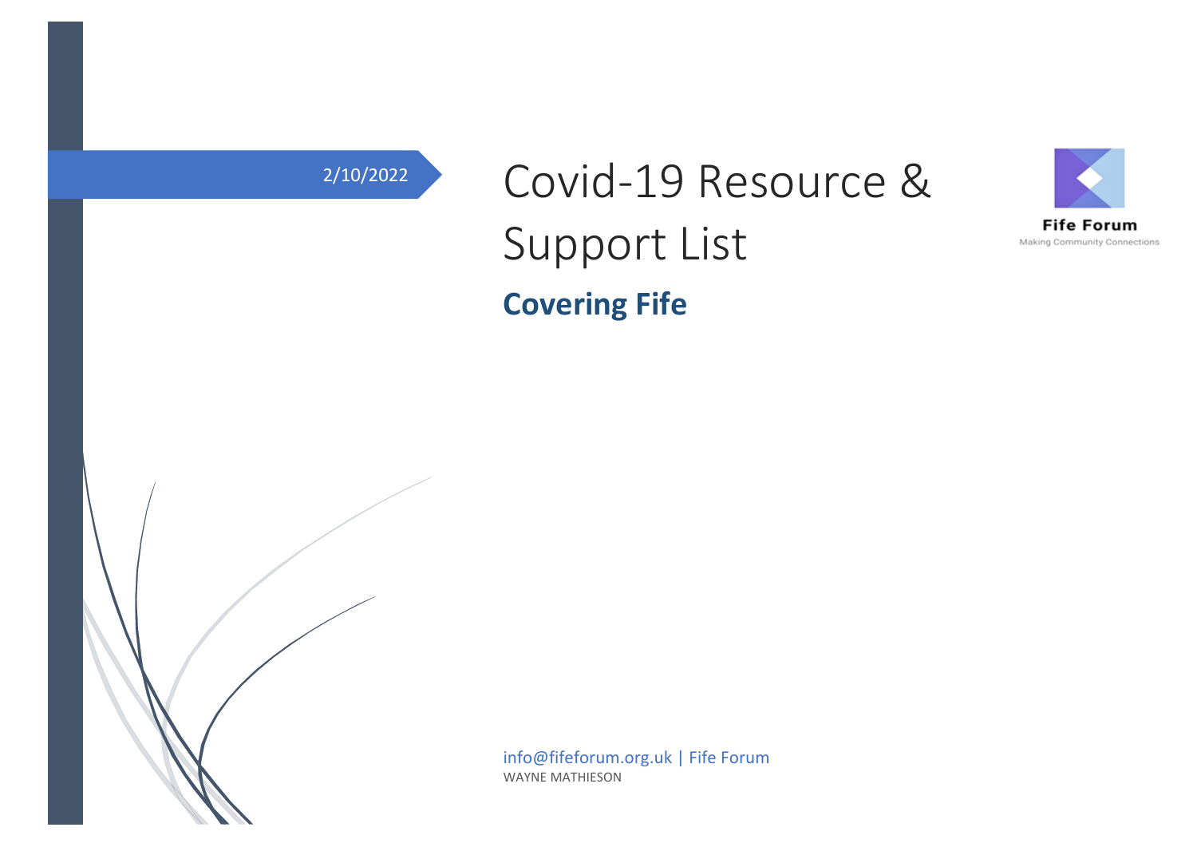2/10/2022

# Covid-19 Resource & Support List

## Covering Fife

Fife Forum
Making Community Connections

info@fifeforum.org.uk | Fife Forum

WAYNE MATHIESON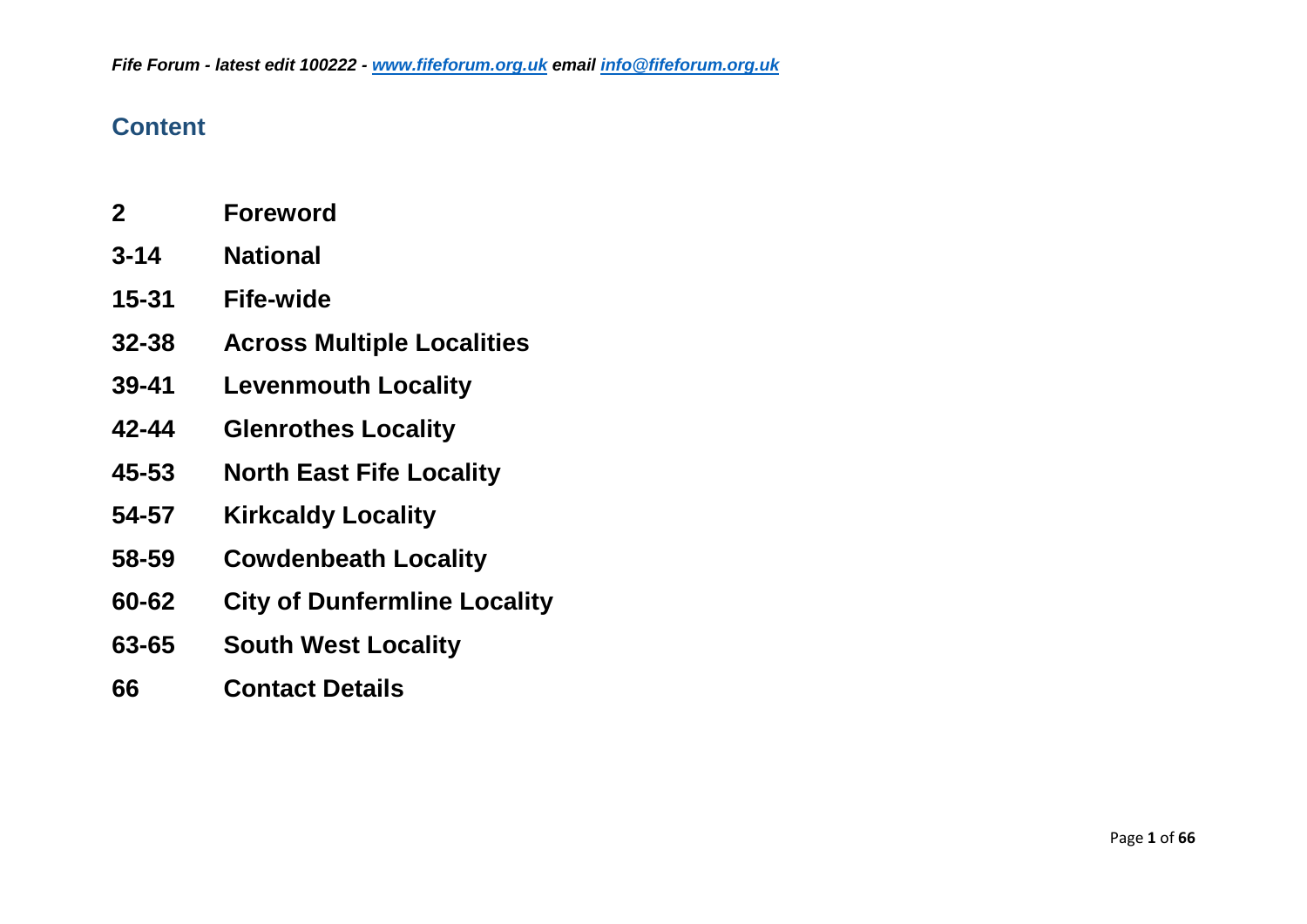## Content

| | |
|---|---|
| **2** | **Foreword** |
| **3-14** | **National** |
| **15-31** | **Fife-wide** |
| **32-38** | **Across Multiple Localities** |
| **39-41** | **Levenmouth Locality** |
| **42-44** | **Glenrothes Locality** |
| **45-53** | **North East Fife Locality** |
| **54-57** | **Kirkcaldy Locality** |
| **58-59** | **Cowdenbeath Locality** |
| **60-62** | **City of Dunfermline Locality** |
| **63-65** | **South West Locality** |
| **66** | **Contact Details** |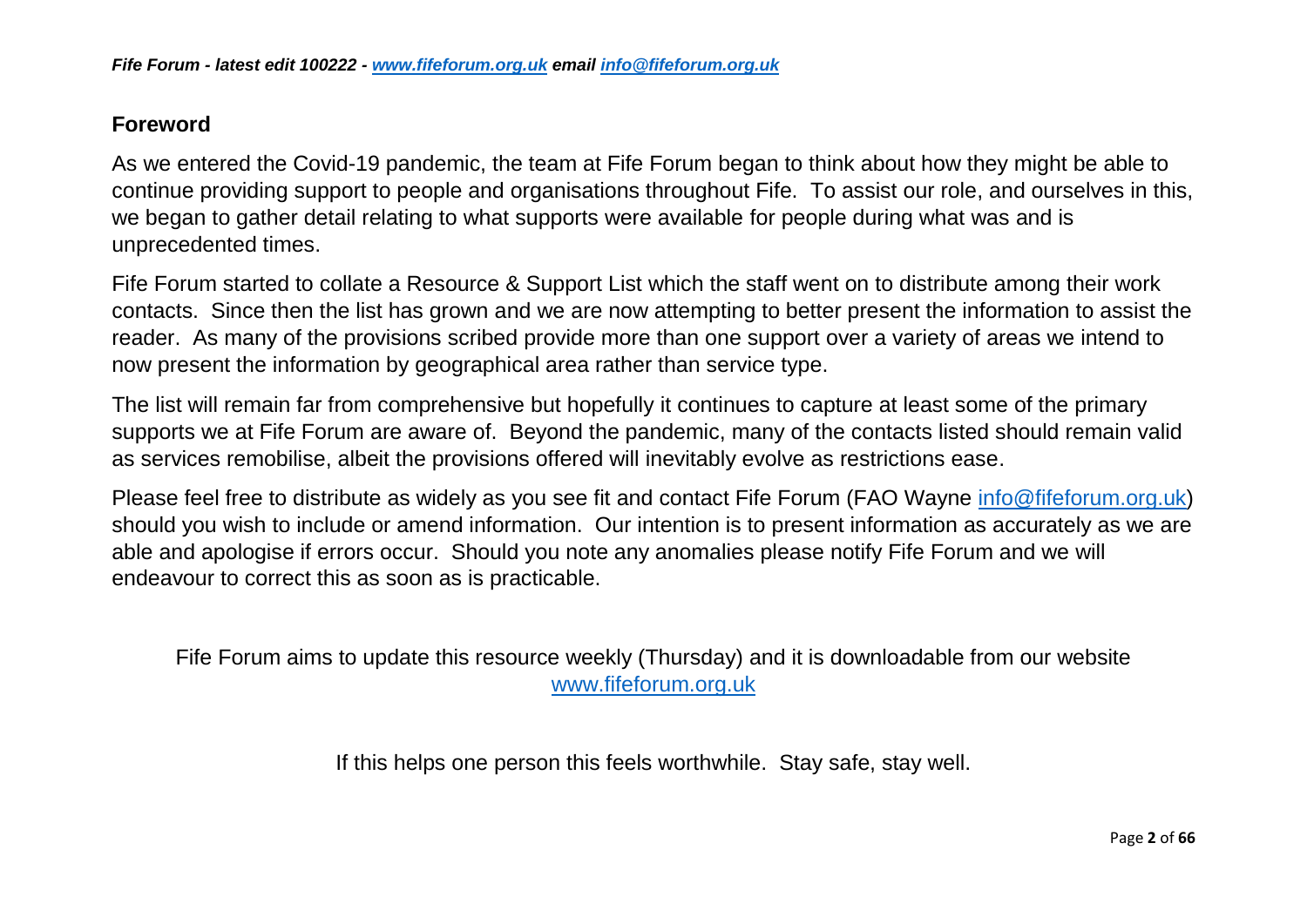## Foreword

As we entered the Covid-19 pandemic, the team at Fife Forum began to think about how they might be able to continue providing support to people and organisations throughout Fife. To assist our role, and ourselves in this, we began to gather detail relating to what supports were available for people during what was and is unprecedented times.

Fife Forum started to collate a Resource & Support List which the staff went on to distribute among their work contacts. Since then the list has grown and we are now attempting to better present the information to assist the reader. As many of the provisions scribed provide more than one support over a variety of areas we intend to now present the information by geographical area rather than service type.

The list will remain far from comprehensive but hopefully it continues to capture at least some of the primary supports we at Fife Forum are aware of. Beyond the pandemic, many of the contacts listed should remain valid as services remobilise, albeit the provisions offered will inevitably evolve as restrictions ease.

Please feel free to distribute as widely as you see fit and contact Fife Forum (FAO Wayne info@fifeforum.org.uk) should you wish to include or amend information. Our intention is to present information as accurately as we are able and apologise if errors occur. Should you note any anomalies please notify Fife Forum and we will endeavour to correct this as soon as is practicable.

Fife Forum aims to update this resource weekly (Thursday) and it is downloadable from our website www.fifeforum.org.uk

If this helps one person this feels worthwhile. Stay safe, stay well.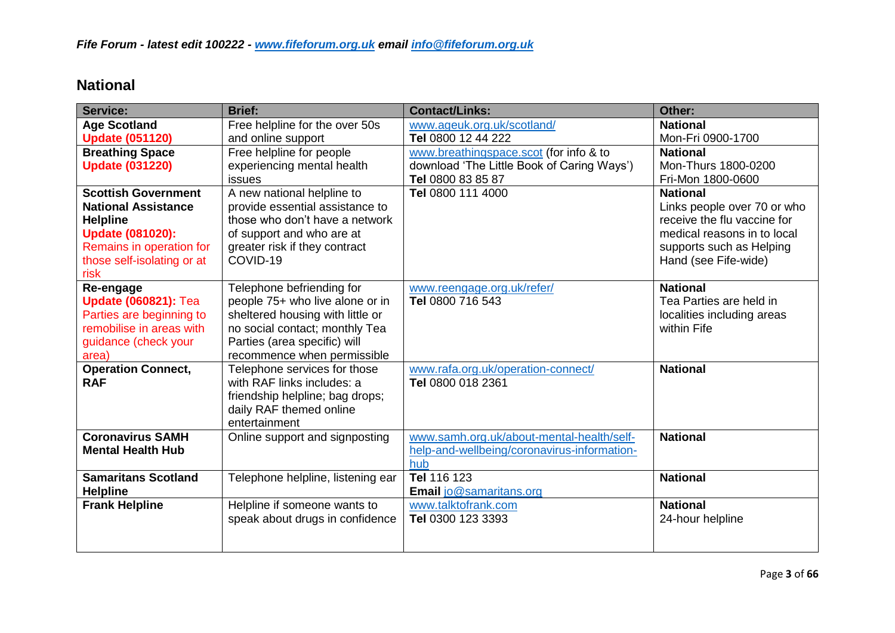*Fife Forum - latest edit 100222 - www.fifeforum.org.uk email info@fifeforum.org.uk*

## National

| Service: | Brief: | Contact/Links: | Other: |
|---|---|---|---|
| **Age Scotland** **Update (051120)** | Free helpline for the over 50s and online support | www.ageuk.org.uk/scotland/ **Tel** 0800 12 44 222 | **National** Mon-Fri 0900-1700 |
| **Breathing Space** **Update (031220)** | Free helpline for people experiencing mental health issues | www.breathingspace.scot (for info & to download 'The Little Book of Caring Ways') **Tel** 0800 83 85 87 | **National** Mon-Thurs 1800-0200 Fri-Mon 1800-0600 |
| **Scottish Government National Assistance Helpline** **Update (081020):** Remains in operation for those self-isolating or at risk | A new national helpline to provide essential assistance to those who don't have a network of support and who are at greater risk if they contract COVID-19 | **Tel** 0800 111 4000 | **National** Links people over 70 or who receive the flu vaccine for medical reasons in to local supports such as Helping Hand (see Fife-wide) |
| **Re-engage** **Update (060821):** Tea Parties are beginning to remobilise in areas with guidance (check your area) | Telephone befriending for people 75+ who live alone or in sheltered housing with little or no social contact; monthly Tea Parties (area specific) will recommence when permissible | www.reengage.org.uk/refer/ **Tel** 0800 716 543 | **National** Tea Parties are held in localities including areas within Fife |
| **Operation Connect, RAF** | Telephone services for those with RAF links includes: a friendship helpline; bag drops; daily RAF themed online entertainment | www.rafa.org.uk/operation-connect/ **Tel** 0800 018 2361 | **National** |
| **Coronavirus SAMH Mental Health Hub** | Online support and signposting | www.samh.org.uk/about-mental-health/self-help-and-wellbeing/coronavirus-information-hub | **National** |
| **Samaritans Scotland Helpline** | Telephone helpline, listening ear | **Tel** 116 123 **Email** jo@samaritans.org | **National** |
| **Frank Helpline** | Helpline if someone wants to speak about drugs in confidence | www.talktofrank.com **Tel** 0300 123 3393 | **National** 24-hour helpline |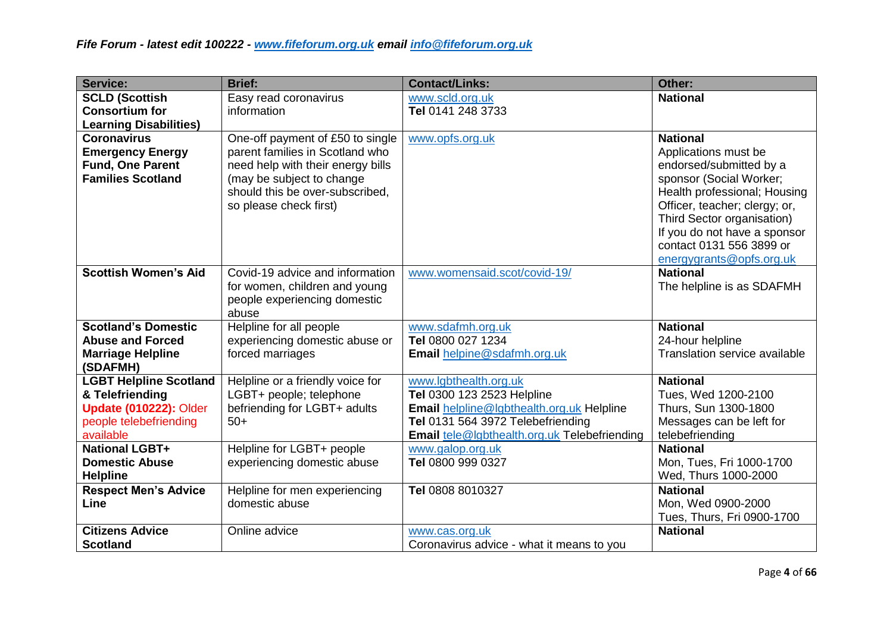*Fife Forum - latest edit 100222 - www.fifeforum.org.uk email info@fifeforum.org.uk*

| Service: | Brief: | Contact/Links: | Other: |
| --- | --- | --- | --- |
| **SCLD (Scottish Consortium for Learning Disabilities)** | Easy read coronavirus information | www.scld.org.uk<br>**Tel** 0141 248 3733 | **National** |
| **Coronavirus Emergency Energy Fund, One Parent Families Scotland** | One-off payment of £50 to single parent families in Scotland who need help with their energy bills (may be subject to change should this be over-subscribed, so please check first) | www.opfs.org.uk | **National**<br>Applications must be endorsed/submitted by a sponsor (Social Worker; Health professional; Housing Officer, teacher; clergy; or, Third Sector organisation)<br>If you do not have a sponsor contact 0131 556 3899 or energygrants@opfs.org.uk |
| **Scottish Women's Aid** | Covid-19 advice and information for women, children and young people experiencing domestic abuse | www.womensaid.scot/covid-19/ | **National**<br>The helpline is as SDAFMH |
| **Scotland's Domestic Abuse and Forced Marriage Helpline (SDAFMH)** | Helpline for all people experiencing domestic abuse or forced marriages | www.sdafmh.org.uk<br>**Tel** 0800 027 1234<br>**Email** helpine@sdafmh.org.uk | **National**<br>24-hour helpline<br>Translation service available |
| **LGBT Helpline Scotland & Telefriending**<br>**Update (010222):** Older people telebefriending available | Helpline or a friendly voice for LGBT+ people; telephone befriending for LGBT+ adults 50+ | www.lgbthealth.org.uk<br>**Tel** 0300 123 2523 Helpline<br>**Email** helpline@lgbthealth.org.uk Helpline<br>**Tel** 0131 564 3972 Telebefriending<br>**Email** tele@lgbthealth.org.uk Telebefriending | **National**<br>Tues, Wed 1200-2100<br>Thurs, Sun 1300-1800<br>Messages can be left for telebefriending |
| **National LGBT+ Domestic Abuse Helpline** | Helpline for LGBT+ people experiencing domestic abuse | www.galop.org.uk<br>**Tel** 0800 999 0327 | **National**<br>Mon, Tues, Fri 1000-1700<br>Wed, Thurs 1000-2000 |
| **Respect Men's Advice Line** | Helpline for men experiencing domestic abuse | **Tel** 0808 8010327 | **National**<br>Mon, Wed 0900-2000<br>Tues, Thurs, Fri 0900-1700 |
| **Citizens Advice Scotland** | Online advice | www.cas.org.uk<br>Coronavirus advice - what it means to you | **National** |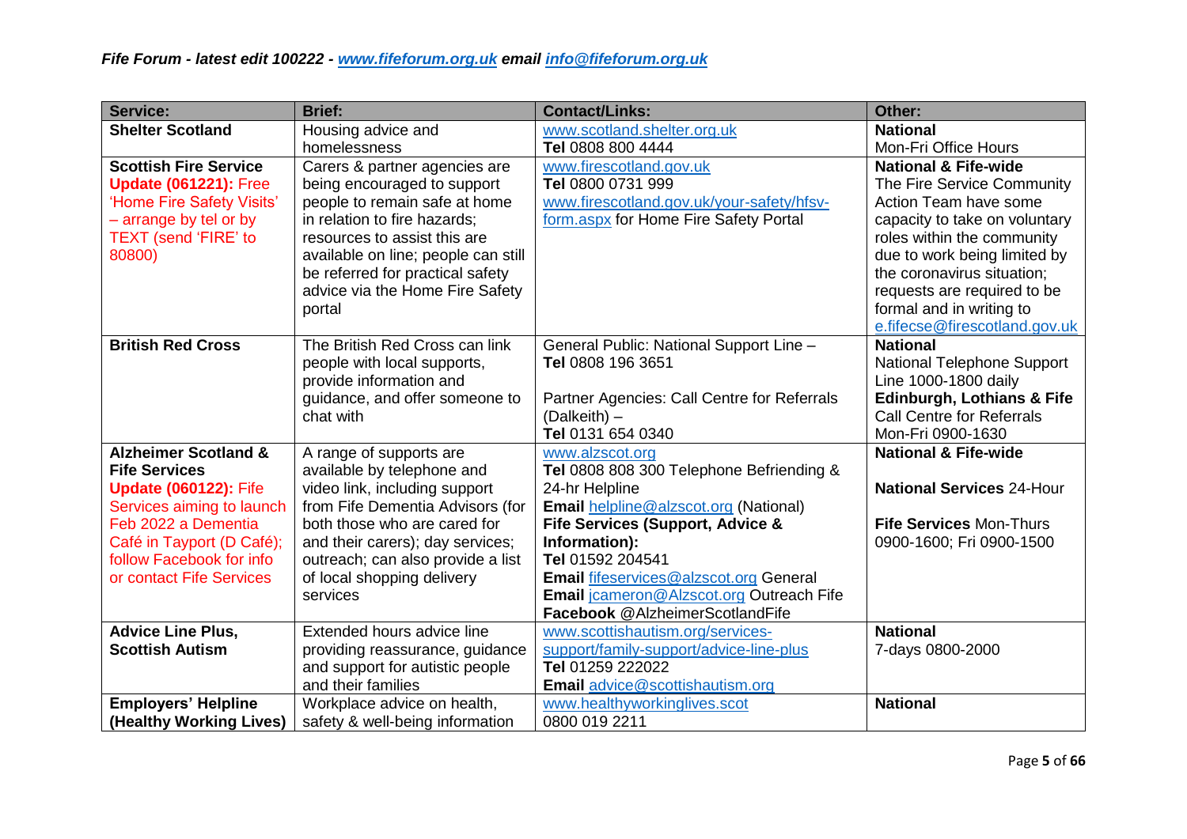*Fife Forum - latest edit 100222 - [www.fifeforum.org.uk](http://www.fifeforum.org.uk) email [info@fifeforum.org.uk](mailto:info@fifeforum.org.uk)*

| Service: | Brief: | Contact/Links: | Other: |
|---|---|---|---|
| **Shelter Scotland** | Housing advice and homelessness | www.scotland.shelter.org.uk<br>**Tel** 0808 800 4444 | **National**<br>Mon-Fri Office Hours |
| **Scottish Fire Service**<br>**Update (061221):** Free 'Home Fire Safety Visits' – arrange by tel or by TEXT (send 'FIRE' to 80800) | Carers & partner agencies are being encouraged to support people to remain safe at home in relation to fire hazards; resources to assist this are available on line; people can still be referred for practical safety advice via the Home Fire Safety portal | www.firescotland.gov.uk<br>**Tel** 0800 0731 999<br>www.firescotland.gov.uk/your-safety/hfsv-form.aspx for Home Fire Safety Portal | **National & Fife-wide**<br>The Fire Service Community Action Team have some capacity to take on voluntary roles within the community due to work being limited by the coronavirus situation; requests are required to be formal and in writing to e.fifecse@firescotland.gov.uk |
| **British Red Cross** | The British Red Cross can link people with local supports, provide information and guidance, and offer someone to chat with | General Public: National Support Line –<br>**Tel** 0808 196 3651<br><br>Partner Agencies: Call Centre for Referrals (Dalkeith) –<br>**Tel** 0131 654 0340 | **National**<br>National Telephone Support Line 1000-1800 daily<br>**Edinburgh, Lothians & Fife**<br>Call Centre for Referrals Mon-Fri 0900-1630 |
| **Alzheimer Scotland & Fife Services**<br>**Update (060122):** Fife Services aiming to launch Feb 2022 a Dementia Café in Tayport (D Café); follow Facebook for info or contact Fife Services | A range of supports are available by telephone and video link, including support from Fife Dementia Advisors (for both those who are cared for and their carers); day services; outreach; can also provide a list of local shopping delivery services | www.alzscot.org<br>**Tel** 0808 808 300 Telephone Befriending & 24-hr Helpline<br>**Email** helpline@alzscot.org (National)<br>**Fife Services (Support, Advice & Information):**<br>**Tel** 01592 204541<br>**Email** fifeservices@alzscot.org General<br>**Email** jcameron@Alzscot.org Outreach Fife<br>**Facebook** @AlzheimerScotlandFife | **National & Fife-wide**<br><br>**National Services** 24-Hour<br><br>**Fife Services** Mon-Thurs 0900-1600; Fri 0900-1500 |
| **Advice Line Plus, Scottish Autism** | Extended hours advice line providing reassurance, guidance and support for autistic people and their families | www.scottishautism.org/services-support/family-support/advice-line-plus<br>**Tel** 01259 222022<br>**Email** advice@scottishautism.org | **National**<br>7-days 0800-2000 |
| **Employers' Helpline (Healthy Working Lives)** | Workplace advice on health, safety & well-being information | www.healthyworkinglives.scot<br>0800 019 2211 | **National** |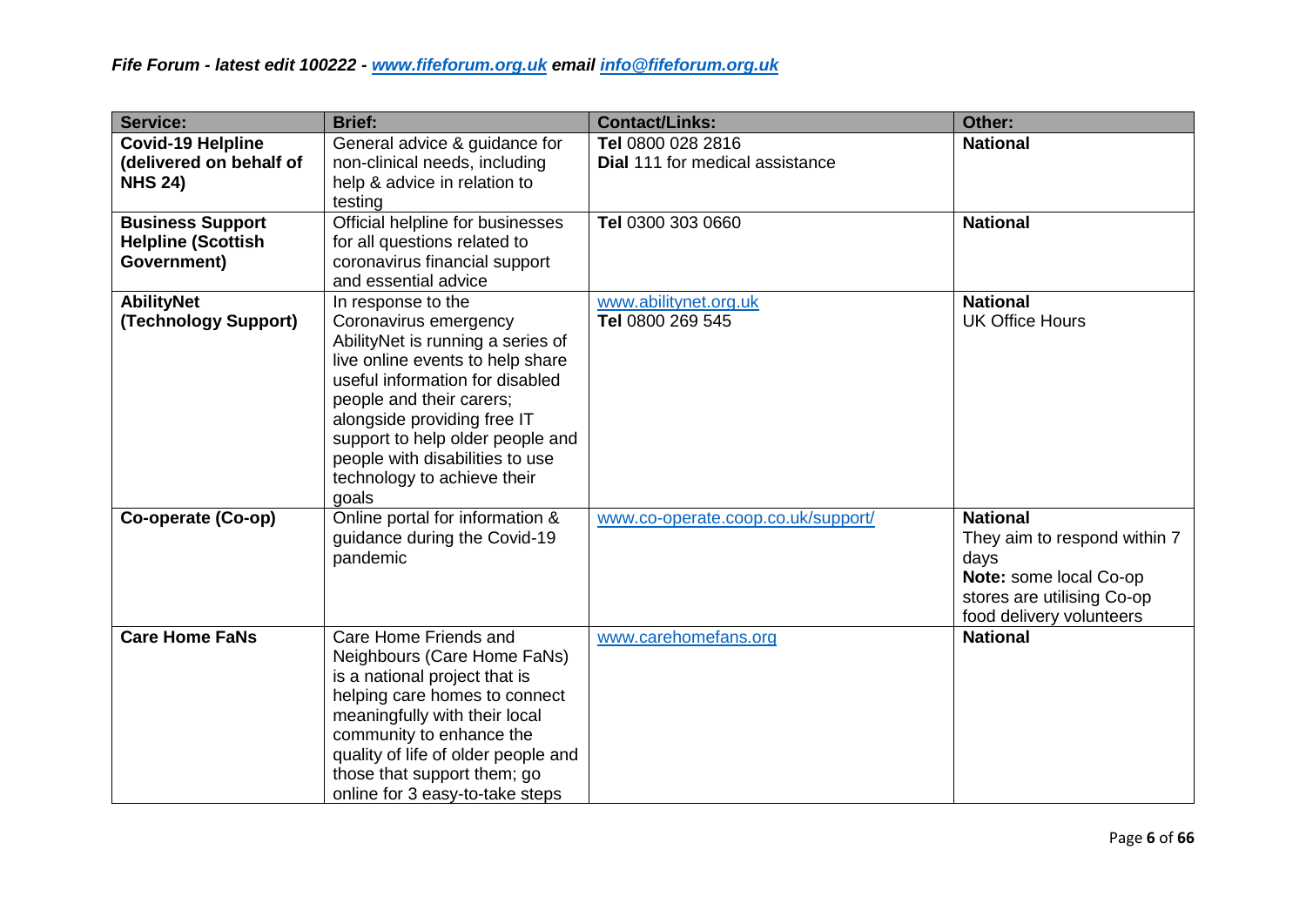| Service: | Brief: | Contact/Links: | Other: |
|---|---|---|---|
| **Covid-19 Helpline (delivered on behalf of NHS 24)** | General advice & guidance for non-clinical needs, including help & advice in relation to testing | **Tel** 0800 028 2816<br>**Dial** 111 for medical assistance | **National** |
| **Business Support Helpline (Scottish Government)** | Official helpline for businesses for all questions related to coronavirus financial support and essential advice | **Tel** 0300 303 0660 | **National** |
| **AbilityNet (Technology Support)** | In response to the Coronavirus emergency AbilityNet is running a series of live online events to help share useful information for disabled people and their carers; alongside providing free IT support to help older people and people with disabilities to use technology to achieve their goals | www.abilitynet.org.uk<br>**Tel** 0800 269 545 | **National**<br>UK Office Hours |
| **Co-operate (Co-op)** | Online portal for information & guidance during the Covid-19 pandemic | www.co-operate.coop.co.uk/support/ | **National**<br>They aim to respond within 7 days<br>**Note:** some local Co-op stores are utilising Co-op food delivery volunteers |
| **Care Home FaNs** | Care Home Friends and Neighbours (Care Home FaNs) is a national project that is helping care homes to connect meaningfully with their local community to enhance the quality of life of older people and those that support them; go online for 3 easy-to-take steps | www.carehomefans.org | **National** |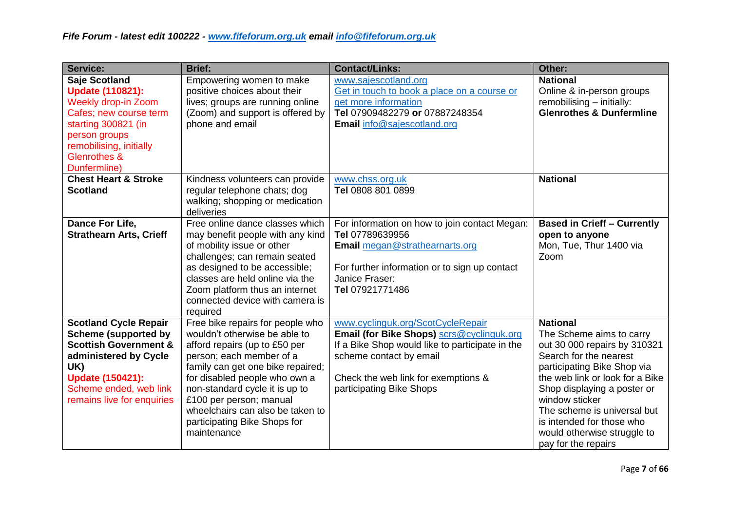*Fife Forum - latest edit 100222 - www.fifeforum.org.uk email info@fifeforum.org.uk*

| Service: | Brief: | Contact/Links: | Other: |
|---|---|---|---|
| **Saje Scotland** <br> **Update (110821):** Weekly drop-in Zoom Cafes; new course term starting 300821 (in person groups remobilising, initially Glenrothes & Dunfermline) | Empowering women to make positive choices about their lives; groups are running online (Zoom) and support is offered by phone and email | www.sajescotland.org <br> Get in touch to book a place on a course or get more information <br> **Tel** 07909482279 **or** 07887248354 <br> **Email** info@sajescotland.org | **National** <br> Online & in-person groups remobilising – initially: **Glenrothes & Dunfermline** |
| **Chest Heart & Stroke Scotland** | Kindness volunteers can provide regular telephone chats; dog walking; shopping or medication deliveries | www.chss.org.uk <br> **Tel** 0808 801 0899 | **National** |
| **Dance For Life, Strathearn Arts, Crieff** | Free online dance classes which may benefit people with any kind of mobility issue or other challenges; can remain seated as designed to be accessible; classes are held online via the Zoom platform thus an internet connected device with camera is required | For information on how to join contact Megan: <br> **Tel** 07789639956 <br> **Email** megan@strathearnarts.org <br><br> For further information or to sign up contact Janice Fraser: <br> **Tel** 07921771486 | **Based in Crieff – Currently open to anyone** <br> Mon, Tue, Thur 1400 via Zoom |
| **Scotland Cycle Repair Scheme (supported by Scottish Government & administered by Cycle UK)** <br> **Update (150421):** Scheme ended, web link remains live for enquiries | Free bike repairs for people who wouldn't otherwise be able to afford repairs (up to £50 per person; each member of a family can get one bike repaired; for disabled people who own a non-standard cycle it is up to £100 per person; manual wheelchairs can also be taken to participating Bike Shops for maintenance | www.cyclinguk.org/ScotCycleRepair <br> **Email (for Bike Shops)** scrs@cyclinguk.org <br> If a Bike Shop would like to participate in the scheme contact by email <br><br> Check the web link for exemptions & participating Bike Shops | **National** <br> The Scheme aims to carry out 30 000 repairs by 310321 <br> Search for the nearest participating Bike Shop via the web link or look for a Bike Shop displaying a poster or window sticker <br> The scheme is universal but is intended for those who would otherwise struggle to pay for the repairs |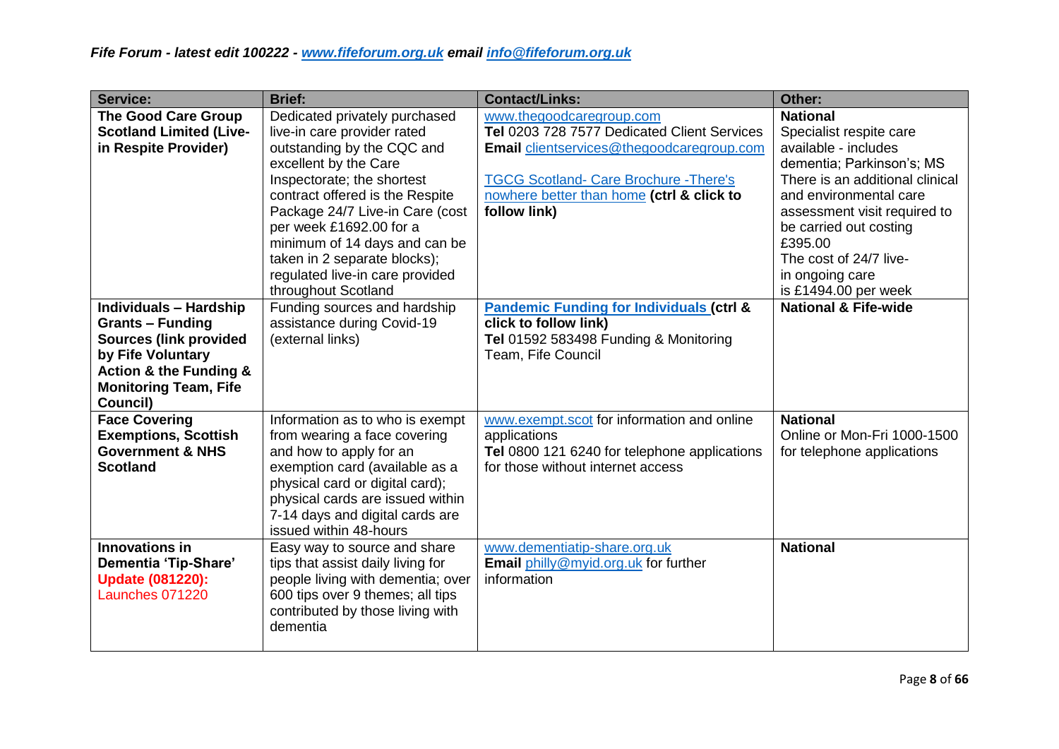*Fife Forum - latest edit 100222 - [www.fifeforum.org.uk](http://www.fifeforum.org.uk) email [info@fifeforum.org.uk](mailto:info@fifeforum.org.uk)*

| Service: | Brief: | Contact/Links: | Other: |
|---|---|---|---|
| **The Good Care Group Scotland Limited (Live-in Respite Provider)** | Dedicated privately purchased live-in care provider rated outstanding by the CQC and excellent by the Care Inspectorate; the shortest contract offered is the Respite Package 24/7 Live-in Care (cost per week £1692.00 for a minimum of 14 days and can be taken in 2 separate blocks); regulated live-in care provided throughout Scotland | www.thegoodcaregroup.com<br>**Tel** 0203 728 7577 Dedicated Client Services<br>**Email** clientservices@thegoodcaregroup.com<br><br>TGCG Scotland- Care Brochure -There's nowhere better than home **(ctrl & click to follow link)** | **National**<br>Specialist respite care available - includes dementia; Parkinson's; MS<br>There is an additional clinical and environmental care assessment visit required to be carried out costing £395.00<br>The cost of 24/7 live-in ongoing care is £1494.00 per week |
| **Individuals – Hardship Grants – Funding Sources (link provided by Fife Voluntary Action & the Funding & Monitoring Team, Fife Council)** | Funding sources and hardship assistance during Covid-19 (external links) | **Pandemic Funding for Individuals (ctrl & click to follow link)**<br>**Tel** 01592 583498 Funding & Monitoring Team, Fife Council | **National & Fife-wide** |
| **Face Covering Exemptions, Scottish Government & NHS Scotland** | Information as to who is exempt from wearing a face covering and how to apply for an exemption card (available as a physical card or digital card); physical cards are issued within 7-14 days and digital cards are issued within 48-hours | www.exempt.scot for information and online applications<br>**Tel** 0800 121 6240 for telephone applications for those without internet access | **National**<br>Online or Mon-Fri 1000-1500 for telephone applications |
| **Innovations in Dementia 'Tip-Share'**<br>**Update (081220):**<br>Launches 071220 | Easy way to source and share tips that assist daily living for people living with dementia; over 600 tips over 9 themes; all tips contributed by those living with dementia | www.dementiatip-share.org.uk<br>**Email** philly@myid.org.uk for further information | **National** |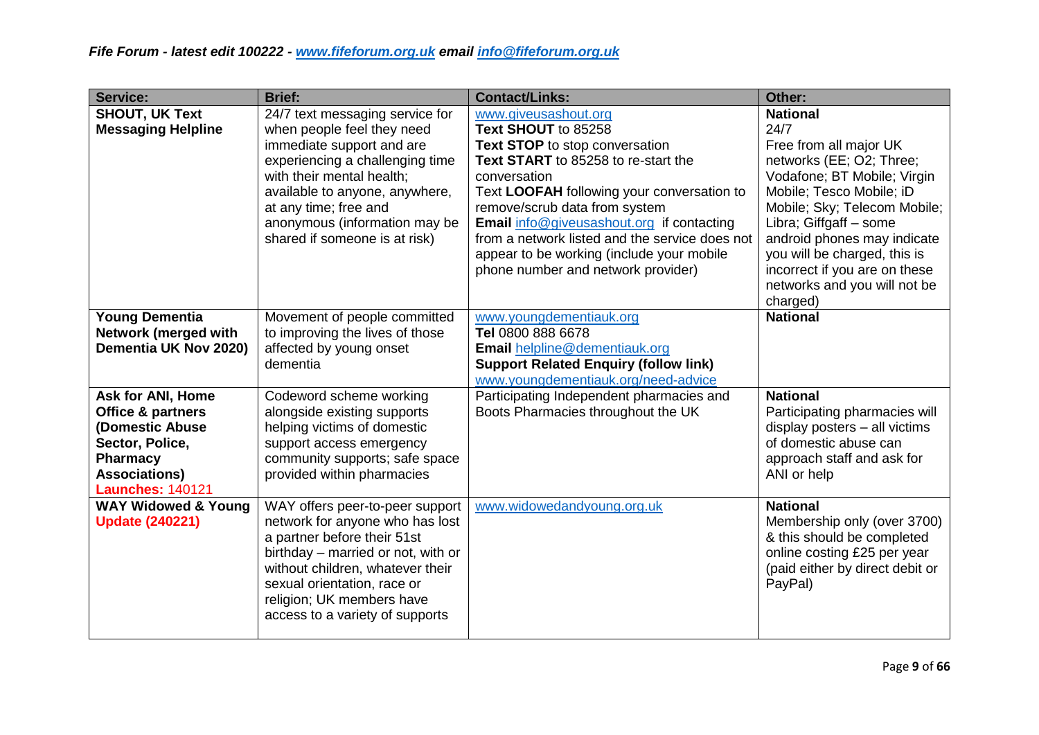| Service: | Brief: | Contact/Links: | Other: |
|---|---|---|---|
| **SHOUT, UK Text Messaging Helpline** | 24/7 text messaging service for when people feel they need immediate support and are experiencing a challenging time with their mental health; available to anyone, anywhere, at any time; free and anonymous (information may be shared if someone is at risk) | www.giveusashout.org<br>**Text SHOUT** to 85258<br>**Text STOP** to stop conversation<br>**Text START** to 85258 to re-start the conversation<br>Text **LOOFAH** following your conversation to remove/scrub data from system<br>**Email** info@giveusashout.org if contacting from a network listed and the service does not appear to be working (include your mobile phone number and network provider) | **National**<br>24/7<br>Free from all major UK networks (EE; O2; Three; Vodafone; BT Mobile; Virgin Mobile; Tesco Mobile; iD Mobile; Sky; Telecom Mobile; Libra; Giffgaff – some android phones may indicate you will be charged, this is incorrect if you are on these networks and you will not be charged) |
| **Young Dementia Network (merged with Dementia UK Nov 2020)** | Movement of people committed to improving the lives of those affected by young onset dementia | www.youngdementiauk.org<br>**Tel** 0800 888 6678<br>**Email** helpline@dementiauk.org<br>**Support Related Enquiry (follow link)**<br>www.youngdementiauk.org/need-advice | **National** |
| **Ask for ANI, Home Office & partners (Domestic Abuse Sector, Police, Pharmacy Associations)**<br>**Launches:** 140121 | Codeword scheme working alongside existing supports helping victims of domestic support access emergency community supports; safe space provided within pharmacies | Participating Independent pharmacies and Boots Pharmacies throughout the UK | **National**<br>Participating pharmacies will display posters – all victims of domestic abuse can approach staff and ask for ANI or help |
| **WAY Widowed & Young**<br>**Update (240221)** | WAY offers peer-to-peer support network for anyone who has lost a partner before their 51st birthday – married or not, with or without children, whatever their sexual orientation, race or religion; UK members have access to a variety of supports | www.widowedandyoung.org.uk | **National**<br>Membership only (over 3700) & this should be completed online costing £25 per year (paid either by direct debit or PayPal) |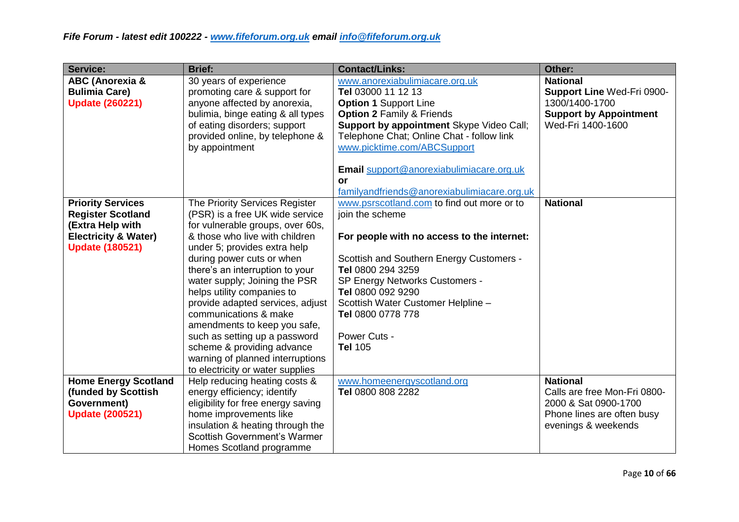*Fife Forum - latest edit 100222 - [www.fifeforum.org.uk](http://www.fifeforum.org.uk) email [info@fifeforum.org.uk](mailto:info@fifeforum.org.uk)*

| Service: | Brief: | Contact/Links: | Other: |
|---|---|---|---|
| **ABC (Anorexia & Bulimia Care)** **Update (260221)** | 30 years of experience promoting care & support for anyone affected by anorexia, bulimia, binge eating & all types of eating disorders; support provided online, by telephone & by appointment | www.anorexiabulimiacare.org.uk **Tel** 03000 11 12 13 **Option 1** Support Line **Option 2** Family & Friends **Support by appointment** Skype Video Call; Telephone Chat; Online Chat - follow link www.picktime.com/ABCSupport **Email** support@anorexiabulimiacare.org.uk **or** familyandfriends@anorexiabulimiacare.org.uk | **National** **Support Line** Wed-Fri 0900-1300/1400-1700 **Support by Appointment** Wed-Fri 1400-1600 |
| **Priority Services Register Scotland (Extra Help with Electricity & Water)** **Update (180521)** | The Priority Services Register (PSR) is a free UK wide service for vulnerable groups, over 60s, & those who live with children under 5; provides extra help during power cuts or when there's an interruption to your water supply; Joining the PSR helps utility companies to provide adapted services, adjust communications & make amendments to keep you safe, such as setting up a password scheme & providing advance warning of planned interruptions to electricity or water supplies | www.psrscotland.com to find out more or to join the scheme **For people with no access to the internet:** Scottish and Southern Energy Customers - **Tel** 0800 294 3259 SP Energy Networks Customers - **Tel** 0800 092 9290 Scottish Water Customer Helpline – **Tel** 0800 0778 778 Power Cuts - **Tel** 105 | **National** |
| **Home Energy Scotland (funded by Scottish Government)** **Update (200521)** | Help reducing heating costs & energy efficiency; identify eligibility for free energy saving home improvements like insulation & heating through the Scottish Government's Warmer Homes Scotland programme | www.homeenergyscotland.org **Tel** 0800 808 2282 | **National** Calls are free Mon-Fri 0800-2000 & Sat 0900-1700 Phone lines are often busy evenings & weekends |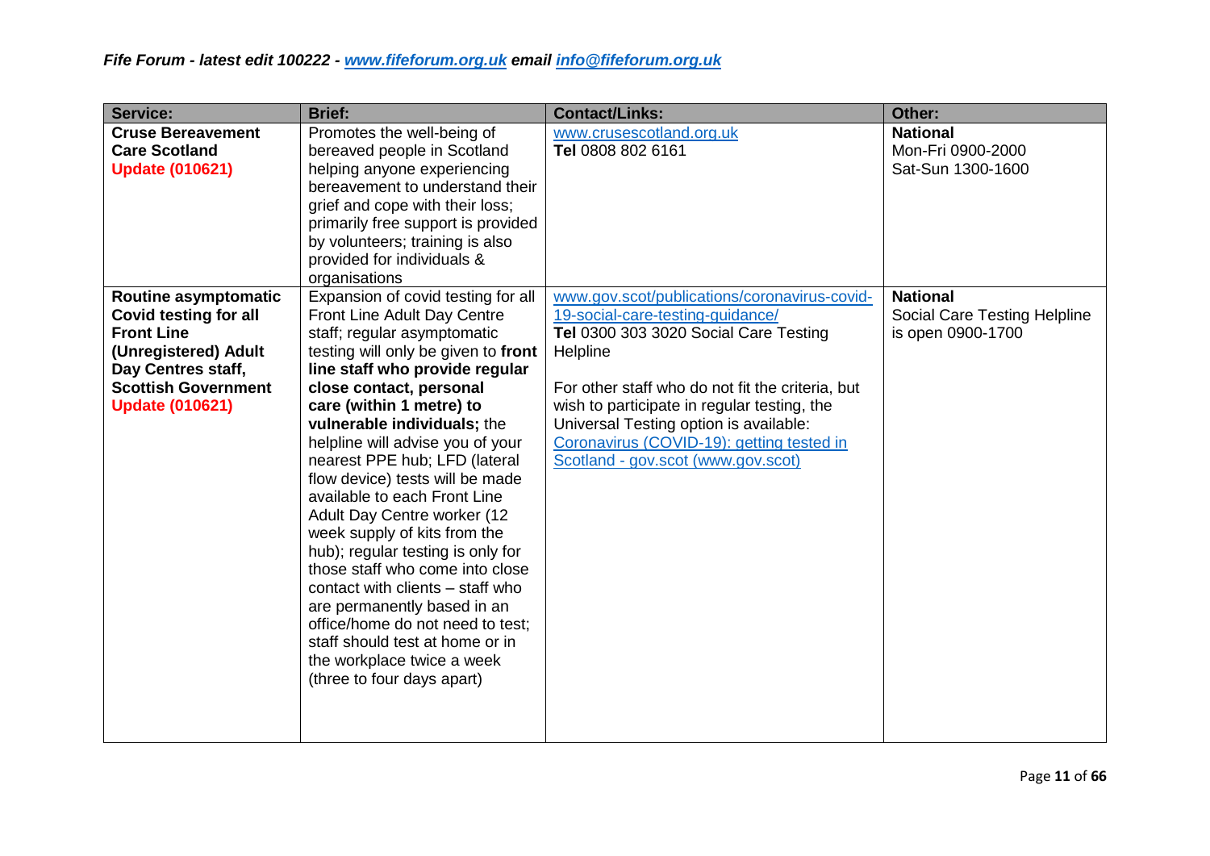| Service: | Brief: | Contact/Links: | Other: |
|---|---|---|---|
| **Cruse Bereavement Care Scotland** **Update (010621)** | Promotes the well-being of bereaved people in Scotland helping anyone experiencing bereavement to understand their grief and cope with their loss; primarily free support is provided by volunteers; training is also provided for individuals & organisations | [www.crusescotland.org.uk](http://www.crusescotland.org.uk) **Tel** 0808 802 6161 | **National** Mon-Fri 0900-2000 Sat-Sun 1300-1600 |
| **Routine asymptomatic Covid testing for all Front Line (Unregistered) Adult Day Centres staff, Scottish Government** **Update (010621)** | Expansion of covid testing for all Front Line Adult Day Centre staff; regular asymptomatic testing will only be given to **front line staff who provide regular close contact, personal care (within 1 metre) to vulnerable individuals;** the helpline will advise you of your nearest PPE hub; LFD (lateral flow device) tests will be made available to each Front Line Adult Day Centre worker (12 week supply of kits from the hub); regular testing is only for those staff who come into close contact with clients – staff who are permanently based in an office/home do not need to test; staff should test at home or in the workplace twice a week (three to four days apart) | [www.gov.scot/publications/coronavirus-covid-19-social-care-testing-guidance/](http://www.gov.scot/publications/coronavirus-covid-19-social-care-testing-guidance/) **Tel** 0300 303 3020 Social Care Testing Helpline<br><br>For other staff who do not fit the criteria, but wish to participate in regular testing, the Universal Testing option is available: Coronavirus (COVID-19): getting tested in Scotland - gov.scot (www.gov.scot) | **National** Social Care Testing Helpline is open 0900-1700 |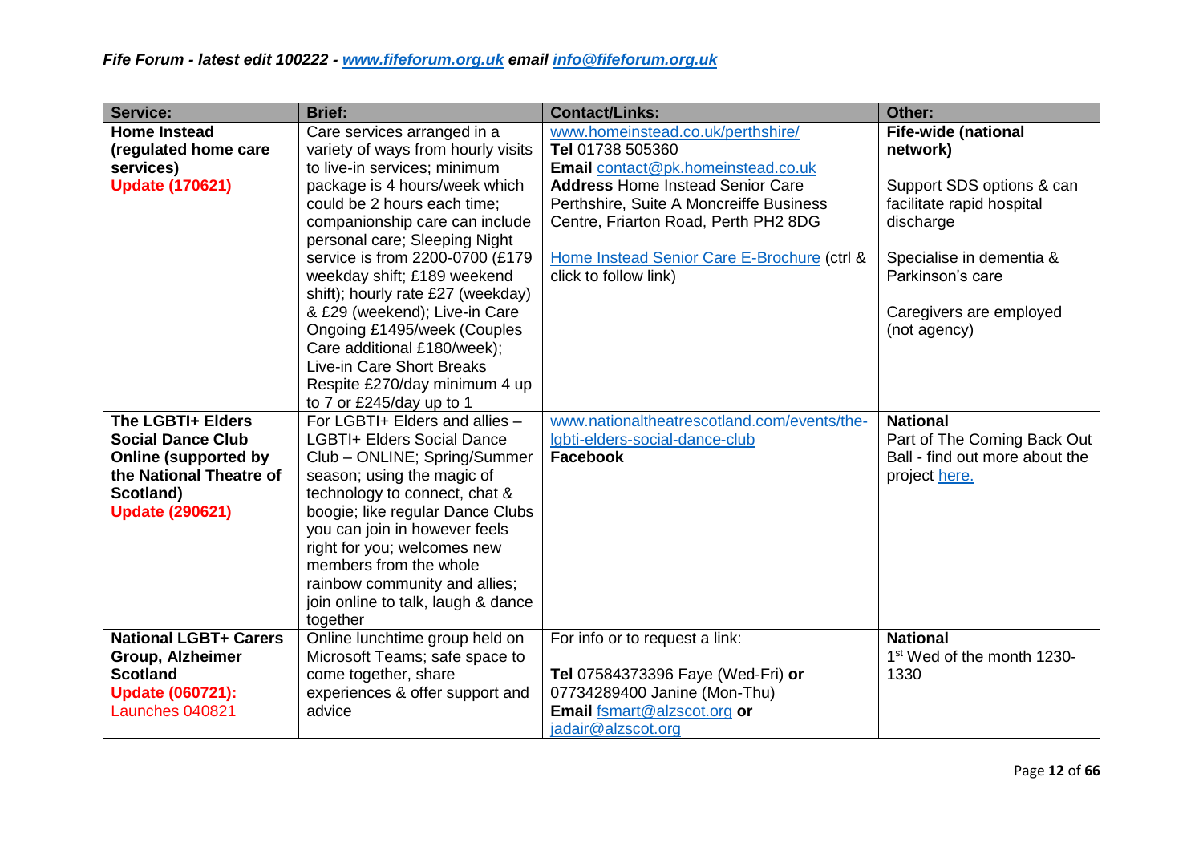*Fife Forum - latest edit 100222 - www.fifeforum.org.uk email info@fifeforum.org.uk*

| Service: | Brief: | Contact/Links: | Other: |
|---|---|---|---|
| **Home Instead (regulated home care services)** **Update (170621)** | Care services arranged in a variety of ways from hourly visits to live-in services; minimum package is 4 hours/week which could be 2 hours each time; companionship care can include personal care; Sleeping Night service is from 2200-0700 (£179 weekday shift; £189 weekend shift); hourly rate £27 (weekday) & £29 (weekend); Live-in Care Ongoing £1495/week (Couples Care additional £180/week); Live-in Care Short Breaks Respite £270/day minimum 4 up to 7 or £245/day up to 1 | www.homeinstead.co.uk/perthshire/ **Tel** 01738 505360 **Email** contact@pk.homeinstead.co.uk **Address** Home Instead Senior Care Perthshire, Suite A Moncreiffe Business Centre, Friarton Road, Perth PH2 8DG<br><br>Home Instead Senior Care E-Brochure (ctrl & click to follow link) | **Fife-wide (national network)**<br><br>Support SDS options & can facilitate rapid hospital discharge<br><br>Specialise in dementia & Parkinson's care<br><br>Caregivers are employed (not agency) |
| **The LGBTI+ Elders Social Dance Club Online (supported by the National Theatre of Scotland)** **Update (290621)** | For LGBTI+ Elders and allies – LGBTI+ Elders Social Dance Club – ONLINE; Spring/Summer season; using the magic of technology to connect, chat & boogie; like regular Dance Clubs you can join in however feels right for you; welcomes new members from the whole rainbow community and allies; join online to talk, laugh & dance together | www.nationaltheatrescotland.com/events/the-lgbti-elders-social-dance-club **Facebook** | **National** Part of The Coming Back Out Ball - find out more about the project here. |
| **National LGBT+ Carers Group, Alzheimer Scotland** **Update (060721):** Launches 040821 | Online lunchtime group held on Microsoft Teams; safe space to come together, share experiences & offer support and advice | For info or to request a link:<br><br>**Tel** 07584373396 Faye (Wed-Fri) **or** 07734289400 Janine (Mon-Thu) **Email** fsmart@alzscot.org **or** jadair@alzscot.org | **National** 1st Wed of the month 1230-1330 |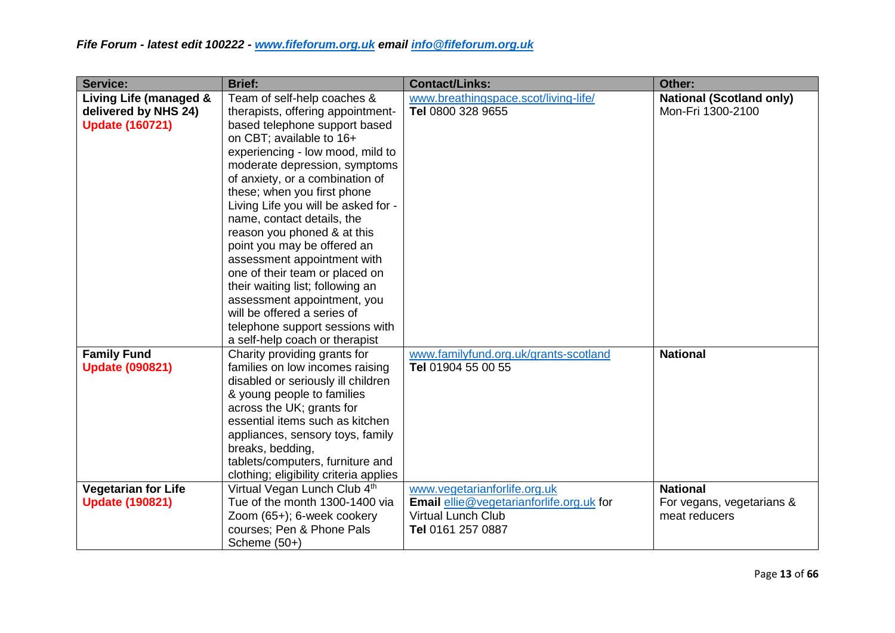| Service: | Brief: | Contact/Links: | Other: |
|---|---|---|---|
| **Living Life (managed & delivered by NHS 24)** **Update (160721)** | Team of self-help coaches & therapists, offering appointment-based telephone support based on CBT; available to 16+ experiencing - low mood, mild to moderate depression, symptoms of anxiety, or a combination of these; when you first phone Living Life you will be asked for - name, contact details, the reason you phoned & at this point you may be offered an assessment appointment with one of their team or placed on their waiting list; following an assessment appointment, you will be offered a series of telephone support sessions with a self-help coach or therapist | www.breathingspace.scot/living-life/ **Tel** 0800 328 9655 | **National (Scotland only)** Mon-Fri 1300-2100 |
| **Family Fund** **Update (090821)** | Charity providing grants for families on low incomes raising disabled or seriously ill children & young people to families across the UK; grants for essential items such as kitchen appliances, sensory toys, family breaks, bedding, tablets/computers, furniture and clothing; eligibility criteria applies | www.familyfund.org.uk/grants-scotland **Tel** 01904 55 00 55 | **National** |
| **Vegetarian for Life** **Update (190821)** | Virtual Vegan Lunch Club 4th Tue of the month 1300-1400 via Zoom (65+); 6-week cookery courses; Pen & Phone Pals Scheme (50+) | www.vegetarianforlife.org.uk **Email** ellie@vegetarianforlife.org.uk for Virtual Lunch Club **Tel** 0161 257 0887 | **National** For vegans, vegetarians & meat reducers |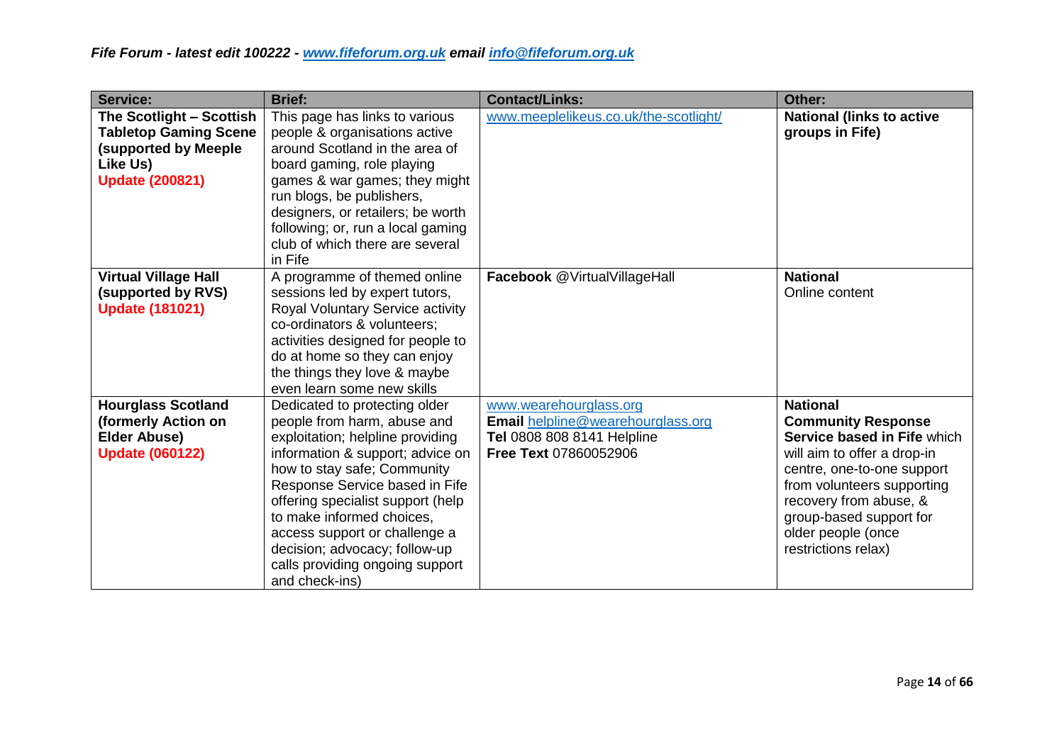| Service: | Brief: | Contact/Links: | Other: |
|---|---|---|---|
| **The Scotlight – Scottish Tabletop Gaming Scene (supported by Meeple Like Us)** **Update (200821)** | This page has links to various people & organisations active around Scotland in the area of board gaming, role playing games & war games; they might run blogs, be publishers, designers, or retailers; be worth following; or, run a local gaming club of which there are several in Fife | www.meeplelikeus.co.uk/the-scotlight/ | **National (links to active groups in Fife)** |
| **Virtual Village Hall (supported by RVS)** **Update (181021)** | A programme of themed online sessions led by expert tutors, Royal Voluntary Service activity co-ordinators & volunteers; activities designed for people to do at home so they can enjoy the things they love & maybe even learn some new skills | **Facebook** @VirtualVillageHall | **National** Online content |
| **Hourglass Scotland (formerly Action on Elder Abuse)** **Update (060122)** | Dedicated to protecting older people from harm, abuse and exploitation; helpline providing information & support; advice on how to stay safe; Community Response Service based in Fife offering specialist support (help to make informed choices, access support or challenge a decision; advocacy; follow-up calls providing ongoing support and check-ins) | www.wearehourglass.org **Email** helpline@wearehourglass.org **Tel** 0808 808 8141 Helpline **Free Text** 07860052906 | **National** **Community Response Service based in Fife** which will aim to offer a drop-in centre, one-to-one support from volunteers supporting recovery from abuse, & group-based support for older people (once restrictions relax) |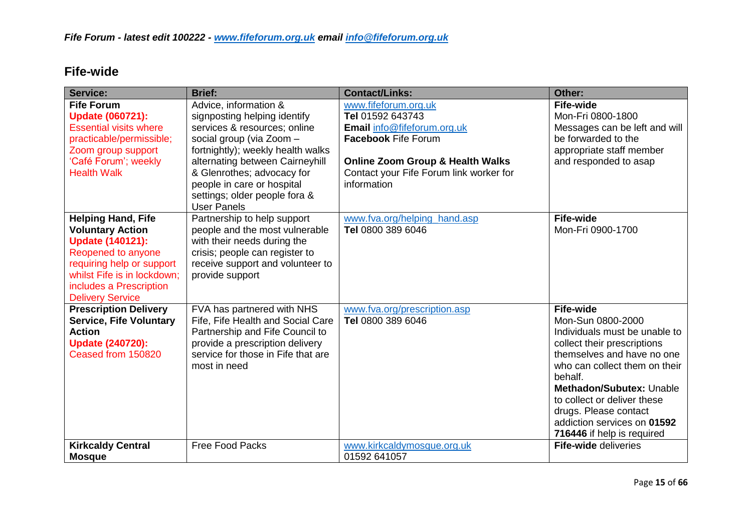*Fife Forum - latest edit 100222 - www.fifeforum.org.uk email info@fifeforum.org.uk*

## Fife-wide

| Service: | Brief: | Contact/Links: | Other: |
|---|---|---|---|
| **Fife Forum** **Update (060721):** Essential visits where practicable/permissible; Zoom group support 'Café Forum'; weekly Health Walk | Advice, information & signposting helping identify services & resources; online social group (via Zoom – fortnightly); weekly health walks alternating between Cairneyhill & Glenrothes; advocacy for people in care or hospital settings; older people fora & User Panels | www.fifeforum.org.uk **Tel** 01592 643743 **Email** info@fifeforum.org.uk **Facebook** Fife Forum **Online Zoom Group & Health Walks** Contact your Fife Forum link worker for information | **Fife-wide** Mon-Fri 0800-1800 Messages can be left and will be forwarded to the appropriate staff member and responded to asap |
| **Helping Hand, Fife Voluntary Action** **Update (140121):** Reopened to anyone requiring help or support whilst Fife is in lockdown; includes a Prescription Delivery Service | Partnership to help support people and the most vulnerable with their needs during the crisis; people can register to receive support and volunteer to provide support | www.fva.org/helping_hand.asp **Tel** 0800 389 6046 | **Fife-wide** Mon-Fri 0900-1700 |
| **Prescription Delivery Service, Fife Voluntary Action** **Update (240720):** Ceased from 150820 | FVA has partnered with NHS Fife, Fife Health and Social Care Partnership and Fife Council to provide a prescription delivery service for those in Fife that are most in need | www.fva.org/prescription.asp **Tel** 0800 389 6046 | **Fife-wide** Mon-Sun 0800-2000 Individuals must be unable to collect their prescriptions themselves and have no one who can collect them on their behalf. **Methadon/Subutex:** Unable to collect or deliver these drugs. Please contact addiction services on **01592 716446** if help is required |
| **Kirkcaldy Central Mosque** | Free Food Packs | www.kirkcaldymosque.org.uk 01592 641057 | **Fife-wide** deliveries |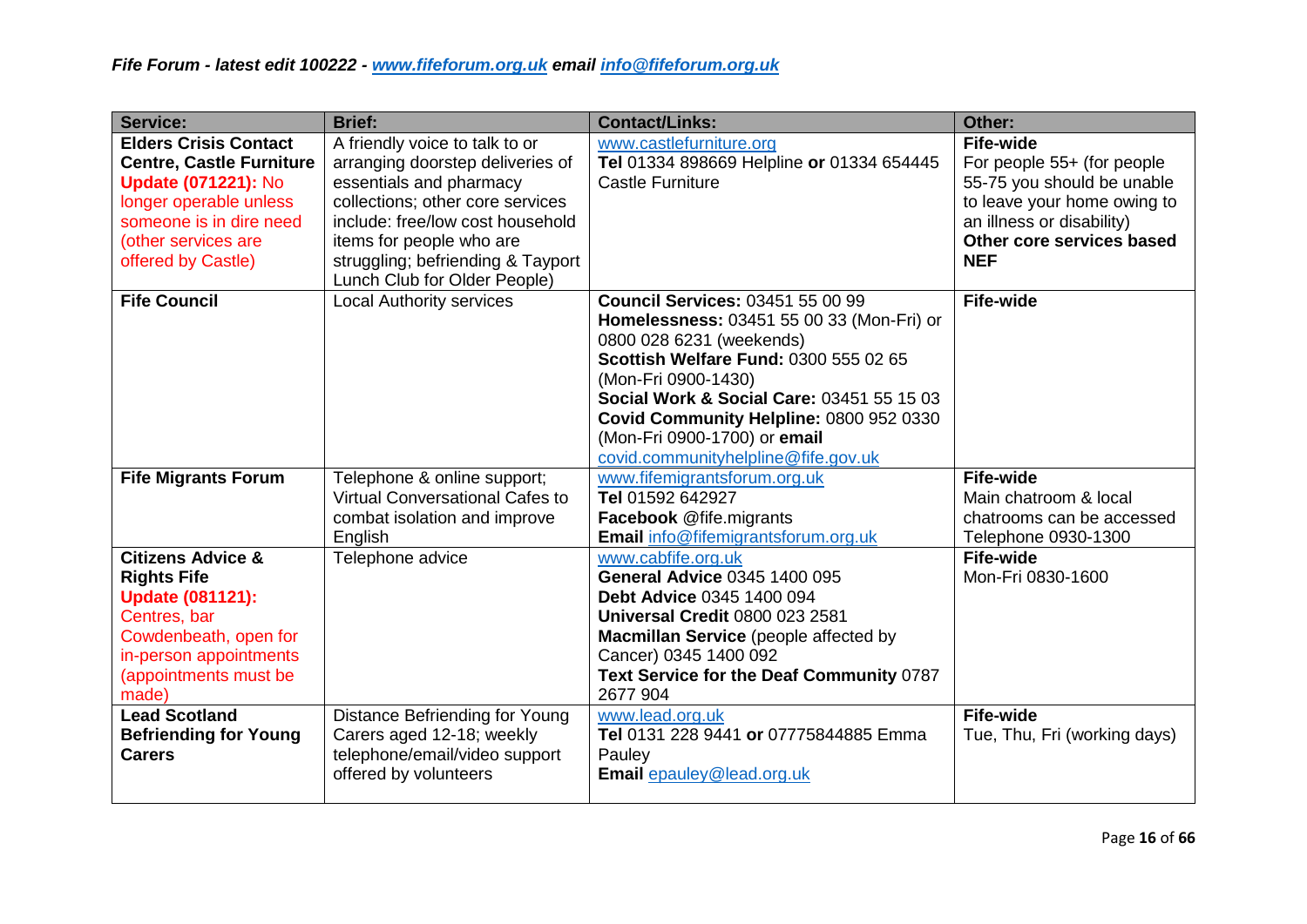*Fife Forum - latest edit 100222 - www.fifeforum.org.uk email info@fifeforum.org.uk*

| Service: | Brief: | Contact/Links: | Other: |
|---|---|---|---|
| **Elders Crisis Contact Centre, Castle Furniture** **Update (071221):** No longer operable unless someone is in dire need (other services are offered by Castle) | A friendly voice to talk to or arranging doorstep deliveries of essentials and pharmacy collections; other core services include: free/low cost household items for people who are struggling; befriending & Tayport Lunch Club for Older People) | www.castlefurniture.org **Tel** 01334 898669 Helpline **or** 01334 654445 Castle Furniture | **Fife-wide** For people 55+ (for people 55-75 you should be unable to leave your home owing to an illness or disability) **Other core services based NEF** |
| **Fife Council** | Local Authority services | **Council Services:** 03451 55 00 99 **Homelessness:** 03451 55 00 33 (Mon-Fri) or 0800 028 6231 (weekends) **Scottish Welfare Fund:** 0300 555 02 65 (Mon-Fri 0900-1430) **Social Work & Social Care:** 03451 55 15 03 **Covid Community Helpline:** 0800 952 0330 (Mon-Fri 0900-1700) or **email** covid.communityhelpline@fife.gov.uk | **Fife-wide** |
| **Fife Migrants Forum** | Telephone & online support; Virtual Conversational Cafes to combat isolation and improve English | www.fifemigrantsforum.org.uk **Tel** 01592 642927 **Facebook** @fife.migrants **Email** info@fifemigrantsforum.org.uk | **Fife-wide** Main chatroom & local chatrooms can be accessed Telephone 0930-1300 |
| **Citizens Advice & Rights Fife** **Update (081121):** Centres, bar Cowdenbeath, open for in-person appointments (appointments must be made) | Telephone advice | www.cabfife.org.uk **General Advice** 0345 1400 095 **Debt Advice** 0345 1400 094 **Universal Credit** 0800 023 2581 **Macmillan Service** (people affected by Cancer) 0345 1400 092 **Text Service for the Deaf Community** 0787 2677 904 | **Fife-wide** Mon-Fri 0830-1600 |
| **Lead Scotland Befriending for Young Carers** | Distance Befriending for Young Carers aged 12-18; weekly telephone/email/video support offered by volunteers | www.lead.org.uk **Tel** 0131 228 9441 **or** 07775844885 Emma Pauley **Email** epauley@lead.org.uk | **Fife-wide** Tue, Thu, Fri (working days) |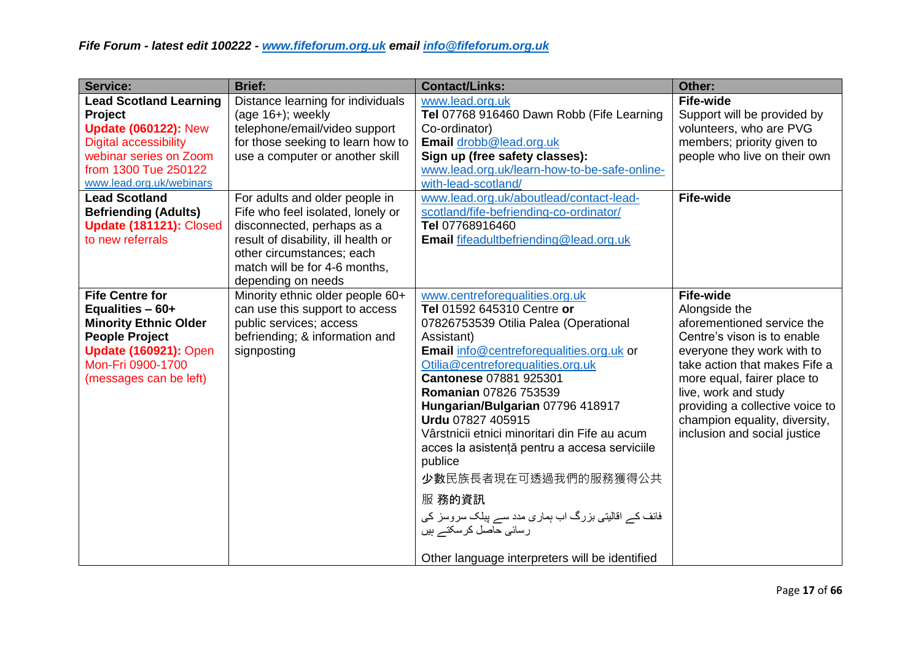*Fife Forum - latest edit 100222 - www.fifeforum.org.uk email info@fifeforum.org.uk*

| Service: | Brief: | Contact/Links: | Other: |
|---|---|---|---|
| **Lead Scotland Learning Project** **Update (060122):** New Digital accessibility webinar series on Zoom from 1300 Tue 250122 www.lead.org.uk/webinars | Distance learning for individuals (age 16+); weekly telephone/email/video support for those seeking to learn how to use a computer or another skill | www.lead.org.uk **Tel** 07768 916460 Dawn Robb (Fife Learning Co-ordinator) **Email** drobb@lead.org.uk **Sign up (free safety classes):** www.lead.org.uk/learn-how-to-be-safe-online-with-lead-scotland/ | **Fife-wide** Support will be provided by volunteers, who are PVG members; priority given to people who live on their own |
| **Lead Scotland Befriending (Adults)** **Update (181121):** Closed to new referrals | For adults and older people in Fife who feel isolated, lonely or disconnected, perhaps as a result of disability, ill health or other circumstances; each match will be for 4-6 months, depending on needs | www.lead.org.uk/aboutlead/contact-lead-scotland/fife-befriending-co-ordinator/ **Tel** 07768916460 **Email** fifeadultbefriending@lead.org.uk | **Fife-wide** |
| **Fife Centre for Equalities – 60+ Minority Ethnic Older People Project** **Update (160921):** Open Mon-Fri 0900-1700 (messages can be left) | Minority ethnic older people 60+ can use this support to access public services; access befriending; & information and signposting | www.centreforequalities.org.uk **Tel** 01592 645310 Centre **or** 07826753539 Otilia Palea (Operational Assistant) **Email** info@centreforequalities.org.uk or Otilia@centreforequalities.org.uk **Cantonese** 07881 925301 **Romanian** 07826 753539 **Hungarian/Bulgarian** 07796 418917 **Urdu** 07827 405915 Vârstnicii etnici minoritari din Fife au acum acces la asistență pentru a accesa serviciile publice 少數民族長者現在可透過我們的服務獲得公共服 務的資訊 فائف کے اقالیتی بزرگ اب ہماری مدد سے پبلک سروسز کی رسائی حاصل کرسکتے ہیں Other language interpreters will be identified | **Fife-wide** Alongside the aforementioned service the Centre's vison is to enable everyone they work with to take action that makes Fife a more equal, fairer place to live, work and study providing a collective voice to champion equality, diversity, inclusion and social justice |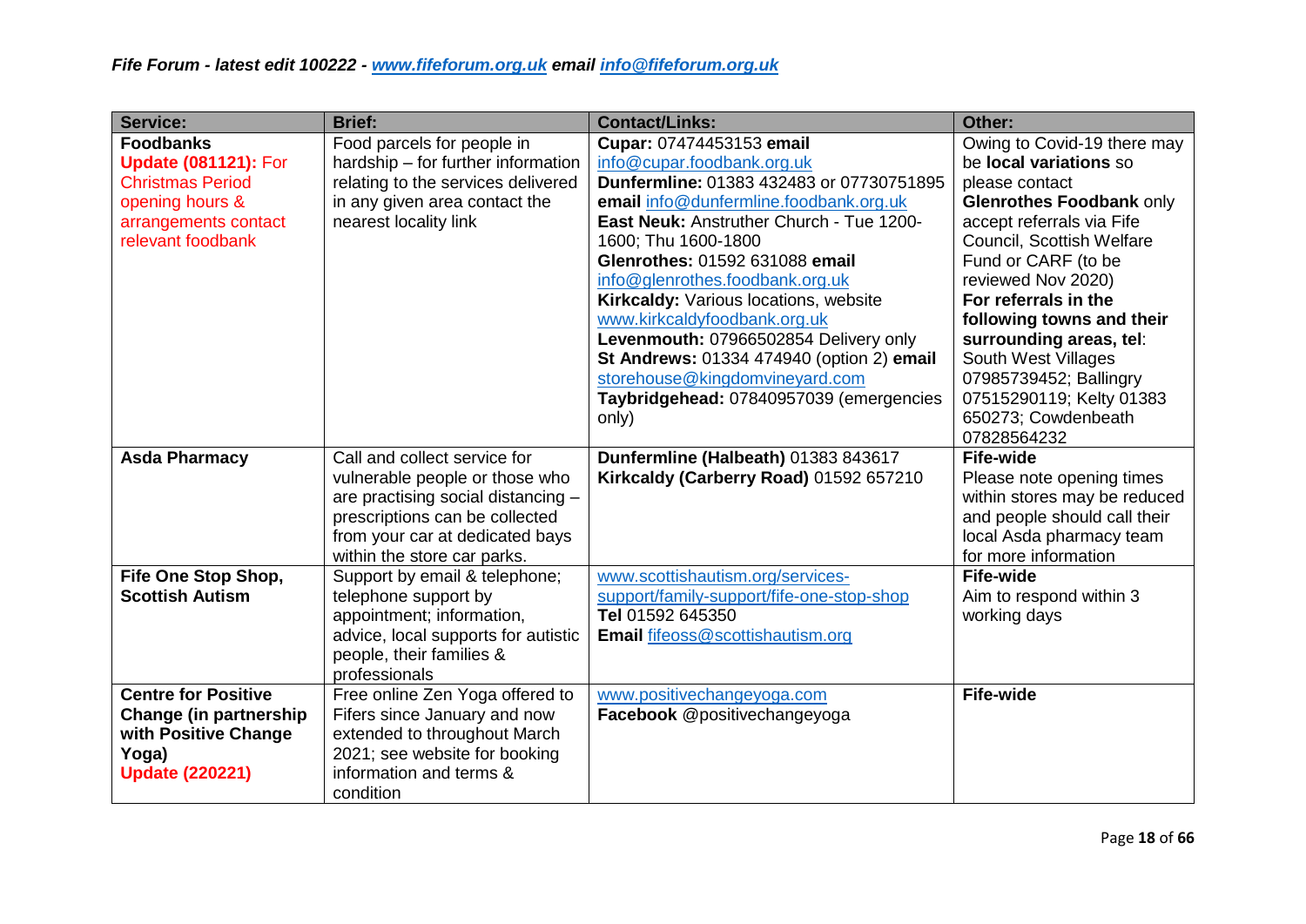*Fife Forum - latest edit 100222 - www.fifeforum.org.uk email info@fifeforum.org.uk*

| Service: | Brief: | Contact/Links: | Other: |
|---|---|---|---|
| **Foodbanks** Update (081121): For Christmas Period opening hours & arrangements contact relevant foodbank | Food parcels for people in hardship – for further information relating to the services delivered in any given area contact the nearest locality link | **Cupar:** 07474453153 **email** info@cupar.foodbank.org.uk **Dunfermline:** 01383 432483 or 07730751895 **email** info@dunfermline.foodbank.org.uk **East Neuk:** Anstruther Church - Tue 1200-1600; Thu 1600-1800 **Glenrothes:** 01592 631088 **email** info@glenrothes.foodbank.org.uk **Kirkcaldy:** Various locations, website www.kirkcaldyfoodbank.org.uk **Levenmouth:** 07966502854 Delivery only **St Andrews:** 01334 474940 (option 2) **email** storehouse@kingdomvineyard.com **Taybridgehead:** 07840957039 (emergencies only) | Owing to Covid-19 there may be **local variations** so please contact **Glenrothes Foodbank** only accept referrals via Fife Council, Scottish Welfare Fund or CARF (to be reviewed Nov 2020) **For referrals in the following towns and their surrounding areas, tel**: South West Villages 07985739452; Ballingry 07515290119; Kelty 01383 650273; Cowdenbeath 07828564232 |
| **Asda Pharmacy** | Call and collect service for vulnerable people or those who are practising social distancing – prescriptions can be collected from your car at dedicated bays within the store car parks. | **Dunfermline (Halbeath)** 01383 843617 **Kirkcaldy (Carberry Road)** 01592 657210 | **Fife-wide** Please note opening times within stores may be reduced and people should call their local Asda pharmacy team for more information |
| **Fife One Stop Shop, Scottish Autism** | Support by email & telephone; telephone support by appointment; information, advice, local supports for autistic people, their families & professionals | www.scottishautism.org/services-support/family-support/fife-one-stop-shop **Tel** 01592 645350 **Email** fifeoss@scottishautism.org | **Fife-wide** Aim to respond within 3 working days |
| **Centre for Positive Change (in partnership with Positive Change Yoga)** **Update (220221)** | Free online Zen Yoga offered to Fifers since January and now extended to throughout March 2021; see website for booking information and terms & condition | www.positivechangeyoga.com **Facebook** @positivechangeyoga | **Fife-wide** |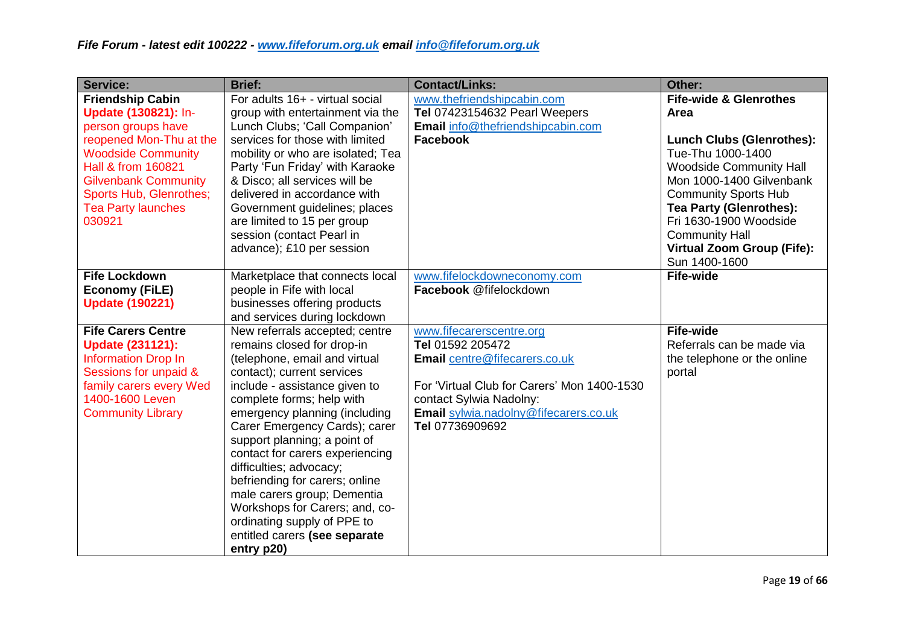*Fife Forum - latest edit 100222 - [www.fifeforum.org.uk](http://www.fifeforum.org.uk) email [info@fifeforum.org.uk](mailto:info@fifeforum.org.uk)*

| Service: | Brief: | Contact/Links: | Other: |
|---|---|---|---|
| **Friendship Cabin** **Update (130821):** In-person groups have reopened Mon-Thu at the Woodside Community Hall & from 160821 Gilvenbank Community Sports Hub, Glenrothes; Tea Party launches 030921 | For adults 16+ - virtual social group with entertainment via the Lunch Clubs; 'Call Companion' services for those with limited mobility or who are isolated; Tea Party 'Fun Friday' with Karaoke & Disco; all services will be delivered in accordance with Government guidelines; places are limited to 15 per group session (contact Pearl in advance); £10 per session | www.thefriendshipcabin.com **Tel** 07423154632 Pearl Weepers **Email** info@thefriendshipcabin.com **Facebook** | **Fife-wide & Glenrothes Area** **Lunch Clubs (Glenrothes):** Tue-Thu 1000-1400 Woodside Community Hall Mon 1000-1400 Gilvenbank Community Sports Hub **Tea Party (Glenrothes):** Fri 1630-1900 Woodside Community Hall **Virtual Zoom Group (Fife):** Sun 1400-1600 |
| **Fife Lockdown Economy (FiLE)** **Update (190221)** | Marketplace that connects local people in Fife with local businesses offering products and services during lockdown | www.fifelockdowneconomy.com **Facebook** @fifelockdown | **Fife-wide** |
| **Fife Carers Centre** **Update (231121):** Information Drop In Sessions for unpaid & family carers every Wed 1400-1600 Leven Community Library | New referrals accepted; centre remains closed for drop-in (telephone, email and virtual contact); current services include - assistance given to complete forms; help with emergency planning (including Carer Emergency Cards); carer support planning; a point of contact for carers experiencing difficulties; advocacy; befriending for carers; online male carers group; Dementia Workshops for Carers; and, co-ordinating supply of PPE to entitled carers **(see separate entry p20)** | www.fifecarerscentre.org **Tel** 01592 205472 **Email** centre@fifecarers.co.uk For 'Virtual Club for Carers' Mon 1400-1530 contact Sylwia Nadolny: **Email** sylwia.nadolny@fifecarers.co.uk **Tel** 07736909692 | **Fife-wide** Referrals can be made via the telephone or the online portal |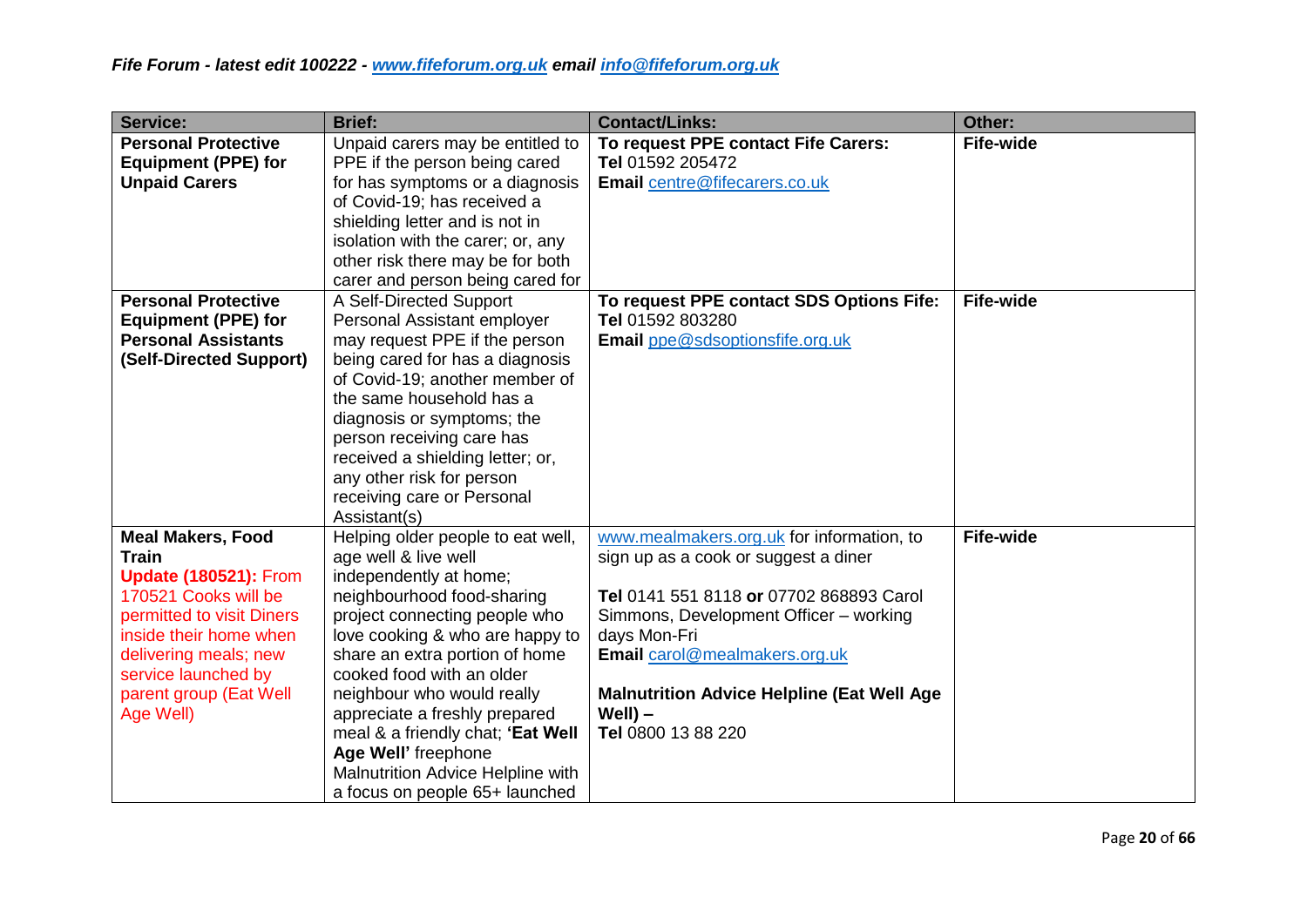| Service: | Brief: | Contact/Links: | Other: |
|---|---|---|---|
| **Personal Protective Equipment (PPE) for Unpaid Carers** | Unpaid carers may be entitled to PPE if the person being cared for has symptoms or a diagnosis of Covid-19; has received a shielding letter and is not in isolation with the carer; or, any other risk there may be for both carer and person being cared for | **To request PPE contact Fife Carers:**<br>**Tel** 01592 205472<br>**Email** centre@fifecarers.co.uk | **Fife-wide** |
| **Personal Protective Equipment (PPE) for Personal Assistants (Self-Directed Support)** | A Self-Directed Support Personal Assistant employer may request PPE if the person being cared for has a diagnosis of Covid-19; another member of the same household has a diagnosis or symptoms; the person receiving care has received a shielding letter; or, any other risk for person receiving care or Personal Assistant(s) | **To request PPE contact SDS Options Fife:**<br>**Tel** 01592 803280<br>**Email** ppe@sdsoptionsfife.org.uk | **Fife-wide** |
| **Meal Makers, Food Train**<br>**Update (180521):** From 170521 Cooks will be permitted to visit Diners inside their home when delivering meals; new service launched by parent group (Eat Well Age Well) | Helping older people to eat well, age well & live well independently at home; neighbourhood food-sharing project connecting people who love cooking & who are happy to share an extra portion of home cooked food with an older neighbour who would really appreciate a freshly prepared meal & a friendly chat; **'Eat Well Age Well'** freephone Malnutrition Advice Helpline with a focus on people 65+ launched | www.mealmakers.org.uk for information, to sign up as a cook or suggest a diner<br><br>**Tel** 0141 551 8118 **or** 07702 868893 Carol Simmons, Development Officer – working days Mon-Fri<br>**Email** carol@mealmakers.org.uk<br><br>**Malnutrition Advice Helpline (Eat Well Age Well) –**<br>**Tel** 0800 13 88 220 | **Fife-wide** |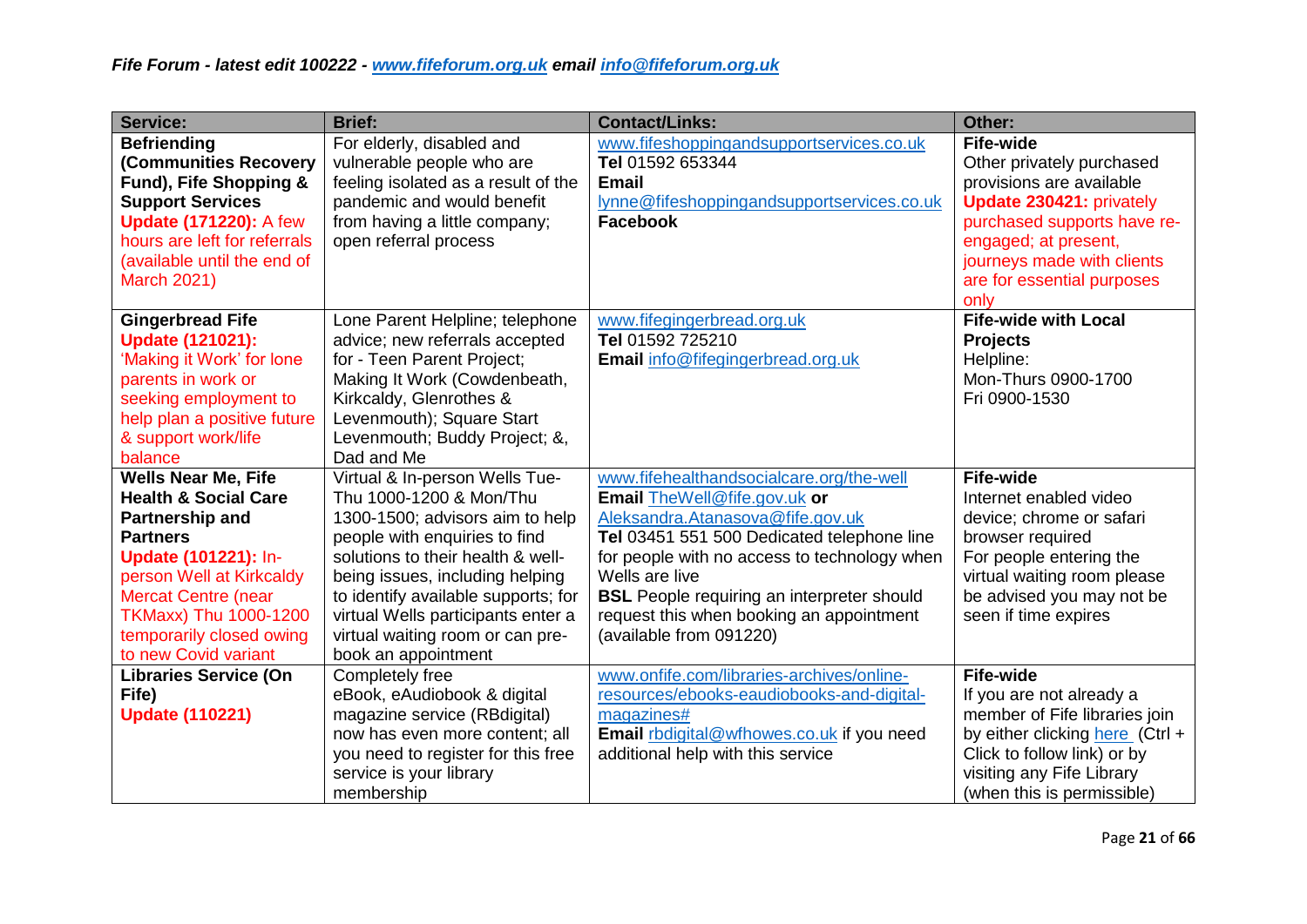*Fife Forum - latest edit 100222 - www.fifeforum.org.uk email info@fifeforum.org.uk*

| Service: | Brief: | Contact/Links: | Other: |
|---|---|---|---|
| **Befriending (Communities Recovery Fund), Fife Shopping & Support Services** **Update (171220):** A few hours are left for referrals (available until the end of March 2021) | For elderly, disabled and vulnerable people who are feeling isolated as a result of the pandemic and would benefit from having a little company; open referral process | www.fifeshoppingandsupportservices.co.uk **Tel** 01592 653344 **Email** lynne@fifeshoppingandsupportservices.co.uk **Facebook** | **Fife-wide** Other privately purchased provisions are available **Update 230421:** privately purchased supports have re-engaged; at present, journeys made with clients are for essential purposes only |
| **Gingerbread Fife** **Update (121021):** 'Making it Work' for lone parents in work or seeking employment to help plan a positive future & support work/life balance | Lone Parent Helpline; telephone advice; new referrals accepted for - Teen Parent Project; Making It Work (Cowdenbeath, Kirkcaldy, Glenrothes & Levenmouth); Square Start Levenmouth; Buddy Project; &, Dad and Me | www.fifegingerbread.org.uk **Tel** 01592 725210 **Email** info@fifegingerbread.org.uk | **Fife-wide with Local Projects** Helpline: Mon-Thurs 0900-1700 Fri 0900-1530 |
| **Wells Near Me, Fife Health & Social Care Partnership and Partners** **Update (101221):** In-person Well at Kirkcaldy Mercat Centre (near TKMaxx) Thu 1000-1200 temporarily closed owing to new Covid variant | Virtual & In-person Wells Tue-Thu 1000-1200 & Mon/Thu 1300-1500; advisors aim to help people with enquiries to find solutions to their health & well-being issues, including helping to identify available supports; for virtual Wells participants enter a virtual waiting room or can pre-book an appointment | www.fifehealthandsocialcare.org/the-well **Email** TheWell@fife.gov.uk **or** Aleksandra.Atanasova@fife.gov.uk **Tel** 03451 551 500 Dedicated telephone line for people with no access to technology when Wells are live **BSL** People requiring an interpreter should request this when booking an appointment (available from 091220) | **Fife-wide** Internet enabled video device; chrome or safari browser required For people entering the virtual waiting room please be advised you may not be seen if time expires |
| **Libraries Service (On Fife)** **Update (110221)** | Completely free eBook, eAudiobook & digital magazine service (RBdigital) now has even more content; all you need to register for this free service is your library membership | www.onfife.com/libraries-archives/online-resources/ebooks-eaudiobooks-and-digital-magazines# **Email** rbdigital@wfhowes.co.uk if you need additional help with this service | **Fife-wide** If you are not already a member of Fife libraries join by either clicking here (Ctrl + Click to follow link) or by visiting any Fife Library (when this is permissible) |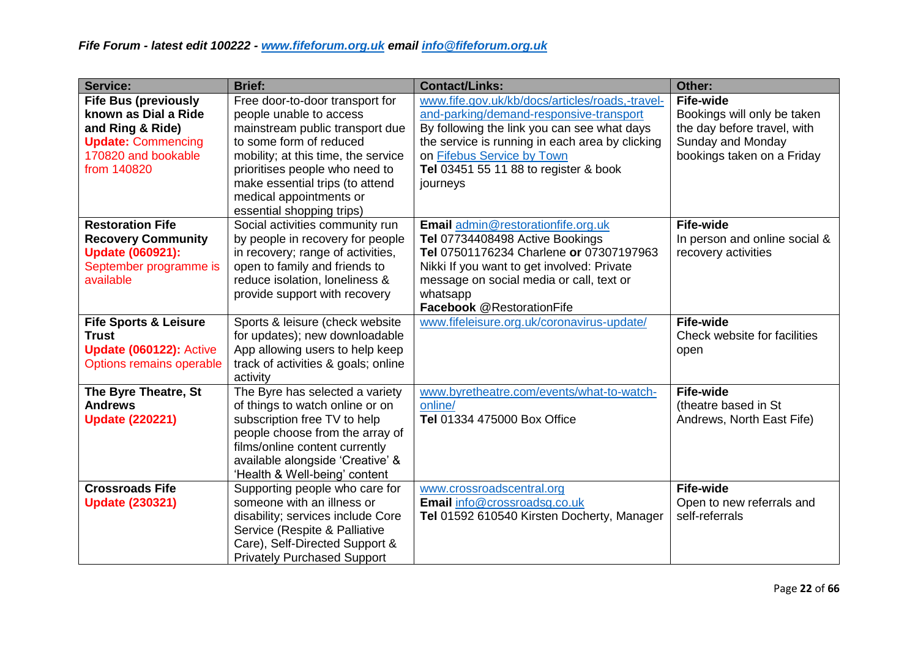*Fife Forum - latest edit 100222 - www.fifeforum.org.uk email info@fifeforum.org.uk*

| Service: | Brief: | Contact/Links: | Other: |
|---|---|---|---|
| **Fife Bus (previously known as Dial a Ride and Ring & Ride)** **Update:** Commencing 170820 and bookable from 140820 | Free door-to-door transport for people unable to access mainstream public transport due to some form of reduced mobility; at this time, the service prioritises people who need to make essential trips (to attend medical appointments or essential shopping trips) | www.fife.gov.uk/kb/docs/articles/roads,-travel-and-parking/demand-responsive-transport By following the link you can see what days the service is running in each area by clicking on Fifebus Service by Town **Tel** 03451 55 11 88 to register & book journeys | **Fife-wide** Bookings will only be taken the day before travel, with Sunday and Monday bookings taken on a Friday |
| **Restoration Fife Recovery Community** **Update (060921):** September programme is available | Social activities community run by people in recovery for people in recovery; range of activities, open to family and friends to reduce isolation, loneliness & provide support with recovery | **Email** admin@restorationfife.org.uk **Tel** 07734408498 Active Bookings **Tel** 07501176234 Charlene **or** 07307197963 Nikki If you want to get involved: Private message on social media or call, text or whatsapp **Facebook** @RestorationFife | **Fife-wide** In person and online social & recovery activities |
| **Fife Sports & Leisure Trust** **Update (060122):** Active Options remains operable | Sports & leisure (check website for updates); new downloadable App allowing users to help keep track of activities & goals; online activity | www.fifeleisure.org.uk/coronavirus-update/ | **Fife-wide** Check website for facilities open |
| **The Byre Theatre, St Andrews** **Update (220221)** | The Byre has selected a variety of things to watch online or on subscription free TV to help people choose from the array of films/online content currently available alongside 'Creative' & 'Health & Well-being' content | www.byretheatre.com/events/what-to-watch-online/ **Tel** 01334 475000 Box Office | **Fife-wide** (theatre based in St Andrews, North East Fife) |
| **Crossroads Fife** **Update (230321)** | Supporting people who care for someone with an illness or disability; services include Core Service (Respite & Palliative Care), Self-Directed Support & Privately Purchased Support | www.crossroadscentral.org **Email** info@crossroadsg.co.uk **Tel** 01592 610540 Kirsten Docherty, Manager | **Fife-wide** Open to new referrals and self-referrals |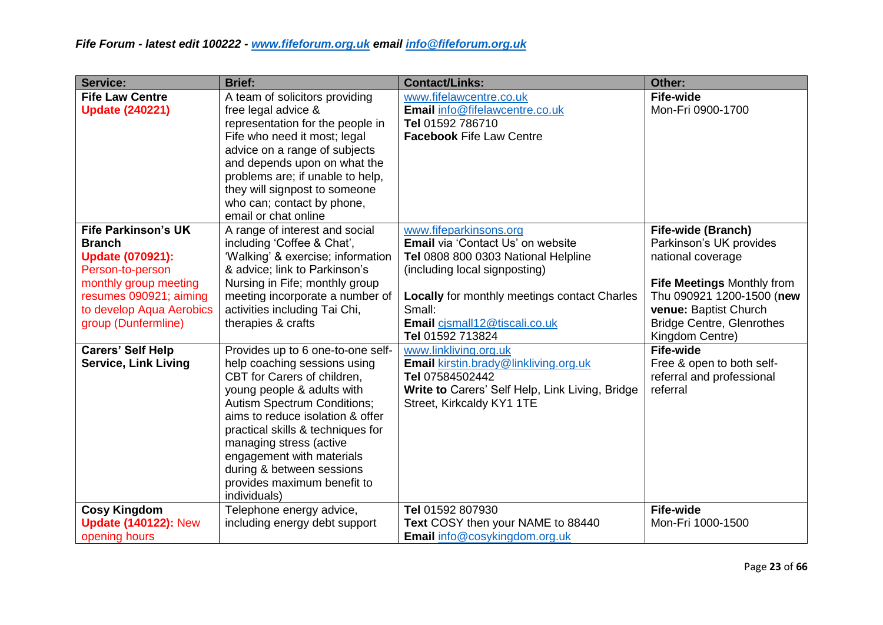| Service: | Brief: | Contact/Links: | Other: |
|---|---|---|---|
| **Fife Law Centre** **Update (240221)** | A team of solicitors providing free legal advice & representation for the people in Fife who need it most; legal advice on a range of subjects and depends upon on what the problems are; if unable to help, they will signpost to someone who can; contact by phone, email or chat online | www.fifelawcentre.co.uk **Email** info@fifelawcentre.co.uk **Tel** 01592 786710 **Facebook** Fife Law Centre | **Fife-wide** Mon-Fri 0900-1700 |
| **Fife Parkinson's UK Branch** **Update (070921):** Person-to-person monthly group meeting resumes 090921; aiming to develop Aqua Aerobics group (Dunfermline) | A range of interest and social including 'Coffee & Chat', 'Walking' & exercise; information & advice; link to Parkinson's Nursing in Fife; monthly group meeting incorporate a number of activities including Tai Chi, therapies & crafts | www.fifeparkinsons.org **Email** via 'Contact Us' on website **Tel** 0808 800 0303 National Helpline (including local signposting) **Locally** for monthly meetings contact Charles Small: **Email** cjsmall12@tiscali.co.uk **Tel** 01592 713824 | **Fife-wide (Branch)** Parkinson's UK provides national coverage **Fife Meetings** Monthly from Thu 090921 1200-1500 (**new venue:** Baptist Church Bridge Centre, Glenrothes Kingdom Centre) |
| **Carers' Self Help Service, Link Living** | Provides up to 6 one-to-one self-help coaching sessions using CBT for Carers of children, young people & adults with Autism Spectrum Conditions; aims to reduce isolation & offer practical skills & techniques for managing stress (active engagement with materials during & between sessions provides maximum benefit to individuals) | www.linkliving.org.uk **Email** kirstin.brady@linkliving.org.uk **Tel** 07584502442 **Write to** Carers' Self Help, Link Living, Bridge Street, Kirkcaldy KY1 1TE | **Fife-wide** Free & open to both self-referral and professional referral |
| **Cosy Kingdom** **Update (140122):** New opening hours | Telephone energy advice, including energy debt support | **Tel** 01592 807930 **Text** COSY then your NAME to 88440 **Email** info@cosykingdom.org.uk | **Fife-wide** Mon-Fri 1000-1500 |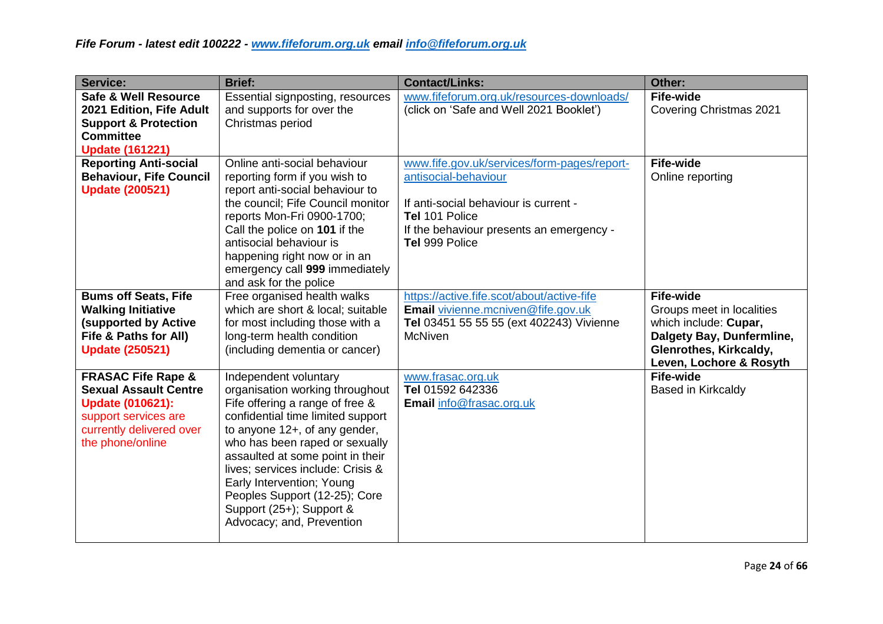| Service: | Brief: | Contact/Links: | Other: |
|---|---|---|---|
| **Safe & Well Resource 2021 Edition, Fife Adult Support & Protection Committee** Update (161221) | Essential signposting, resources and supports for over the Christmas period | www.fifeforum.org.uk/resources-downloads/ (click on 'Safe and Well 2021 Booklet') | **Fife-wide** Covering Christmas 2021 |
| **Reporting Anti-social Behaviour, Fife Council** Update (200521) | Online anti-social behaviour reporting form if you wish to report anti-social behaviour to the council; Fife Council monitor reports Mon-Fri 0900-1700; Call the police on **101** if the antisocial behaviour is happening right now or in an emergency call **999** immediately and ask for the police | www.fife.gov.uk/services/form-pages/report-antisocial-behaviour<br><br>If anti-social behaviour is current - **Tel** 101 Police<br>If the behaviour presents an emergency - **Tel** 999 Police | **Fife-wide** Online reporting |
| **Bums off Seats, Fife Walking Initiative (supported by Active Fife & Paths for All)** Update (250521) | Free organised health walks which are short & local; suitable for most including those with a long-term health condition (including dementia or cancer) | https://active.fife.scot/about/active-fife<br>**Email** vivienne.mcniven@fife.gov.uk<br>**Tel** 03451 55 55 55 (ext 402243) Vivienne McNiven | **Fife-wide** Groups meet in localities which include: **Cupar, Dalgety Bay, Dunfermline, Glenrothes, Kirkcaldy, Leven, Lochore & Rosyth** |
| **FRASAC Fife Rape & Sexual Assault Centre** Update (010621): support services are currently delivered over the phone/online | Independent voluntary organisation working throughout Fife offering a range of free & confidential time limited support to anyone 12+, of any gender, who has been raped or sexually assaulted at some point in their lives; services include: Crisis & Early Intervention; Young Peoples Support (12-25); Core Support (25+); Support & Advocacy; and, Prevention | www.frasac.org.uk<br>**Tel** 01592 642336<br>**Email** info@frasac.org.uk | **Fife-wide** Based in Kirkcaldy |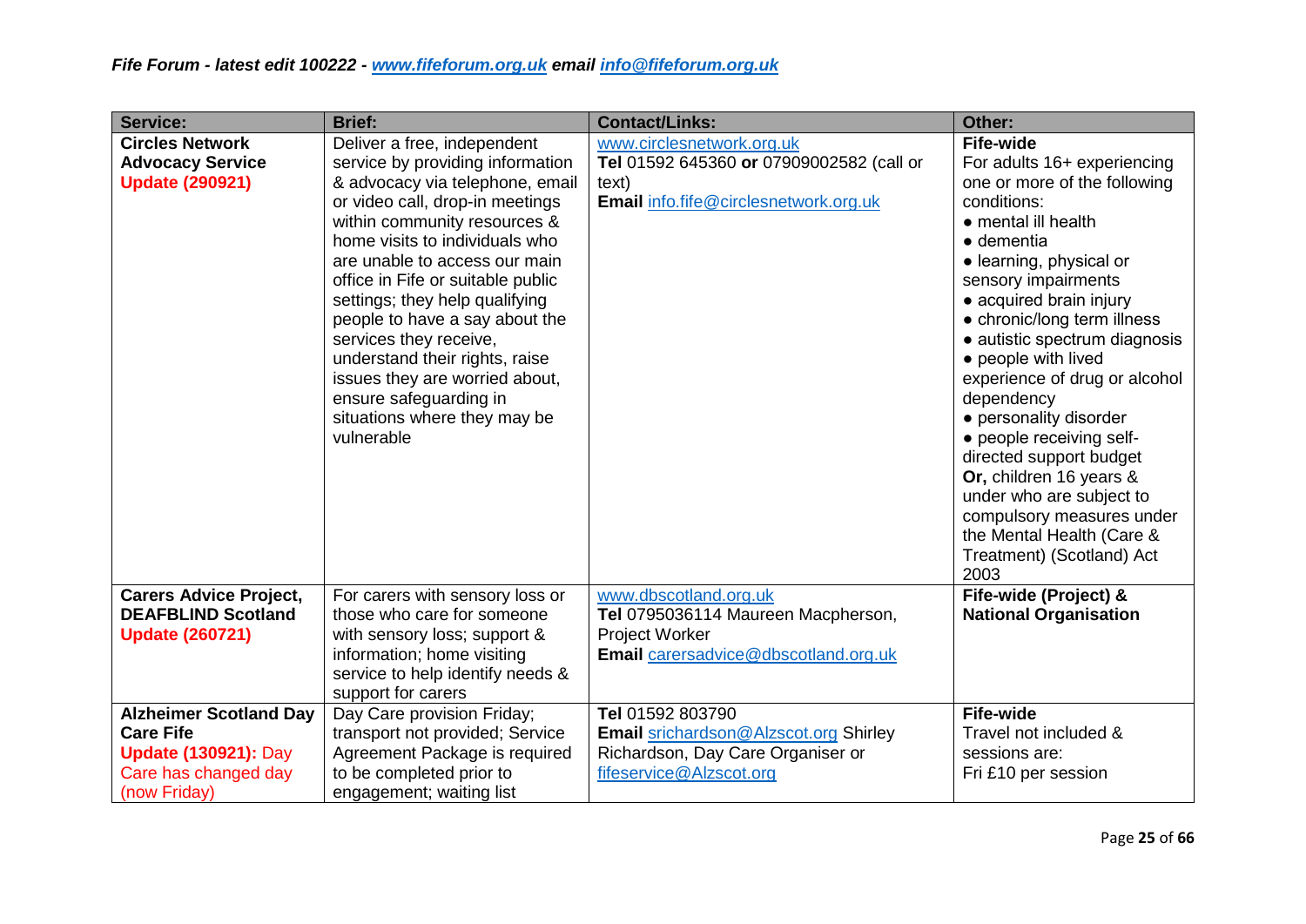*Fife Forum - latest edit 100222 - www.fifeforum.org.uk email info@fifeforum.org.uk*

| Service: | Brief: | Contact/Links: | Other: |
|---|---|---|---|
| **Circles Network Advocacy Service** **Update (290921)** | Deliver a free, independent service by providing information & advocacy via telephone, email or video call, drop-in meetings within community resources & home visits to individuals who are unable to access our main office in Fife or suitable public settings; they help qualifying people to have a say about the services they receive, understand their rights, raise issues they are worried about, ensure safeguarding in situations where they may be vulnerable | www.circlesnetwork.org.uk **Tel** 01592 645360 **or** 07909002582 (call or text) **Email** info.fife@circlesnetwork.org.uk | **Fife-wide** For adults 16+ experiencing one or more of the following conditions: ● mental ill health ● dementia ● learning, physical or sensory impairments ● acquired brain injury ● chronic/long term illness ● autistic spectrum diagnosis ● people with lived experience of drug or alcohol dependency ● personality disorder ● people receiving self-directed support budget **Or,** children 16 years & under who are subject to compulsory measures under the Mental Health (Care & Treatment) (Scotland) Act 2003 |
| **Carers Advice Project, DEAFBLIND Scotland** **Update (260721)** | For carers with sensory loss or those who care for someone with sensory loss; support & information; home visiting service to help identify needs & support for carers | www.dbscotland.org.uk **Tel** 0795036114 Maureen Macpherson, Project Worker **Email** carersadvice@dbscotland.org.uk | **Fife-wide (Project) & National Organisation** |
| **Alzheimer Scotland Day Care Fife** **Update (130921):** Day Care has changed day (now Friday) | Day Care provision Friday; transport not provided; Service Agreement Package is required to be completed prior to engagement; waiting list | **Tel** 01592 803790 **Email** srichardson@Alzscot.org Shirley Richardson, Day Care Organiser or fifeservice@Alzscot.org | **Fife-wide** Travel not included & sessions are: Fri £10 per session |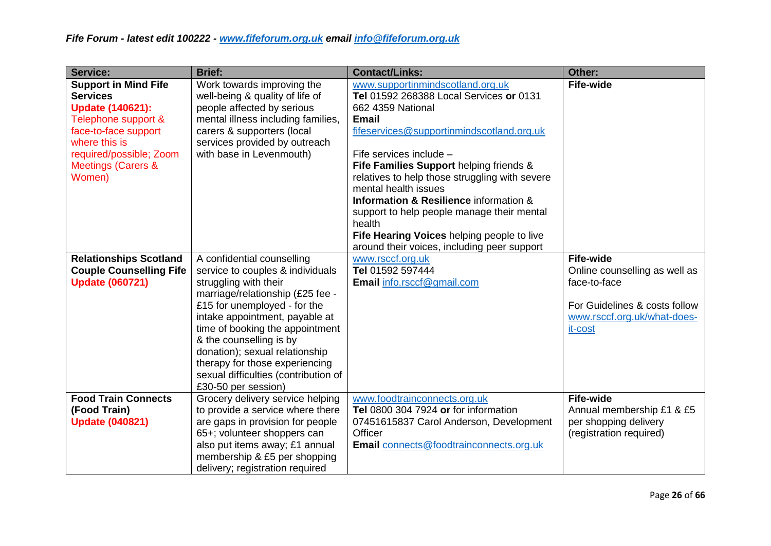*Fife Forum - latest edit 100222 - [www.fifeforum.org.uk](http://www.fifeforum.org.uk) email [info@fifeforum.org.uk](mailto:info@fifeforum.org.uk)*

| Service: | Brief: | Contact/Links: | Other: |
| --- | --- | --- | --- |
| **Support in Mind Fife Services** **Update (140621):** Telephone support & face-to-face support where this is required/possible; Zoom Meetings (Carers & Women) | Work towards improving the well-being & quality of life of people affected by serious mental illness including families, carers & supporters (local services provided by outreach with base in Levenmouth) | www.supportinmindscotland.org.uk **Tel** 01592 268388 Local Services **or** 0131 662 4359 National **Email** fifeservices@supportinmindscotland.org.uk <br><br> Fife services include – **Fife Families Support** helping friends & relatives to help those struggling with severe mental health issues **Information & Resilience** information & support to help people manage their mental health **Fife Hearing Voices** helping people to live around their voices, including peer support | **Fife-wide** |
| **Relationships Scotland Couple Counselling Fife** **Update (060721)** | A confidential counselling service to couples & individuals struggling with their marriage/relationship (£25 fee - £15 for unemployed - for the intake appointment, payable at time of booking the appointment & the counselling is by donation); sexual relationship therapy for those experiencing sexual difficulties (contribution of £30-50 per session) | www.rsccf.org.uk **Tel** 01592 597444 **Email** info.rsccf@gmail.com | **Fife-wide** Online counselling as well as face-to-face <br><br> For Guidelines & costs follow www.rsccf.org.uk/what-does-it-cost |
| **Food Train Connects (Food Train)** **Update (040821)** | Grocery delivery service helping to provide a service where there are gaps in provision for people 65+; volunteer shoppers can also put items away; £1 annual membership & £5 per shopping delivery; registration required | www.foodtrainconnects.org.uk **Tel** 0800 304 7924 **or** for information 07451615837 Carol Anderson, Development Officer **Email** connects@foodtrainconnects.org.uk | **Fife-wide** Annual membership £1 & £5 per shopping delivery (registration required) |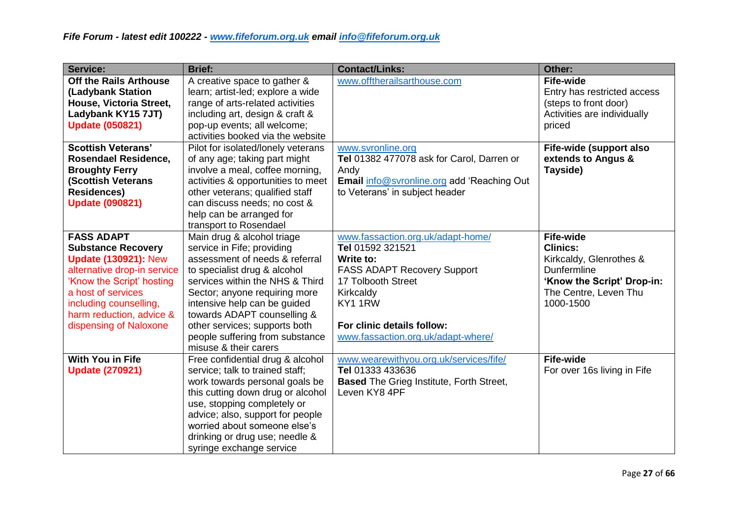| Service: | Brief: | Contact/Links: | Other: |
|---|---|---|---|
| **Off the Rails Arthouse (Ladybank Station House, Victoria Street, Ladybank KY15 7JT)** **Update (050821)** | A creative space to gather & learn; artist-led; explore a wide range of arts-related activities including art, design & craft & pop-up events; all welcome; activities booked via the website | www.offtherailsarthouse.com | **Fife-wide** Entry has restricted access (steps to front door) Activities are individually priced |
| **Scottish Veterans' Rosendael Residence, Broughty Ferry (Scottish Veterans Residences)** **Update (090821)** | Pilot for isolated/lonely veterans of any age; taking part might involve a meal, coffee morning, activities & opportunities to meet other veterans; qualified staff can discuss needs; no cost & help can be arranged for transport to Rosendael | www.svronline.org **Tel** 01382 477078 ask for Carol, Darren or Andy **Email** info@svronline.org add 'Reaching Out to Veterans' in subject header | **Fife-wide (support also extends to Angus & Tayside)** |
| **FASS ADAPT Substance Recovery** **Update (130921):** New alternative drop-in service 'Know the Script' hosting a host of services including counselling, harm reduction, advice & dispensing of Naloxone | Main drug & alcohol triage service in Fife; providing assessment of needs & referral to specialist drug & alcohol services within the NHS & Third Sector; anyone requiring more intensive help can be guided towards ADAPT counselling & other services; supports both people suffering from substance misuse & their carers | www.fassaction.org.uk/adapt-home/ **Tel** 01592 321521 **Write to:** FASS ADAPT Recovery Support 17 Tolbooth Street Kirkcaldy KY1 1RW **For clinic details follow:** www.fassaction.org.uk/adapt-where/ | **Fife-wide** **Clinics:** Kirkcaldy, Glenrothes & Dunfermline **'Know the Script' Drop-in:** The Centre, Leven Thu 1000-1500 |
| **With You in Fife** **Update (270921)** | Free confidential drug & alcohol service; talk to trained staff; work towards personal goals be this cutting down drug or alcohol use, stopping completely or advice; also, support for people worried about someone else's drinking or drug use; needle & syringe exchange service | www.wearewithyou.org.uk/services/fife/ **Tel** 01333 433636 **Based** The Grieg Institute, Forth Street, Leven KY8 4PF | **Fife-wide** For over 16s living in Fife |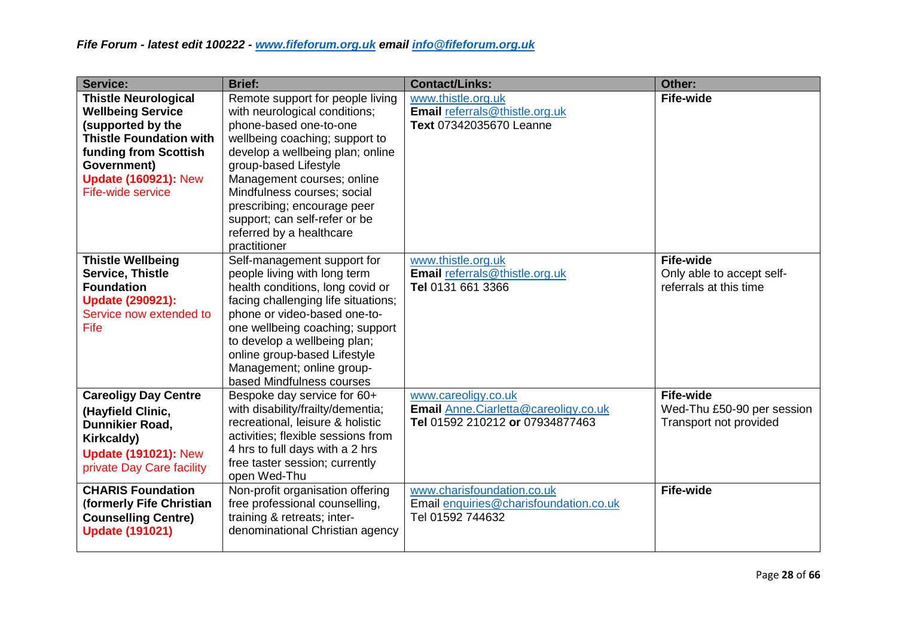| Service: | Brief: | Contact/Links: | Other: |
|---|---|---|---|
| **Thistle Neurological Wellbeing Service (supported by the Thistle Foundation with funding from Scottish Government)** **Update (160921):** New Fife-wide service | Remote support for people living with neurological conditions; phone-based one-to-one wellbeing coaching; support to develop a wellbeing plan; online group-based Lifestyle Management courses; online Mindfulness courses; social prescribing; encourage peer support; can self-refer or be referred by a healthcare practitioner | www.thistle.org.uk **Email** referrals@thistle.org.uk **Text** 07342035670 Leanne | **Fife-wide** |
| **Thistle Wellbeing Service, Thistle Foundation** **Update (290921):** Service now extended to Fife | Self-management support for people living with long term health conditions, long covid or facing challenging life situations; phone or video-based one-to-one wellbeing coaching; support to develop a wellbeing plan; online group-based Lifestyle Management; online group-based Mindfulness courses | www.thistle.org.uk **Email** referrals@thistle.org.uk **Tel** 0131 661 3366 | **Fife-wide** Only able to accept self-referrals at this time |
| **Careoligy Day Centre (Hayfield Clinic, Dunnikier Road, Kirkcaldy)** **Update (191021):** New private Day Care facility | Bespoke day service for 60+ with disability/frailty/dementia; recreational, leisure & holistic activities; flexible sessions from 4 hrs to full days with a 2 hrs free taster session; currently open Wed-Thu | www.careoligy.co.uk **Email** Anne.Ciarletta@careoligy.co.uk **Tel** 01592 210212 **or** 07934877463 | **Fife-wide** Wed-Thu £50-90 per session Transport not provided |
| **CHARIS Foundation (formerly Fife Christian Counselling Centre)** **Update (191021)** | Non-profit organisation offering free professional counselling, training & retreats; inter-denominational Christian agency | www.charisfoundation.co.uk Email enquiries@charisfoundation.co.uk Tel 01592 744632 | **Fife-wide** |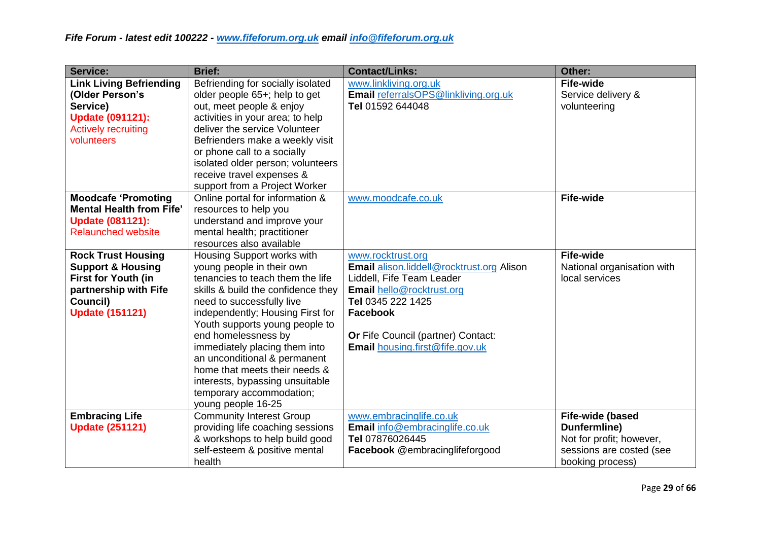*Fife Forum - latest edit 100222 - [www.fifeforum.org.uk](http://www.fifeforum.org.uk) email [info@fifeforum.org.uk](mailto:info@fifeforum.org.uk)*

| Service: | Brief: | Contact/Links: | Other: |
|---|---|---|---|
| **Link Living Befriending (Older Person's Service)** **Update (091121):** Actively recruiting volunteers | Befriending for socially isolated older people 65+; help to get out, meet people & enjoy activities in your area; to help deliver the service Volunteer Befrienders make a weekly visit or phone call to a socially isolated older person; volunteers receive travel expenses & support from a Project Worker | www.linkliving.org.uk **Email** referralsOPS@linkliving.org.uk **Tel** 01592 644048 | **Fife-wide** Service delivery & volunteering |
| **Moodcafe 'Promoting Mental Health from Fife'** **Update (081121):** Relaunched website | Online portal for information & resources to help you understand and improve your mental health; practitioner resources also available | www.moodcafe.co.uk | **Fife-wide** |
| **Rock Trust Housing Support & Housing First for Youth (in partnership with Fife Council)** **Update (151121)** | Housing Support works with young people in their own tenancies to teach them the life skills & build the confidence they need to successfully live independently; Housing First for Youth supports young people to end homelessness by immediately placing them into an unconditional & permanent home that meets their needs & interests, bypassing unsuitable temporary accommodation; young people 16-25 | www.rocktrust.org **Email** alison.liddell@rocktrust.org Alison Liddell, Fife Team Leader **Email** hello@rocktrust.org **Tel** 0345 222 1425 **Facebook** **Or** Fife Council (partner) Contact: **Email** housing.first@fife.gov.uk | **Fife-wide** National organisation with local services |
| **Embracing Life** **Update (251121)** | Community Interest Group providing life coaching sessions & workshops to help build good self-esteem & positive mental health | www.embracinglife.co.uk **Email** info@embracinglife.co.uk **Tel** 07876026445 **Facebook** @embracinglifeforgood | **Fife-wide (based Dunfermline)** Not for profit; however, sessions are costed (see booking process) |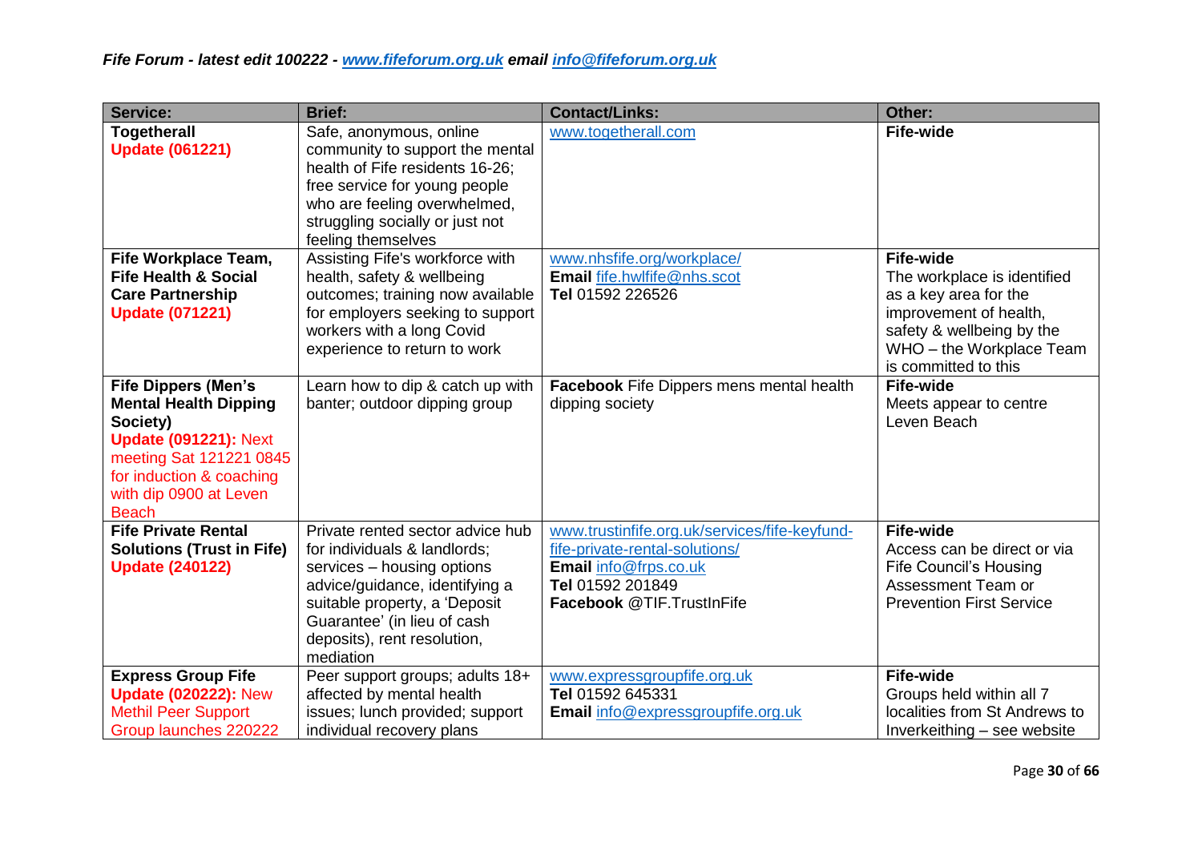*Fife Forum - latest edit 100222 - [www.fifeforum.org.uk](http://www.fifeforum.org.uk) email [info@fifeforum.org.uk](mailto:info@fifeforum.org.uk)*

| Service: | Brief: | Contact/Links: | Other: |
|---|---|---|---|
| **Togetherall** **Update (061221)** | Safe, anonymous, online community to support the mental health of Fife residents 16-26; free service for young people who are feeling overwhelmed, struggling socially or just not feeling themselves | [www.togetherall.com](http://www.togetherall.com) | **Fife-wide** |
| **Fife Workplace Team, Fife Health & Social Care Partnership** **Update (071221)** | Assisting Fife's workforce with health, safety & wellbeing outcomes; training now available for employers seeking to support workers with a long Covid experience to return to work | [www.nhsfife.org/workplace/](http://www.nhsfife.org/workplace/) **Email** [fife.hwlfife@nhs.scot](mailto:fife.hwlfife@nhs.scot) **Tel** 01592 226526 | **Fife-wide** The workplace is identified as a key area for the improvement of health, safety & wellbeing by the WHO – the Workplace Team is committed to this |
| **Fife Dippers (Men's Mental Health Dipping Society)** **Update (091221):** Next meeting Sat 121221 0845 for induction & coaching with dip 0900 at Leven Beach | Learn how to dip & catch up with banter; outdoor dipping group | **Facebook** Fife Dippers mens mental health dipping society | **Fife-wide** Meets appear to centre Leven Beach |
| **Fife Private Rental Solutions (Trust in Fife)** **Update (240122)** | Private rented sector advice hub for individuals & landlords; services – housing options advice/guidance, identifying a suitable property, a 'Deposit Guarantee' (in lieu of cash deposits), rent resolution, mediation | [www.trustinfife.org.uk/services/fife-keyfund-fife-private-rental-solutions/](http://www.trustinfife.org.uk/services/fife-keyfund-fife-private-rental-solutions/) **Email** [info@frps.co.uk](mailto:info@frps.co.uk) **Tel** 01592 201849 **Facebook** @TIF.TrustInFife | **Fife-wide** Access can be direct or via Fife Council's Housing Assessment Team or Prevention First Service |
| **Express Group Fife** **Update (020222):** New Methil Peer Support Group launches 220222 | Peer support groups; adults 18+ affected by mental health issues; lunch provided; support individual recovery plans | [www.expressgroupfife.org.uk](http://www.expressgroupfife.org.uk) **Tel** 01592 645331 **Email** [info@expressgroupfife.org.uk](mailto:info@expressgroupfife.org.uk) | **Fife-wide** Groups held within all 7 localities from St Andrews to Inverkeithing – see website |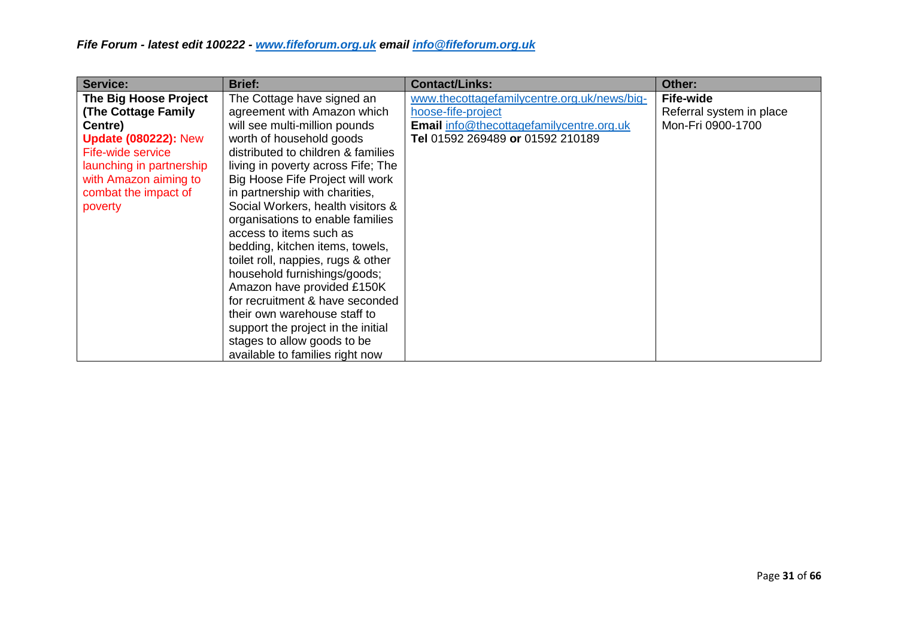| Service: | Brief: | Contact/Links: | Other: |
|---|---|---|---|
| **The Big Hoose Project (The Cottage Family Centre)** **Update (080222):** New Fife-wide service launching in partnership with Amazon aiming to combat the impact of poverty | The Cottage have signed an agreement with Amazon which will see multi-million pounds worth of household goods distributed to children & families living in poverty across Fife; The Big Hoose Fife Project will work in partnership with charities, Social Workers, health visitors & organisations to enable families access to items such as bedding, kitchen items, towels, toilet roll, nappies, rugs & other household furnishings/goods; Amazon have provided £150K for recruitment & have seconded their own warehouse staff to support the project in the initial stages to allow goods to be available to families right now | www.thecottagefamilycentre.org.uk/news/big-hoose-fife-project **Email** info@thecottagefamilycentre.org.uk **Tel** 01592 269489 **or** 01592 210189 | **Fife-wide** Referral system in place Mon-Fri 0900-1700 |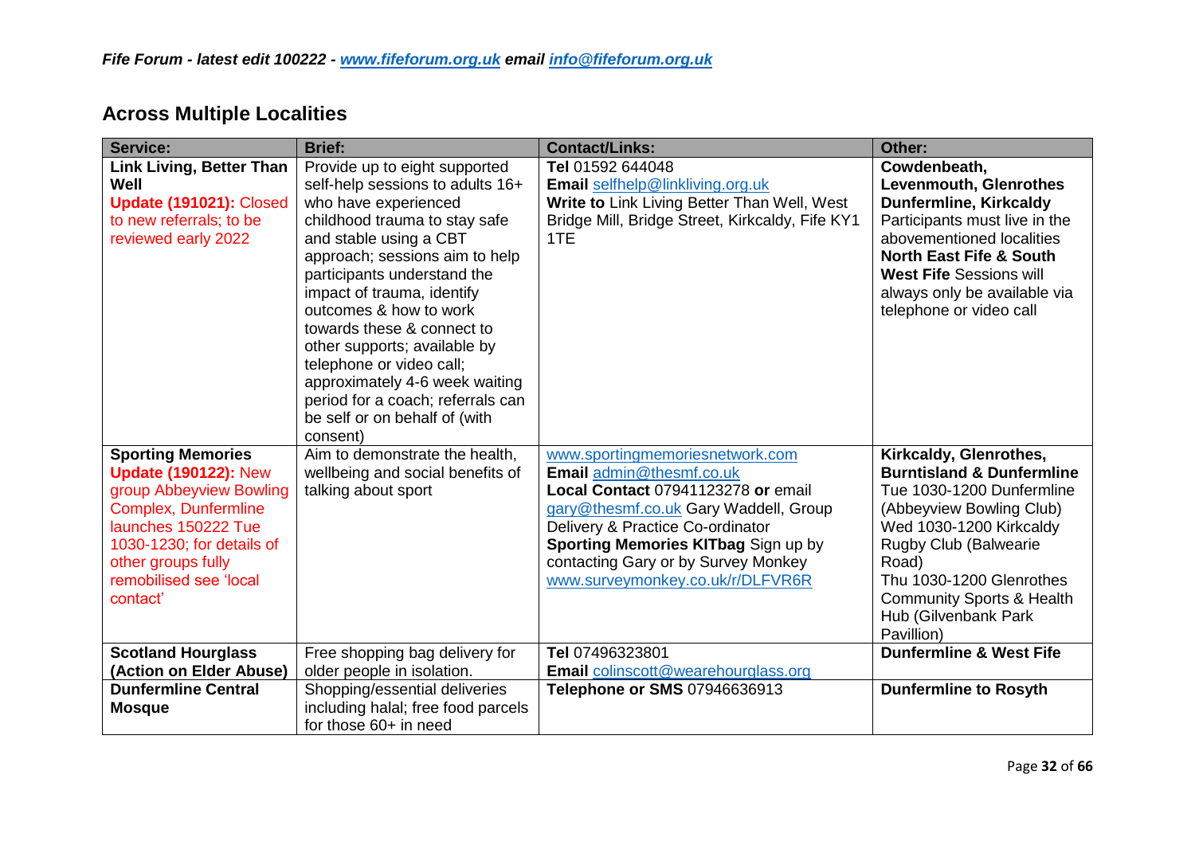*Fife Forum - latest edit 100222 - [www.fifeforum.org.uk](http://www.fifeforum.org.uk) email [info@fifeforum.org.uk](mailto:info@fifeforum.org.uk)*

## Across Multiple Localities

| Service: | Brief: | Contact/Links: | Other: |
|---|---|---|---|
| **Link Living, Better Than Well** **Update (191021):** Closed to new referrals; to be reviewed early 2022 | Provide up to eight supported self-help sessions to adults 16+ who have experienced childhood trauma to stay safe and stable using a CBT approach; sessions aim to help participants understand the impact of trauma, identify outcomes & how to work towards these & connect to other supports; available by telephone or video call; approximately 4-6 week waiting period for a coach; referrals can be self or on behalf of (with consent) | **Tel** 01592 644048 **Email** selfhelp@linkliving.org.uk **Write to** Link Living Better Than Well, West Bridge Mill, Bridge Street, Kirkcaldy, Fife KY1 1TE | **Cowdenbeath, Levenmouth, Glenrothes Dunfermline, Kirkcaldy** Participants must live in the abovementioned localities **North East Fife & South West Fife** Sessions will always only be available via telephone or video call |
| **Sporting Memories** **Update (190122):** New group Abbeyview Bowling Complex, Dunfermline launches 150222 Tue 1030-1230; for details of other groups fully remobilised see 'local contact' | Aim to demonstrate the health, wellbeing and social benefits of talking about sport | www.sportingmemoriesnetwork.com **Email** admin@thesmf.co.uk **Local Contact** 07941123278 **or** email gary@thesmf.co.uk Gary Waddell, Group Delivery & Practice Co-ordinator **Sporting Memories KITbag** Sign up by contacting Gary or by Survey Monkey www.surveymonkey.co.uk/r/DLFVR6R | **Kirkcaldy, Glenrothes, Burntisland & Dunfermline** Tue 1030-1200 Dunfermline (Abbeyview Bowling Club) Wed 1030-1200 Kirkcaldy Rugby Club (Balwearie Road) Thu 1030-1200 Glenrothes Community Sports & Health Hub (Gilvenbank Park Pavillion) |
| **Scotland Hourglass (Action on Elder Abuse)** | Free shopping bag delivery for older people in isolation. | **Tel** 07496323801 **Email** colinscott@wearehourglass.org | **Dunfermline & West Fife** |
| **Dunfermline Central Mosque** | Shopping/essential deliveries including halal; free food parcels for those 60+ in need | **Telephone or SMS** 07946636913 | **Dunfermline to Rosyth** |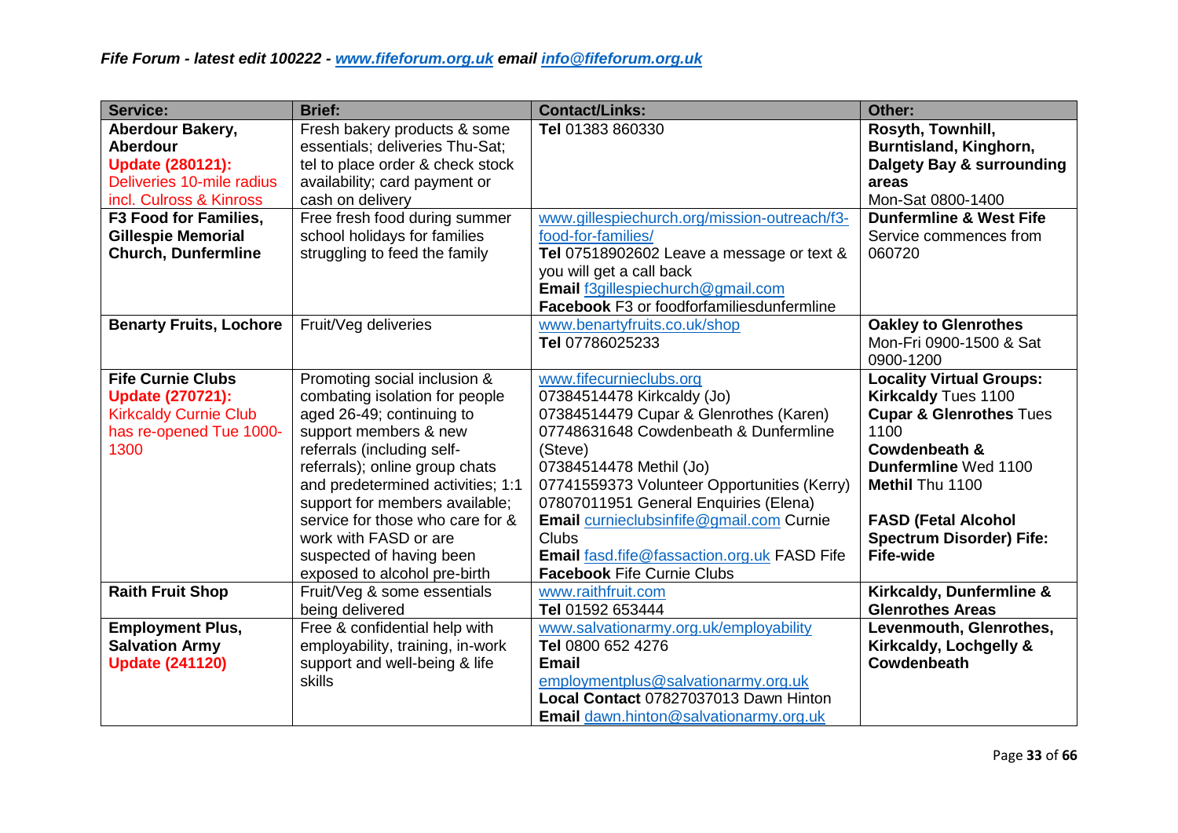*Fife Forum - latest edit 100222 - [www.fifeforum.org.uk](http://www.fifeforum.org.uk) email [info@fifeforum.org.uk](mailto:info@fifeforum.org.uk)*

| Service: | Brief: | Contact/Links: | Other: |
|---|---|---|---|
| **Aberdour Bakery, Aberdour** **Update (280121):** Deliveries 10-mile radius incl. Culross & Kinross | Fresh bakery products & some essentials; deliveries Thu-Sat; tel to place order & check stock availability; card payment or cash on delivery | **Tel** 01383 860330 | **Rosyth, Townhill, Burntisland, Kinghorn, Dalgety Bay & surrounding areas** Mon-Sat 0800-1400 |
| **F3 Food for Families, Gillespie Memorial Church, Dunfermline** | Free fresh food during summer school holidays for families struggling to feed the family | www.gillespiechurch.org/mission-outreach/f3-food-for-families/ **Tel** 07518902602 Leave a message or text & you will get a call back **Email** f3gillespiechurch@gmail.com **Facebook** F3 or foodforfamiliesdunfermline | **Dunfermline & West Fife** Service commences from 060720 |
| **Benarty Fruits, Lochore** | Fruit/Veg deliveries | www.benartyfruits.co.uk/shop **Tel** 07786025233 | **Oakley to Glenrothes** Mon-Fri 0900-1500 & Sat 0900-1200 |
| **Fife Curnie Clubs** **Update (270721):** Kirkcaldy Curnie Club has re-opened Tue 1000-1300 | Promoting social inclusion & combating isolation for people aged 26-49; continuing to support members & new referrals (including self-referrals); online group chats and predetermined activities; 1:1 support for members available; service for those who care for & work with FASD or are suspected of having been exposed to alcohol pre-birth | www.fifecurnieclubs.org 07384514478 Kirkcaldy (Jo) 07384514479 Cupar & Glenrothes (Karen) 07748631648 Cowdenbeath & Dunfermline (Steve) 07384514478 Methil (Jo) 07741559373 Volunteer Opportunities (Kerry) 07807011951 General Enquiries (Elena) **Email** curnieclubsinfife@gmail.com Curnie Clubs **Email** fasd.fife@fassaction.org.uk FASD Fife **Facebook** Fife Curnie Clubs | **Locality Virtual Groups:** **Kirkcaldy** Tues 1100 **Cupar & Glenrothes** Tues 1100 **Cowdenbeath & Dunfermline** Wed 1100 **Methil** Thu 1100 **FASD (Fetal Alcohol Spectrum Disorder) Fife: Fife-wide** |
| **Raith Fruit Shop** | Fruit/Veg & some essentials being delivered | www.raithfruit.com **Tel** 01592 653444 | **Kirkcaldy, Dunfermline & Glenrothes Areas** |
| **Employment Plus, Salvation Army** **Update (241120)** | Free & confidential help with employability, training, in-work support and well-being & life skills | www.salvationarmy.org.uk/employability **Tel** 0800 652 4276 **Email** employmentplus@salvationarmy.org.uk **Local Contact** 07827037013 Dawn Hinton **Email** dawn.hinton@salvationarmy.org.uk | **Levenmouth, Glenrothes, Kirkcaldy, Lochgelly & Cowdenbeath** |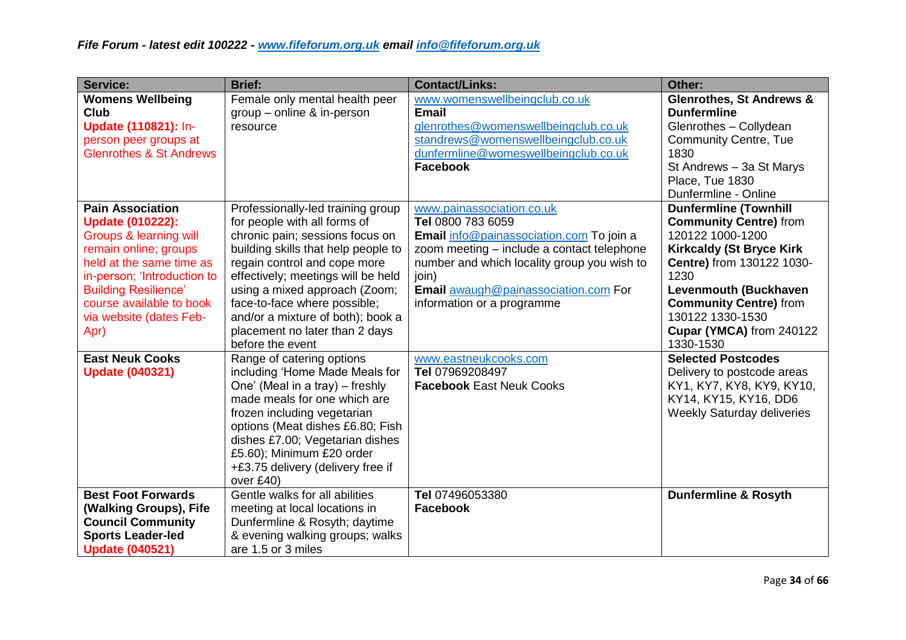*Fife Forum - latest edit 100222 - [www.fifeforum.org.uk](http://www.fifeforum.org.uk) email [info@fifeforum.org.uk](mailto:info@fifeforum.org.uk)*

| Service: | Brief: | Contact/Links: | Other: |
|---|---|---|---|
| **Womens Wellbeing Club** **Update (110821):** In-person peer groups at Glenrothes & St Andrews | Female only mental health peer group – online & in-person resource | www.womenswellbeingclub.co.uk **Email** glenrothes@womenswellbeingclub.co.uk standrews@womenswellbeingclub.co.uk dunfermline@womeswellbeingclub.co.uk **Facebook** | **Glenrothes, St Andrews & Dunfermline** Glenrothes – Collydean Community Centre, Tue 1830 St Andrews – 3a St Marys Place, Tue 1830 Dunfermline - Online |
| **Pain Association** **Update (010222):** Groups & learning will remain online; groups held at the same time as in-person; 'Introduction to Building Resilience' course available to book via website (dates Feb-Apr) | Professionally-led training group for people with all forms of chronic pain; sessions focus on building skills that help people to regain control and cope more effectively; meetings will be held using a mixed approach (Zoom; face-to-face where possible; and/or a mixture of both); book a placement no later than 2 days before the event | www.painassociation.co.uk **Tel** 0800 783 6059 **Email** info@painassociation.com To join a zoom meeting – include a contact telephone number and which locality group you wish to join) **Email** awaugh@painassociation.com For information or a programme | **Dunfermline (Townhill Community Centre)** from 120122 1000-1200 **Kirkcaldy (St Bryce Kirk Centre)** from 130122 1030-1230 **Levenmouth (Buckhaven Community Centre)** from 130122 1330-1530 **Cupar (YMCA)** from 240122 1330-1530 |
| **East Neuk Cooks** **Update (040321)** | Range of catering options including 'Home Made Meals for One' (Meal in a tray) – freshly made meals for one which are frozen including vegetarian options (Meat dishes £6.80; Fish dishes £7.00; Vegetarian dishes £5.60); Minimum £20 order +£3.75 delivery (delivery free if over £40) | www.eastneukcooks.com **Tel** 07969208497 **Facebook** East Neuk Cooks | **Selected Postcodes** Delivery to postcode areas KY1, KY7, KY8, KY9, KY10, KY14, KY15, KY16, DD6 Weekly Saturday deliveries |
| **Best Foot Forwards (Walking Groups), Fife Council Community Sports Leader-led** **Update (040521)** | Gentle walks for all abilities meeting at local locations in Dunfermline & Rosyth; daytime & evening walking groups; walks are 1.5 or 3 miles | **Tel** 07496053380 **Facebook** | **Dunfermline & Rosyth** |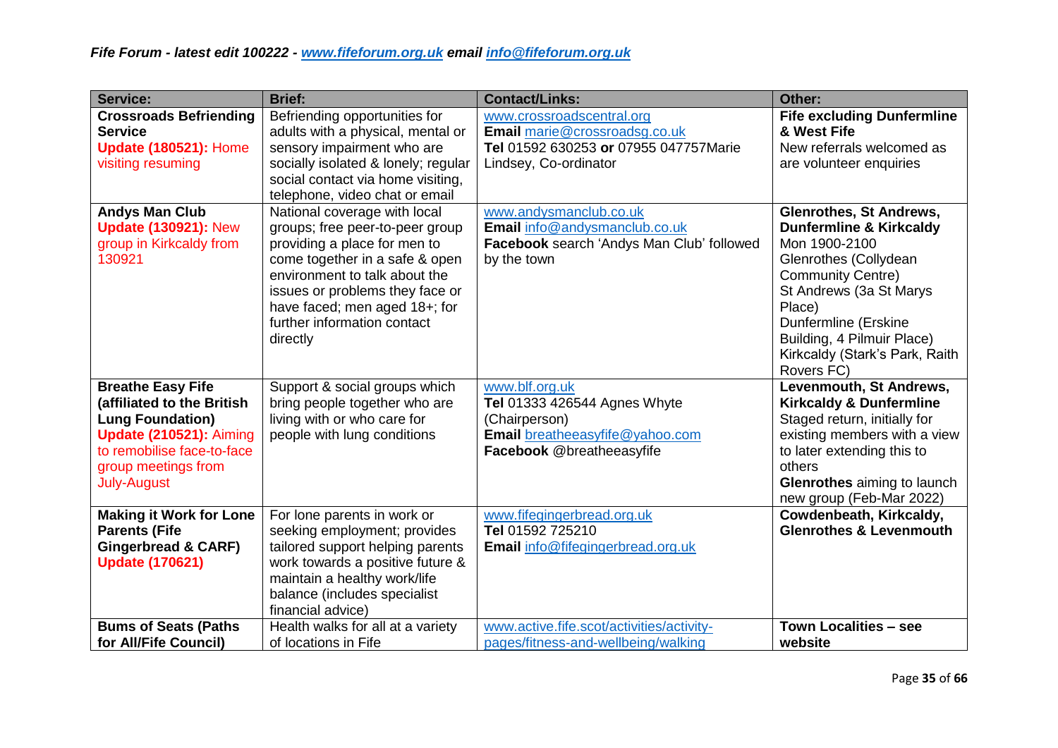*Fife Forum - latest edit 100222 - [www.fifeforum.org.uk](www.fifeforum.org.uk) email [info@fifeforum.org.uk](mailto:info@fifeforum.org.uk)*

| Service: | Brief: | Contact/Links: | Other: |
|---|---|---|---|
| **Crossroads Befriending Service** **Update (180521):** Home visiting resuming | Befriending opportunities for adults with a physical, mental or sensory impairment who are socially isolated & lonely; regular social contact via home visiting, telephone, video chat or email | www.crossroadscentral.org **Email** marie@crossroadsg.co.uk **Tel** 01592 630253 **or** 07955 047757Marie Lindsey, Co-ordinator | **Fife excluding Dunfermline & West Fife** New referrals welcomed as are volunteer enquiries |
| **Andys Man Club** **Update (130921):** New group in Kirkcaldy from 130921 | National coverage with local groups; free peer-to-peer group providing a place for men to come together in a safe & open environment to talk about the issues or problems they face or have faced; men aged 18+; for further information contact directly | www.andysmanclub.co.uk **Email** info@andysmanclub.co.uk **Facebook** search 'Andys Man Club' followed by the town | **Glenrothes, St Andrews, Dunfermline & Kirkcaldy** Mon 1900-2100 Glenrothes (Collydean Community Centre) St Andrews (3a St Marys Place) Dunfermline (Erskine Building, 4 Pilmuir Place) Kirkcaldy (Stark's Park, Raith Rovers FC) |
| **Breathe Easy Fife (affiliated to the British Lung Foundation)** **Update (210521):** Aiming to remobilise face-to-face group meetings from July-August | Support & social groups which bring people together who are living with or who care for people with lung conditions | www.blf.org.uk **Tel** 01333 426544 Agnes Whyte (Chairperson) **Email** breatheeasyfife@yahoo.com **Facebook** @breatheeasyfife | **Levenmouth, St Andrews, Kirkcaldy & Dunfermline** Staged return, initially for existing members with a view to later extending this to others **Glenrothes** aiming to launch new group (Feb-Mar 2022) |
| **Making it Work for Lone Parents (Fife Gingerbread & CARF)** **Update (170621)** | For lone parents in work or seeking employment; provides tailored support helping parents work towards a positive future & maintain a healthy work/life balance (includes specialist financial advice) | www.fifegingerbread.org.uk **Tel** 01592 725210 **Email** info@fifegingerbread.org.uk | **Cowdenbeath, Kirkcaldy, Glenrothes & Levenmouth** |
| **Bums of Seats (Paths for All/Fife Council)** | Health walks for all at a variety of locations in Fife | www.active.fife.scot/activities/activity-pages/fitness-and-wellbeing/walking | **Town Localities – see website** |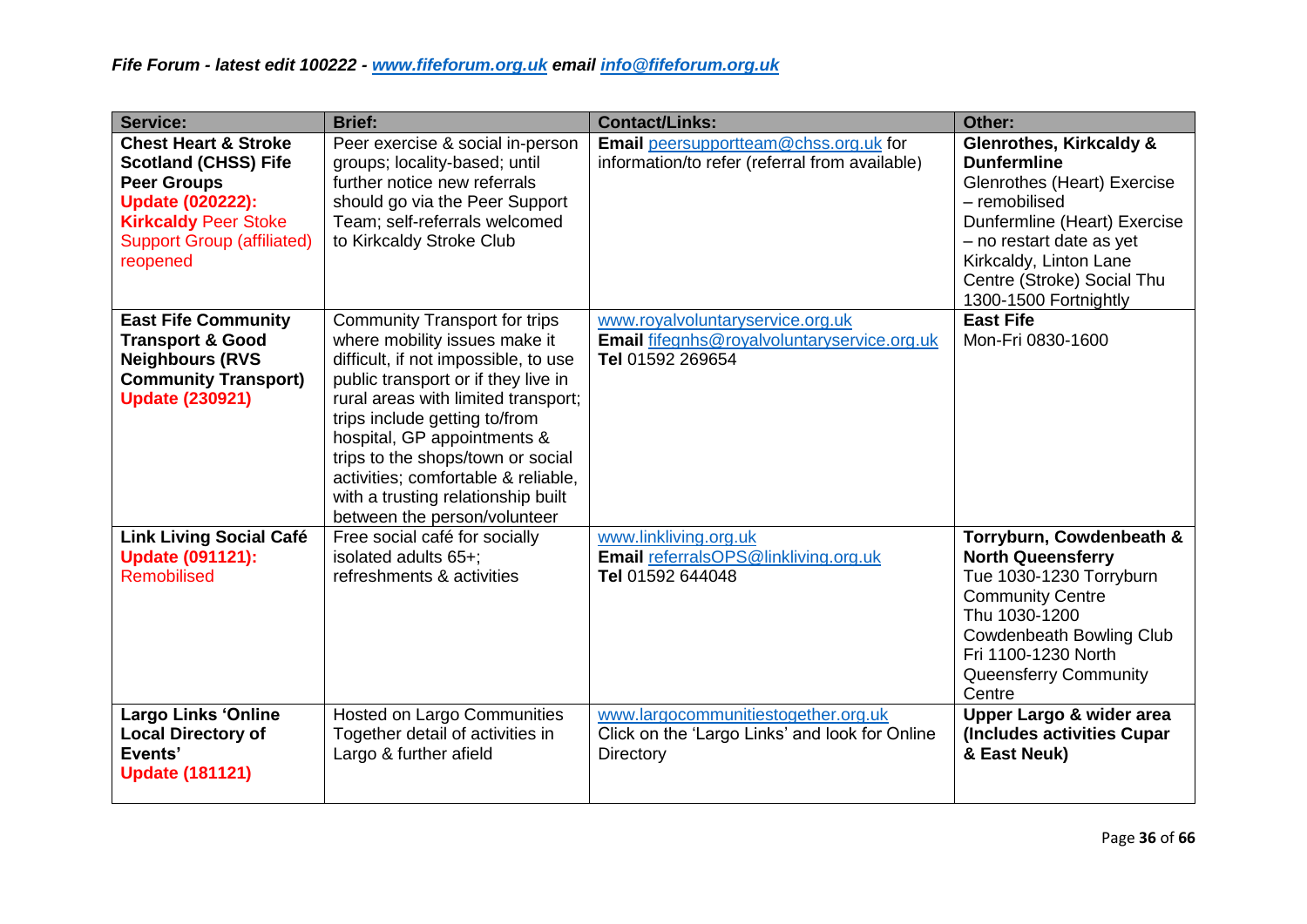*Fife Forum - latest edit 100222 - www.fifeforum.org.uk email info@fifeforum.org.uk*

| Service: | Brief: | Contact/Links: | Other: |
|---|---|---|---|
| **Chest Heart & Stroke Scotland (CHSS) Fife Peer Groups** **Update (020222):** **Kirkcaldy** Peer Stoke Support Group (affiliated) reopened | Peer exercise & social in-person groups; locality-based; until further notice new referrals should go via the Peer Support Team; self-referrals welcomed to Kirkcaldy Stroke Club | **Email** peersupportteam@chss.org.uk for information/to refer (referral from available) | **Glenrothes, Kirkcaldy & Dunfermline** Glenrothes (Heart) Exercise – remobilised Dunfermline (Heart) Exercise – no restart date as yet Kirkcaldy, Linton Lane Centre (Stroke) Social Thu 1300-1500 Fortnightly |
| **East Fife Community Transport & Good Neighbours (RVS Community Transport)** **Update (230921)** | Community Transport for trips where mobility issues make it difficult, if not impossible, to use public transport or if they live in rural areas with limited transport; trips include getting to/from hospital, GP appointments & trips to the shops/town or social activities; comfortable & reliable, with a trusting relationship built between the person/volunteer | www.royalvoluntaryservice.org.uk **Email** fifegnhs@royalvoluntaryservice.org.uk **Tel** 01592 269654 | **East Fife** Mon-Fri 0830-1600 |
| **Link Living Social Café** **Update (091121):** Remobilised | Free social café for socially isolated adults 65+; refreshments & activities | www.linkliving.org.uk **Email** referralsOPS@linkliving.org.uk **Tel** 01592 644048 | **Torryburn, Cowdenbeath & North Queensferry** Tue 1030-1230 Torryburn Community Centre Thu 1030-1200 Cowdenbeath Bowling Club Fri 1100-1230 North Queensferry Community Centre |
| **Largo Links 'Online Local Directory of Events'** **Update (181121)** | Hosted on Largo Communities Together detail of activities in Largo & further afield | www.largocommunitiestogether.org.uk Click on the 'Largo Links' and look for Online Directory | **Upper Largo & wider area (Includes activities Cupar & East Neuk)** |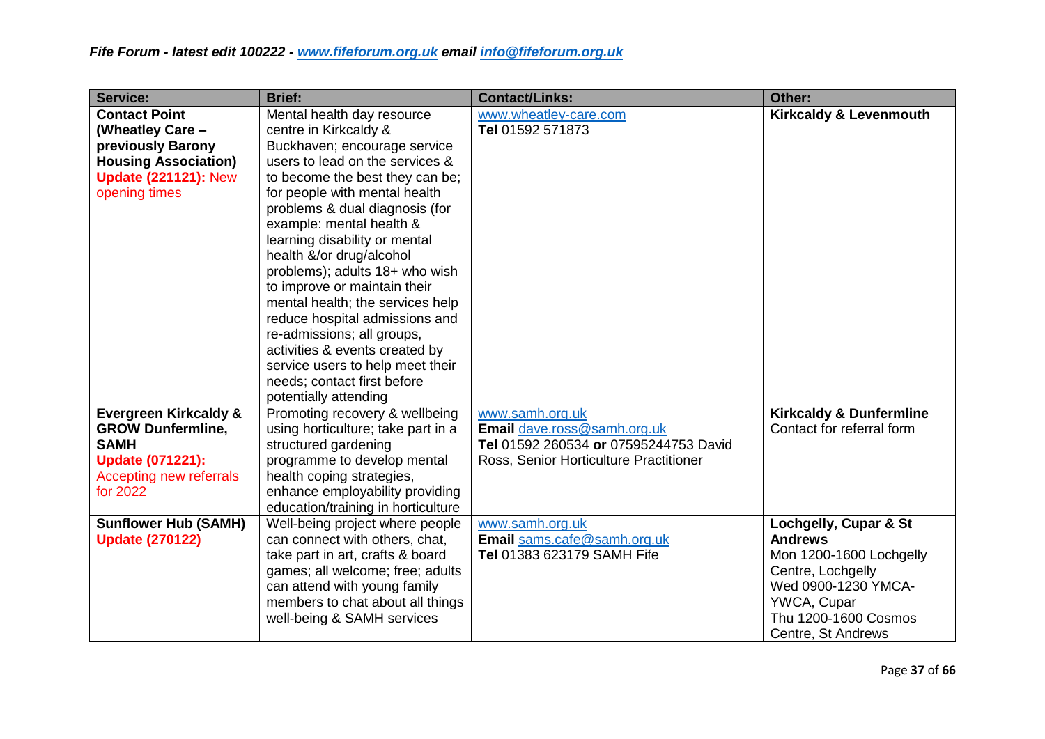*Fife Forum - latest edit 100222 - www.fifeforum.org.uk email info@fifeforum.org.uk*

| Service: | Brief: | Contact/Links: | Other: |
|---|---|---|---|
| **Contact Point (Wheatley Care – previously Barony Housing Association)** **Update (221121):** New opening times | Mental health day resource centre in Kirkcaldy & Buckhaven; encourage service users to lead on the services & to become the best they can be; for people with mental health problems & dual diagnosis (for example: mental health & learning disability or mental health &/or drug/alcohol problems); adults 18+ who wish to improve or maintain their mental health; the services help reduce hospital admissions and re-admissions; all groups, activities & events created by service users to help meet their needs; contact first before potentially attending | www.wheatley-care.com **Tel** 01592 571873 | **Kirkcaldy & Levenmouth** |
| **Evergreen Kirkcaldy & GROW Dunfermline, SAMH** **Update (071221):** Accepting new referrals for 2022 | Promoting recovery & wellbeing using horticulture; take part in a structured gardening programme to develop mental health coping strategies, enhance employability providing education/training in horticulture | www.samh.org.uk **Email** dave.ross@samh.org.uk **Tel** 01592 260534 **or** 07595244753 David Ross, Senior Horticulture Practitioner | **Kirkcaldy & Dunfermline** Contact for referral form |
| **Sunflower Hub (SAMH)** **Update (270122)** | Well-being project where people can connect with others, chat, take part in art, crafts & board games; all welcome; free; adults can attend with young family members to chat about all things well-being & SAMH services | www.samh.org.uk **Email** sams.cafe@samh.org.uk **Tel** 01383 623179 SAMH Fife | **Lochgelly, Cupar & St Andrews** Mon 1200-1600 Lochgelly Centre, Lochgelly Wed 0900-1230 YMCA-YWCA, Cupar Thu 1200-1600 Cosmos Centre, St Andrews |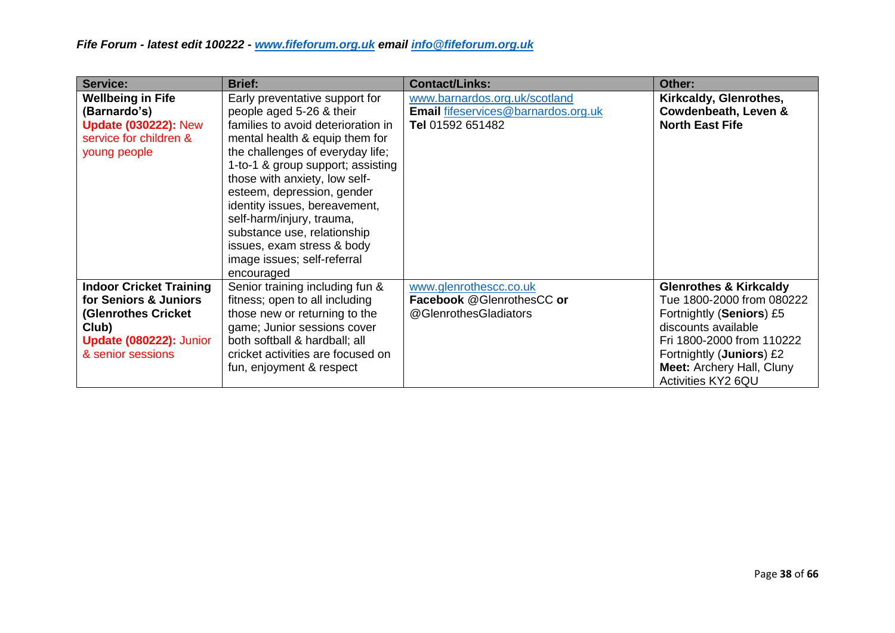*Fife Forum - latest edit 100222 - [www.fifeforum.org.uk](http://www.fifeforum.org.uk) email [info@fifeforum.org.uk](mailto:info@fifeforum.org.uk)*

| Service: | Brief: | Contact/Links: | Other: |
|---|---|---|---|
| **Wellbeing in Fife (Barnardo's)** **Update (030222):** New service for children & young people | Early preventative support for people aged 5-26 & their families to avoid deterioration in mental health & equip them for the challenges of everyday life; 1-to-1 & group support; assisting those with anxiety, low self-esteem, depression, gender identity issues, bereavement, self-harm/injury, trauma, substance use, relationship issues, exam stress & body image issues; self-referral encouraged | www.barnardos.org.uk/scotland **Email** fifeservices@barnardos.org.uk **Tel** 01592 651482 | **Kirkcaldy, Glenrothes, Cowdenbeath, Leven & North East Fife** |
| **Indoor Cricket Training for Seniors & Juniors (Glenrothes Cricket Club)** **Update (080222):** Junior & senior sessions | Senior training including fun & fitness; open to all including those new or returning to the game; Junior sessions cover both softball & hardball; all cricket activities are focused on fun, enjoyment & respect | www.glenrothescc.co.uk **Facebook** @GlenrothesCC **or** @GlenrothesGladiators | **Glenrothes & Kirkcaldy** Tue 1800-2000 from 080222 Fortnightly (**Seniors**) £5 discounts available Fri 1800-2000 from 110222 Fortnightly (**Juniors**) £2 **Meet:** Archery Hall, Cluny Activities KY2 6QU |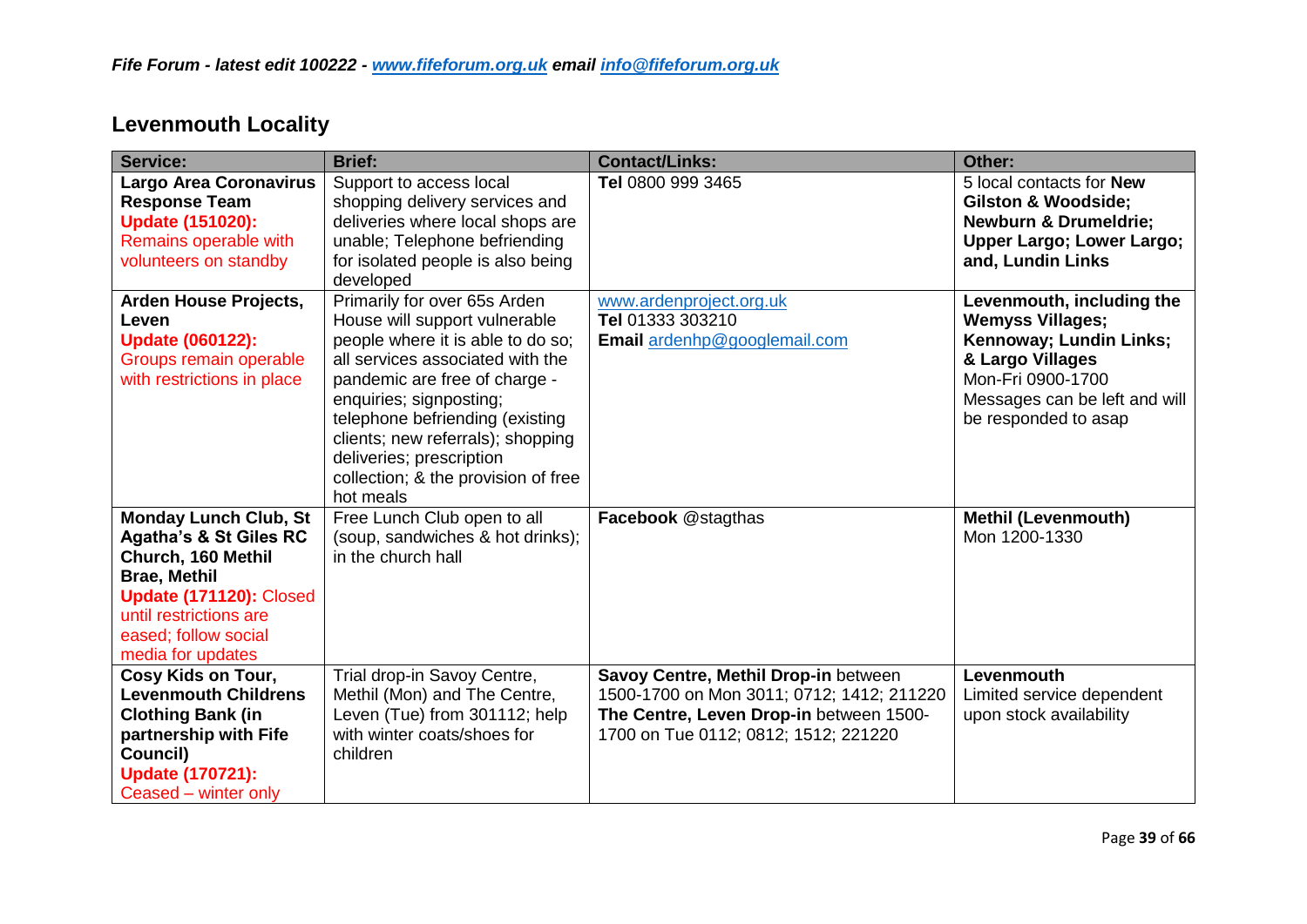## Levenmouth Locality

| Service: | Brief: | Contact/Links: | Other: |
|---|---|---|---|
| **Largo Area Coronavirus Response Team** **Update (151020):** Remains operable with volunteers on standby | Support to access local shopping delivery services and deliveries where local shops are unable; Telephone befriending for isolated people is also being developed | **Tel** 0800 999 3465 | 5 local contacts for **New Gilston & Woodside; Newburn & Drumeldrie; Upper Largo; Lower Largo; and, Lundin Links** |
| **Arden House Projects, Leven** **Update (060122):** Groups remain operable with restrictions in place | Primarily for over 65s Arden House will support vulnerable people where it is able to do so; all services associated with the pandemic are free of charge - enquiries; signposting; telephone befriending (existing clients; new referrals); shopping deliveries; prescription collection; & the provision of free hot meals | www.ardenproject.org.uk **Tel** 01333 303210 **Email** ardenhp@googlemail.com | **Levenmouth, including the Wemyss Villages; Kennoway; Lundin Links; & Largo Villages** Mon-Fri 0900-1700 Messages can be left and will be responded to asap |
| **Monday Lunch Club, St Agatha's & St Giles RC Church, 160 Methil Brae, Methil** **Update (171120):** Closed until restrictions are eased; follow social media for updates | Free Lunch Club open to all (soup, sandwiches & hot drinks); in the church hall | **Facebook** @stagthas | **Methil (Levenmouth)** Mon 1200-1330 |
| **Cosy Kids on Tour, Levenmouth Childrens Clothing Bank (in partnership with Fife Council)** **Update (170721):** Ceased – winter only | Trial drop-in Savoy Centre, Methil (Mon) and The Centre, Leven (Tue) from 301112; help with winter coats/shoes for children | **Savoy Centre, Methil Drop-in** between 1500-1700 on Mon 3011; 0712; 1412; 211220 **The Centre, Leven Drop-in** between 1500-1700 on Tue 0112; 0812; 1512; 221220 | **Levenmouth** Limited service dependent upon stock availability |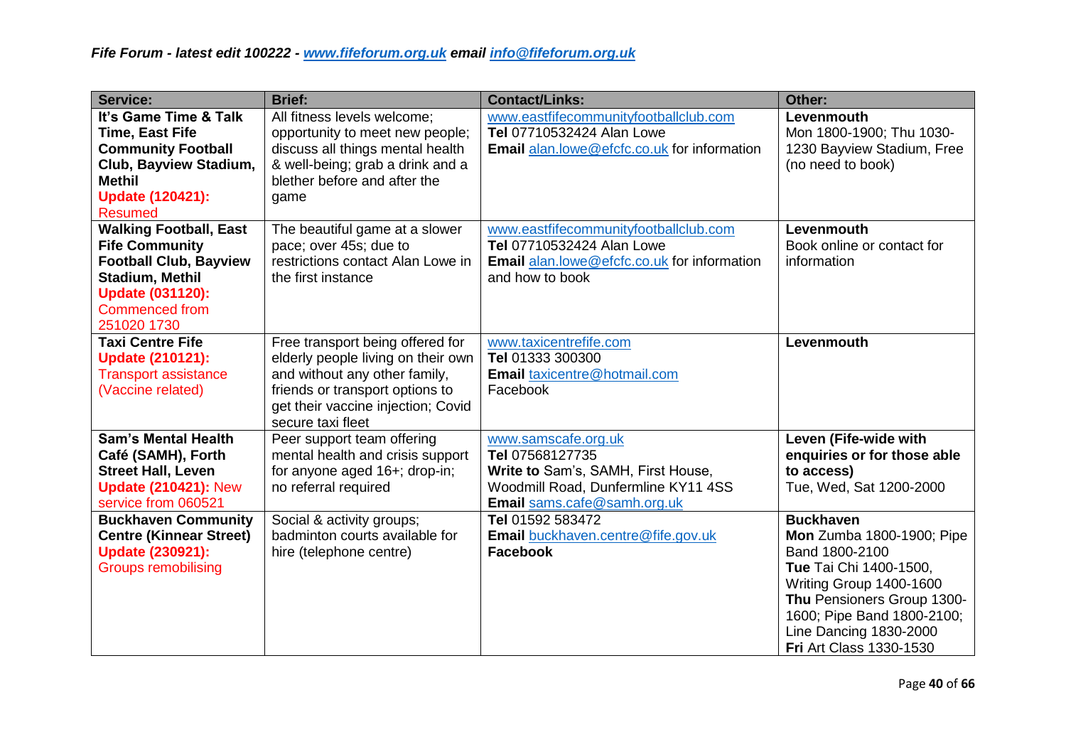*Fife Forum - latest edit 100222 - [www.fifeforum.org.uk](http://www.fifeforum.org.uk) email [info@fifeforum.org.uk](mailto:info@fifeforum.org.uk)*

| Service: | Brief: | Contact/Links: | Other: |
|---|---|---|---|
| **It's Game Time & Talk Time, East Fife Community Football Club, Bayview Stadium, Methil** **Update (120421):** Resumed | All fitness levels welcome; opportunity to meet new people; discuss all things mental health & well-being; grab a drink and a blether before and after the game | www.eastfifecommunityfootballclub.com **Tel** 07710532424 Alan Lowe **Email** alan.lowe@efcfc.co.uk for information | **Levenmouth** Mon 1800-1900; Thu 1030-1230 Bayview Stadium, Free (no need to book) |
| **Walking Football, East Fife Community Football Club, Bayview Stadium, Methil** **Update (031120):** Commenced from 251020 1730 | The beautiful game at a slower pace; over 45s; due to restrictions contact Alan Lowe in the first instance | www.eastfifecommunityfootballclub.com **Tel** 07710532424 Alan Lowe **Email** alan.lowe@efcfc.co.uk for information and how to book | **Levenmouth** Book online or contact for information |
| **Taxi Centre Fife** **Update (210121):** Transport assistance (Vaccine related) | Free transport being offered for elderly people living on their own and without any other family, friends or transport options to get their vaccine injection; Covid secure taxi fleet | www.taxicentrefife.com **Tel** 01333 300300 **Email** taxicentre@hotmail.com Facebook | **Levenmouth** |
| **Sam's Mental Health Café (SAMH), Forth Street Hall, Leven** **Update (210421):** New service from 060521 | Peer support team offering mental health and crisis support for anyone aged 16+; drop-in; no referral required | www.samscafe.org.uk **Tel** 07568127735 **Write to** Sam's, SAMH, First House, Woodmill Road, Dunfermline KY11 4SS **Email** sams.cafe@samh.org.uk | **Leven (Fife-wide with enquiries or for those able to access)** Tue, Wed, Sat 1200-2000 |
| **Buckhaven Community Centre (Kinnear Street)** **Update (230921):** Groups remobilising | Social & activity groups; badminton courts available for hire (telephone centre) | **Tel** 01592 583472 **Email** buckhaven.centre@fife.gov.uk **Facebook** | **Buckhaven** **Mon** Zumba 1800-1900; Pipe Band 1800-2100 **Tue** Tai Chi 1400-1500, Writing Group 1400-1600 **Thu** Pensioners Group 1300-1600; Pipe Band 1800-2100; Line Dancing 1830-2000 **Fri** Art Class 1330-1530 |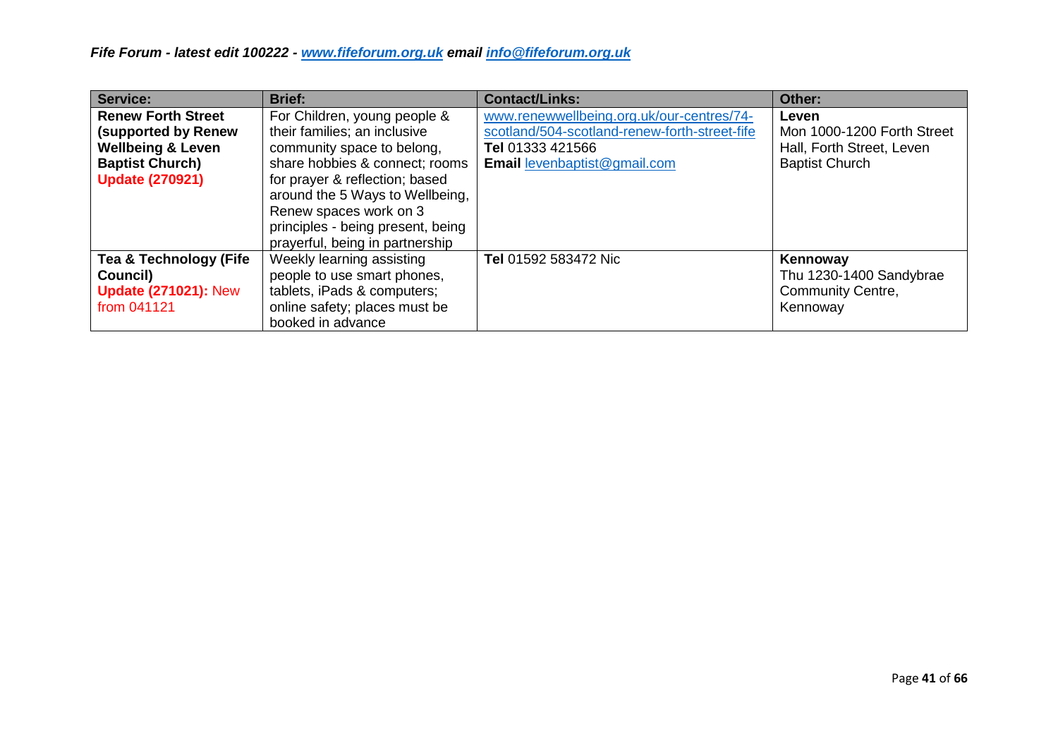| Service: | Brief: | Contact/Links: | Other: |
|---|---|---|---|
| **Renew Forth Street (supported by Renew Wellbeing & Leven Baptist Church)** **Update (270921)** | For Children, young people & their families; an inclusive community space to belong, share hobbies & connect; rooms for prayer & reflection; based around the 5 Ways to Wellbeing, Renew spaces work on 3 principles - being present, being prayerful, being in partnership | www.renewwellbeing.org.uk/our-centres/74-scotland/504-scotland-renew-forth-street-fife **Tel** 01333 421566 **Email** levenbaptist@gmail.com | **Leven** Mon 1000-1200 Forth Street Hall, Forth Street, Leven Baptist Church |
| **Tea & Technology (Fife Council)** **Update (271021):** New from 041121 | Weekly learning assisting people to use smart phones, tablets, iPads & computers; online safety; places must be booked in advance | **Tel** 01592 583472 Nic | **Kennoway** Thu 1230-1400 Sandybrae Community Centre, Kennoway |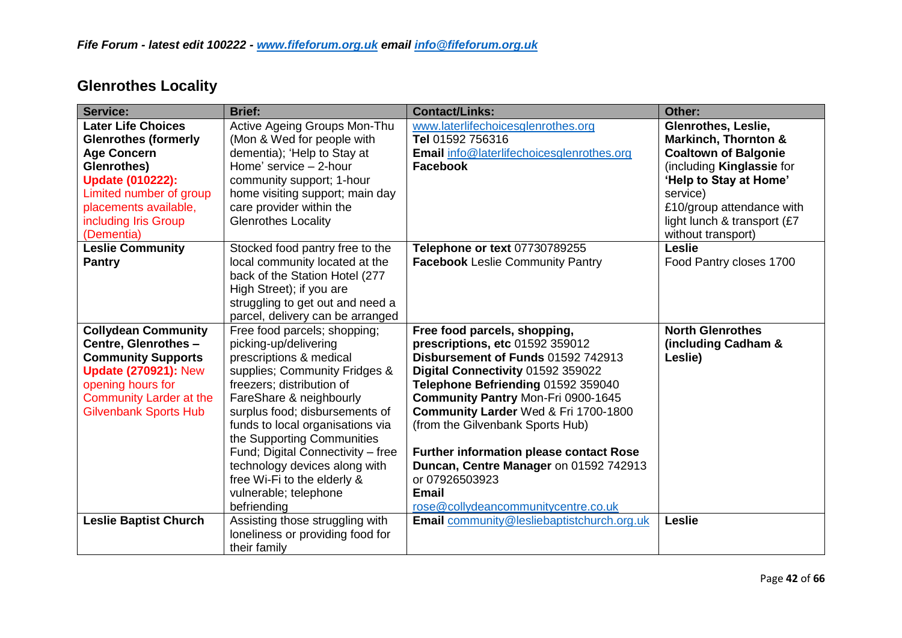*Fife Forum - latest edit 100222 - [www.fifeforum.org.uk](http://www.fifeforum.org.uk) email [info@fifeforum.org.uk](mailto:info@fifeforum.org.uk)*

## Glenrothes Locality

| Service: | Brief: | Contact/Links: | Other: |
|---|---|---|---|
| **Later Life Choices Glenrothes (formerly Age Concern Glenrothes)** Update (010222): Limited number of group placements available, including Iris Group (Dementia) | Active Ageing Groups Mon-Thu (Mon & Wed for people with dementia); 'Help to Stay at Home' service – 2-hour community support; 1-hour home visiting support; main day care provider within the Glenrothes Locality | www.laterlifechoicesglenrothes.org<br>**Tel** 01592 756316<br>**Email** info@laterlifechoicesglenrothes.org<br>**Facebook** | **Glenrothes, Leslie, Markinch, Thornton & Coaltown of Balgonie** (including **Kinglassie** for **'Help to Stay at Home'** service)<br>£10/group attendance with light lunch & transport (£7 without transport) |
| **Leslie Community Pantry** | Stocked food pantry free to the local community located at the back of the Station Hotel (277 High Street); if you are struggling to get out and need a parcel, delivery can be arranged | **Telephone or text** 07730789255<br>**Facebook** Leslie Community Pantry | **Leslie**<br>Food Pantry closes 1700 |
| **Collydean Community Centre, Glenrothes – Community Supports** Update (270921): New opening hours for Community Larder at the Gilvenbank Sports Hub | Free food parcels; shopping; picking-up/delivering prescriptions & medical supplies; Community Fridges & freezers; distribution of FareShare & neighbourly surplus food; disbursements of funds to local organisations via the Supporting Communities Fund; Digital Connectivity – free technology devices along with free Wi-Fi to the elderly & vulnerable; telephone befriending | **Free food parcels, shopping, prescriptions, etc** 01592 359012<br>**Disbursement of Funds** 01592 742913<br>**Digital Connectivity** 01592 359022<br>**Telephone Befriending** 01592 359040<br>**Community Pantry** Mon-Fri 0900-1645<br>**Community Larder** Wed & Fri 1700-1800 (from the Gilvenbank Sports Hub)<br><br>**Further information please contact Rose Duncan, Centre Manager** on 01592 742913 or 07926503923<br>**Email** rose@collydeancommunitycentre.co.uk | **North Glenrothes (including Cadham & Leslie)** |
| **Leslie Baptist Church** | Assisting those struggling with loneliness or providing food for their family | **Email** community@lesliebaptistchurch.org.uk | **Leslie** |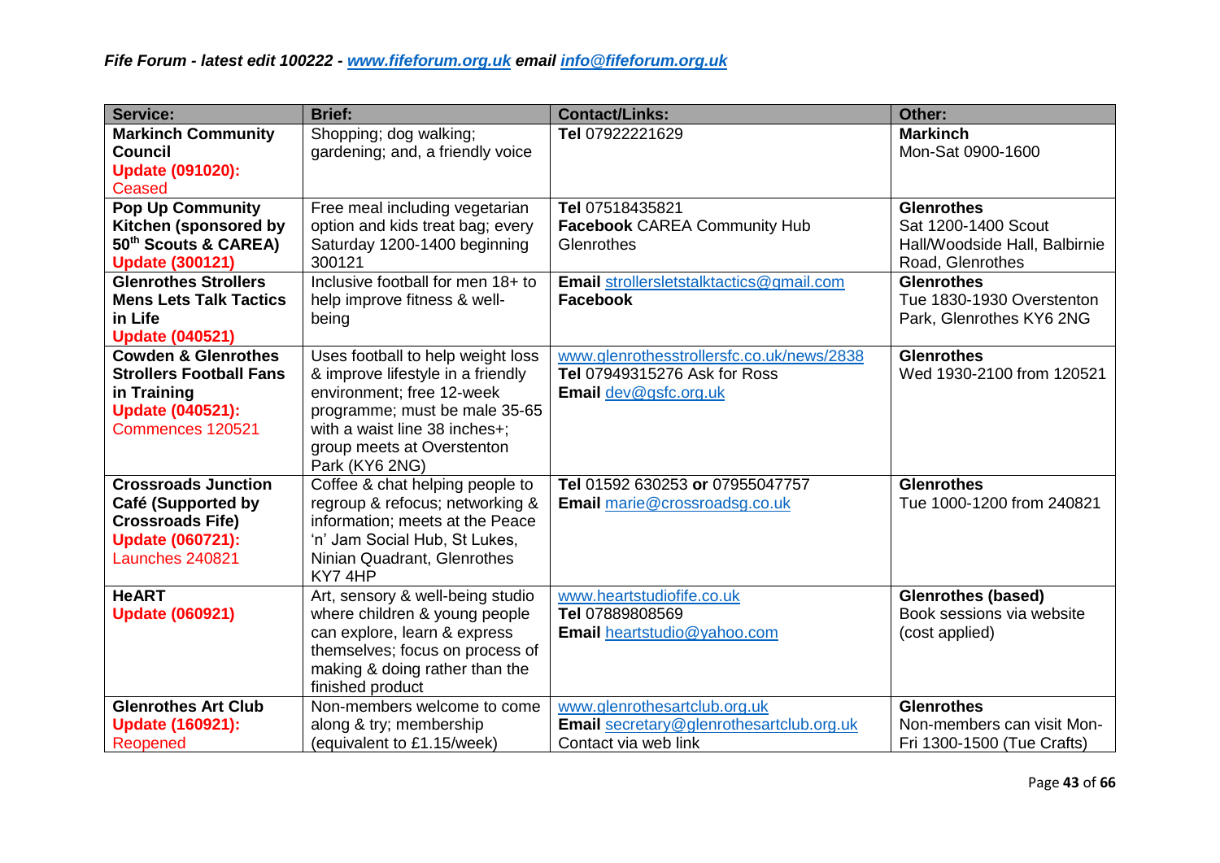*Fife Forum - latest edit 100222 - [www.fifeforum.org.uk](http://www.fifeforum.org.uk) email [info@fifeforum.org.uk](mailto:info@fifeforum.org.uk)*

| Service: | Brief: | Contact/Links: | Other: |
|---|---|---|---|
| **Markinch Community Council** Update (091020): Ceased | Shopping; dog walking; gardening; and, a friendly voice | **Tel** 07922221629 | **Markinch** Mon-Sat 0900-1600 |
| **Pop Up Community Kitchen (sponsored by 50th Scouts & CAREA)** **Update (300121)** | Free meal including vegetarian option and kids treat bag; every Saturday 1200-1400 beginning 300121 | **Tel** 07518435821 **Facebook** CAREA Community Hub Glenrothes | **Glenrothes** Sat 1200-1400 Scout Hall/Woodside Hall, Balbirnie Road, Glenrothes |
| **Glenrothes Strollers Mens Lets Talk Tactics in Life** **Update (040521)** | Inclusive football for men 18+ to help improve fitness & well-being | **Email** strollersletstalktactics@gmail.com **Facebook** | **Glenrothes** Tue 1830-1930 Overstenton Park, Glenrothes KY6 2NG |
| **Cowden & Glenrothes Strollers Football Fans in Training** **Update (040521):** Commences 120521 | Uses football to help weight loss & improve lifestyle in a friendly environment; free 12-week programme; must be male 35-65 with a waist line 38 inches+; group meets at Overstenton Park (KY6 2NG) | www.glenrothesstrollersfc.co.uk/news/2838 **Tel** 07949315276 Ask for Ross **Email** dev@gsfc.org.uk | **Glenrothes** Wed 1930-2100 from 120521 |
| **Crossroads Junction Café (Supported by Crossroads Fife)** **Update (060721):** Launches 240821 | Coffee & chat helping people to regroup & refocus; networking & information; meets at the Peace 'n' Jam Social Hub, St Lukes, Ninian Quadrant, Glenrothes KY7 4HP | **Tel** 01592 630253 **or** 07955047757 **Email** marie@crossroadsg.co.uk | **Glenrothes** Tue 1000-1200 from 240821 |
| **HeART** **Update (060921)** | Art, sensory & well-being studio where children & young people can explore, learn & express themselves; focus on process of making & doing rather than the finished product | www.heartstudiofife.co.uk **Tel** 07889808569 **Email** heartstudio@yahoo.com | **Glenrothes (based)** Book sessions via website (cost applied) |
| **Glenrothes Art Club** **Update (160921):** Reopened | Non-members welcome to come along & try; membership (equivalent to £1.15/week) | www.glenrothesartclub.org.uk **Email** secretary@glenrothesartclub.org.uk Contact via web link | **Glenrothes** Non-members can visit Mon-Fri 1300-1500 (Tue Crafts) |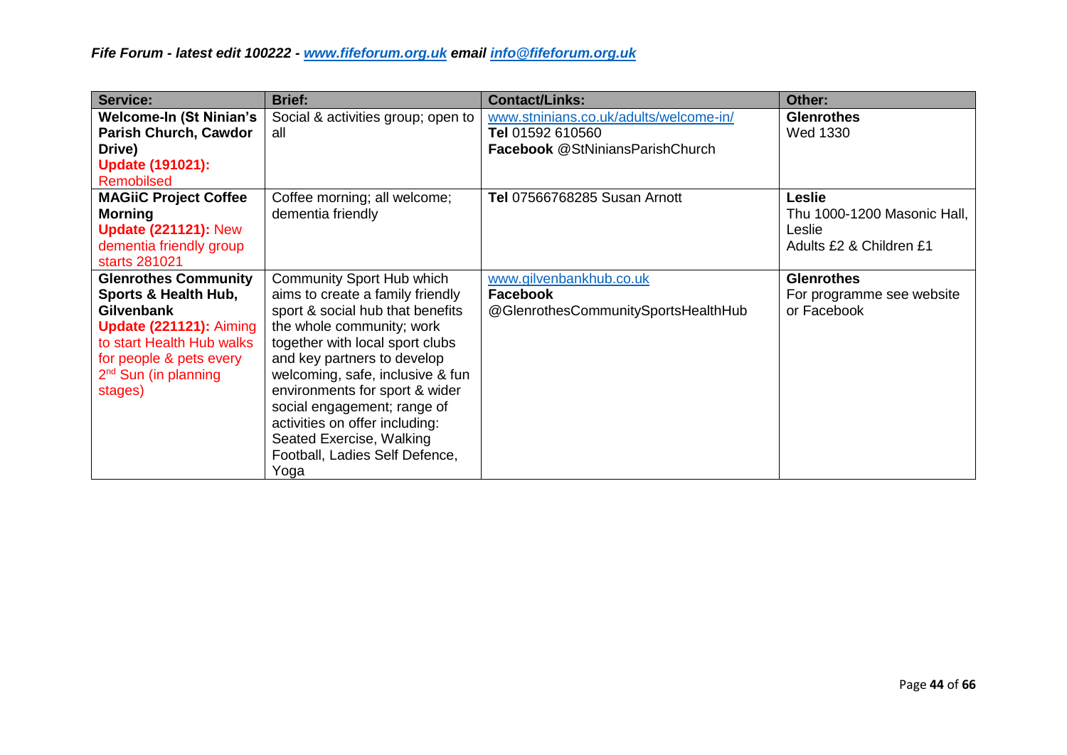| Service: | Brief: | Contact/Links: | Other: |
|---|---|---|---|
| **Welcome-In (St Ninian's Parish Church, Cawdor Drive)** **Update (191021):** Remobilsed | Social & activities group; open to all | www.stninians.co.uk/adults/welcome-in/ **Tel** 01592 610560 **Facebook** @StNiniansParishChurch | **Glenrothes** Wed 1330 |
| **MAGiiC Project Coffee Morning** **Update (221121):** New dementia friendly group starts 281021 | Coffee morning; all welcome; dementia friendly | **Tel** 07566768285 Susan Arnott | **Leslie** Thu 1000-1200 Masonic Hall, Leslie Adults £2 & Children £1 |
| **Glenrothes Community Sports & Health Hub, Gilvenbank** **Update (221121):** Aiming to start Health Hub walks for people & pets every 2nd Sun (in planning stages) | Community Sport Hub which aims to create a family friendly sport & social hub that benefits the whole community; work together with local sport clubs and key partners to develop welcoming, safe, inclusive & fun environments for sport & wider social engagement; range of activities on offer including: Seated Exercise, Walking Football, Ladies Self Defence, Yoga | www.gilvenbankhub.co.uk **Facebook** @GlenrothesCommunitySportsHealthHub | **Glenrothes** For programme see website or Facebook |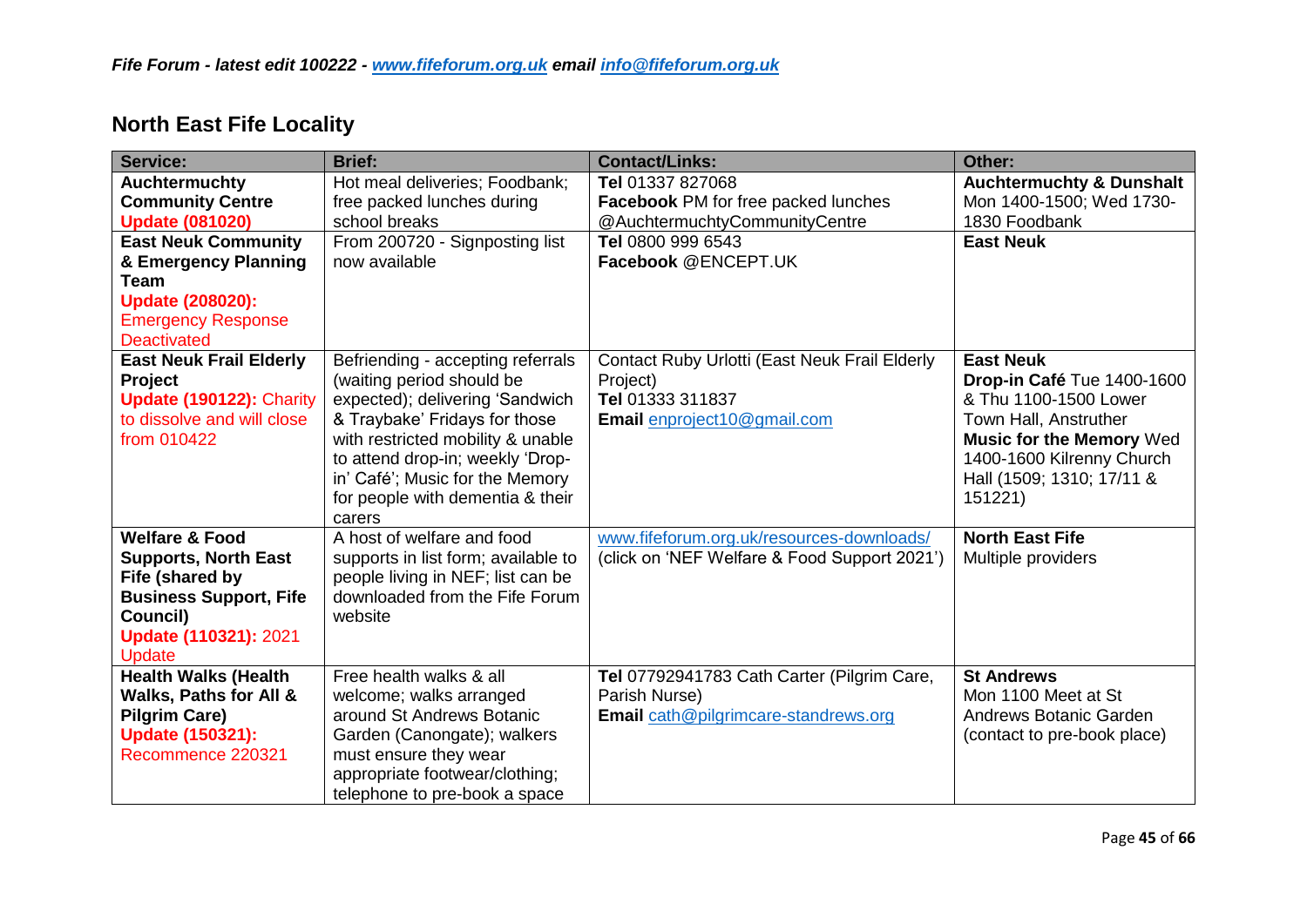*Fife Forum - latest edit 100222 - [www.fifeforum.org.uk](http://www.fifeforum.org.uk) email [info@fifeforum.org.uk](mailto:info@fifeforum.org.uk)*

## North East Fife Locality

| Service: | Brief: | Contact/Links: | Other: |
|---|---|---|---|
| **Auchtermuchty Community Centre** **Update (081020)** | Hot meal deliveries; Foodbank; free packed lunches during school breaks | **Tel** 01337 827068 **Facebook** PM for free packed lunches @AuchtermuchtyCommunityCentre | **Auchtermuchty & Dunshalt** Mon 1400-1500; Wed 1730-1830 Foodbank |
| **East Neuk Community & Emergency Planning Team** **Update (208020):** Emergency Response Deactivated | From 200720 - Signposting list now available | **Tel** 0800 999 6543 **Facebook** @ENCEPT.UK | **East Neuk** |
| **East Neuk Frail Elderly Project** **Update (190122):** Charity to dissolve and will close from 010422 | Befriending - accepting referrals (waiting period should be expected); delivering 'Sandwich & Traybake' Fridays for those with restricted mobility & unable to attend drop-in; weekly 'Drop-in' Café'; Music for the Memory for people with dementia & their carers | Contact Ruby Urlotti (East Neuk Frail Elderly Project) **Tel** 01333 311837 **Email** [enproject10@gmail.com](mailto:enproject10@gmail.com) | **East Neuk** **Drop-in Café** Tue 1400-1600 & Thu 1100-1500 Lower Town Hall, Anstruther **Music for the Memory** Wed 1400-1600 Kilrenny Church Hall (1509; 1310; 17/11 & 151221) |
| **Welfare & Food Supports, North East Fife (shared by Business Support, Fife Council)** **Update (110321):** 2021 Update | A host of welfare and food supports in list form; available to people living in NEF; list can be downloaded from the Fife Forum website | [www.fifeforum.org.uk/resources-downloads/](http://www.fifeforum.org.uk/resources-downloads/) (click on 'NEF Welfare & Food Support 2021') | **North East Fife** Multiple providers |
| **Health Walks (Health Walks, Paths for All & Pilgrim Care)** **Update (150321):** Recommence 220321 | Free health walks & all welcome; walks arranged around St Andrews Botanic Garden (Canongate); walkers must ensure they wear appropriate footwear/clothing; telephone to pre-book a space | **Tel** 07792941783 Cath Carter (Pilgrim Care, Parish Nurse) **Email** [cath@pilgrimcare-standrews.org](mailto:cath@pilgrimcare-standrews.org) | **St Andrews** Mon 1100 Meet at St Andrews Botanic Garden (contact to pre-book place) |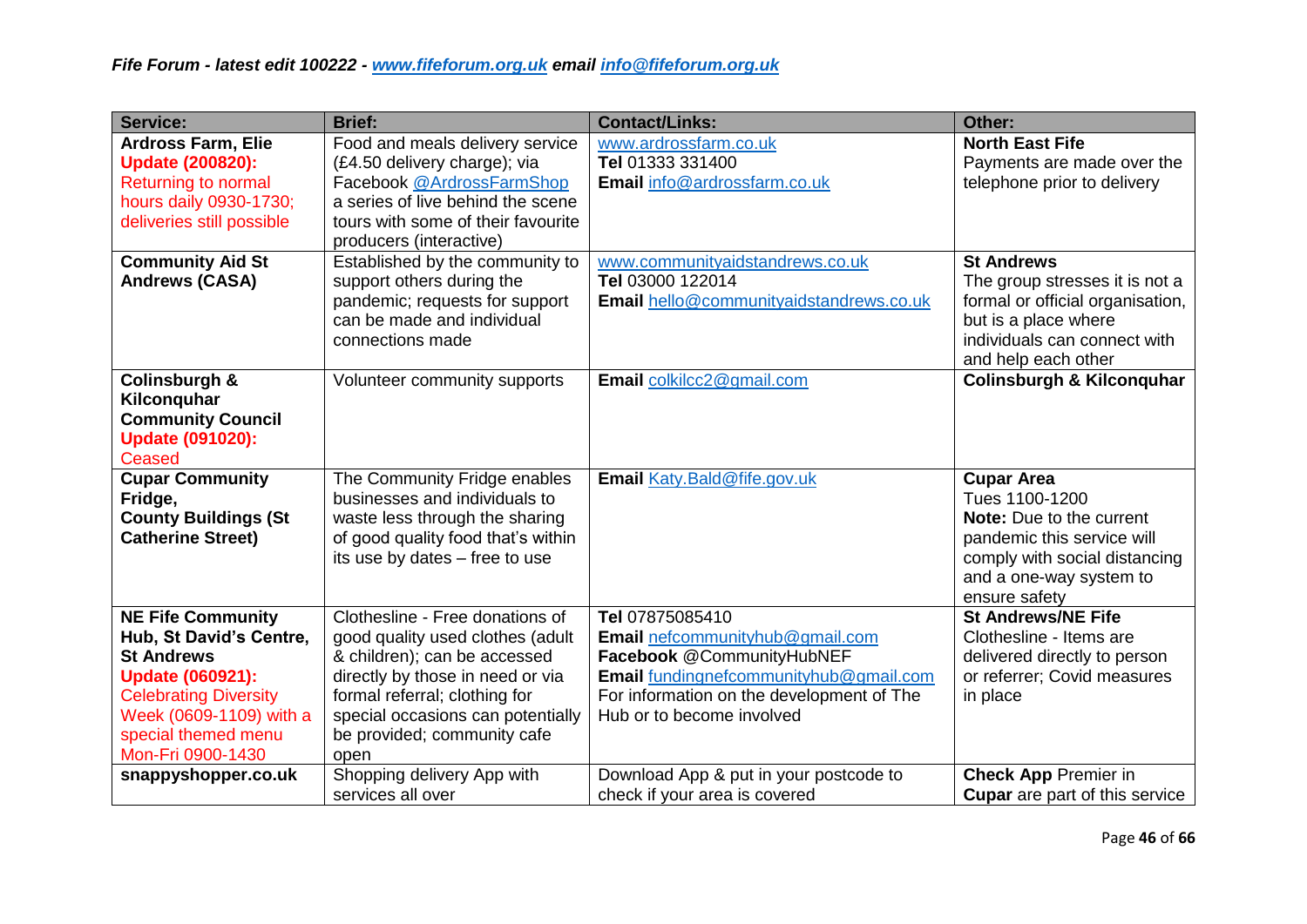*Fife Forum - latest edit 100222 - [www.fifeforum.org.uk](http://www.fifeforum.org.uk) email [info@fifeforum.org.uk](mailto:info@fifeforum.org.uk)*

| Service: | Brief: | Contact/Links: | Other: |
|---|---|---|---|
| **Ardross Farm, Elie** **Update (200820):** Returning to normal hours daily 0930-1730; deliveries still possible | Food and meals delivery service (£4.50 delivery charge); via Facebook @ArdrossFarmShop a series of live behind the scene tours with some of their favourite producers (interactive) | www.ardrossfarm.co.uk **Tel** 01333 331400 **Email** info@ardrossfarm.co.uk | **North East Fife** Payments are made over the telephone prior to delivery |
| **Community Aid St Andrews (CASA)** | Established by the community to support others during the pandemic; requests for support can be made and individual connections made | www.communityaidstandrews.co.uk **Tel** 03000 122014 **Email** hello@communityaidstandrews.co.uk | **St Andrews** The group stresses it is not a formal or official organisation, but is a place where individuals can connect with and help each other |
| **Colinsburgh & Kilconquhar Community Council** **Update (091020):** Ceased | Volunteer community supports | **Email** colkilcc2@gmail.com | **Colinsburgh & Kilconquhar** |
| **Cupar Community Fridge, County Buildings (St Catherine Street)** | The Community Fridge enables businesses and individuals to waste less through the sharing of good quality food that's within its use by dates – free to use | **Email** Katy.Bald@fife.gov.uk | **Cupar Area** Tues 1100-1200 **Note:** Due to the current pandemic this service will comply with social distancing and a one-way system to ensure safety |
| **NE Fife Community Hub, St David's Centre, St Andrews** **Update (060921):** Celebrating Diversity Week (0609-1109) with a special themed menu Mon-Fri 0900-1430 | Clothesline - Free donations of good quality used clothes (adult & children); can be accessed directly by those in need or via formal referral; clothing for special occasions can potentially be provided; community cafe open | **Tel** 07875085410 **Email** nefcommunityhub@gmail.com **Facebook** @CommunityHubNEF **Email** fundingnefcommunityhub@gmail.com For information on the development of The Hub or to become involved | **St Andrews/NE Fife** Clothesline - Items are delivered directly to person or referrer; Covid measures in place |
| **snappyshopper.co.uk** | Shopping delivery App with services all over | Download App & put in your postcode to check if your area is covered | **Check App** Premier in **Cupar** are part of this service |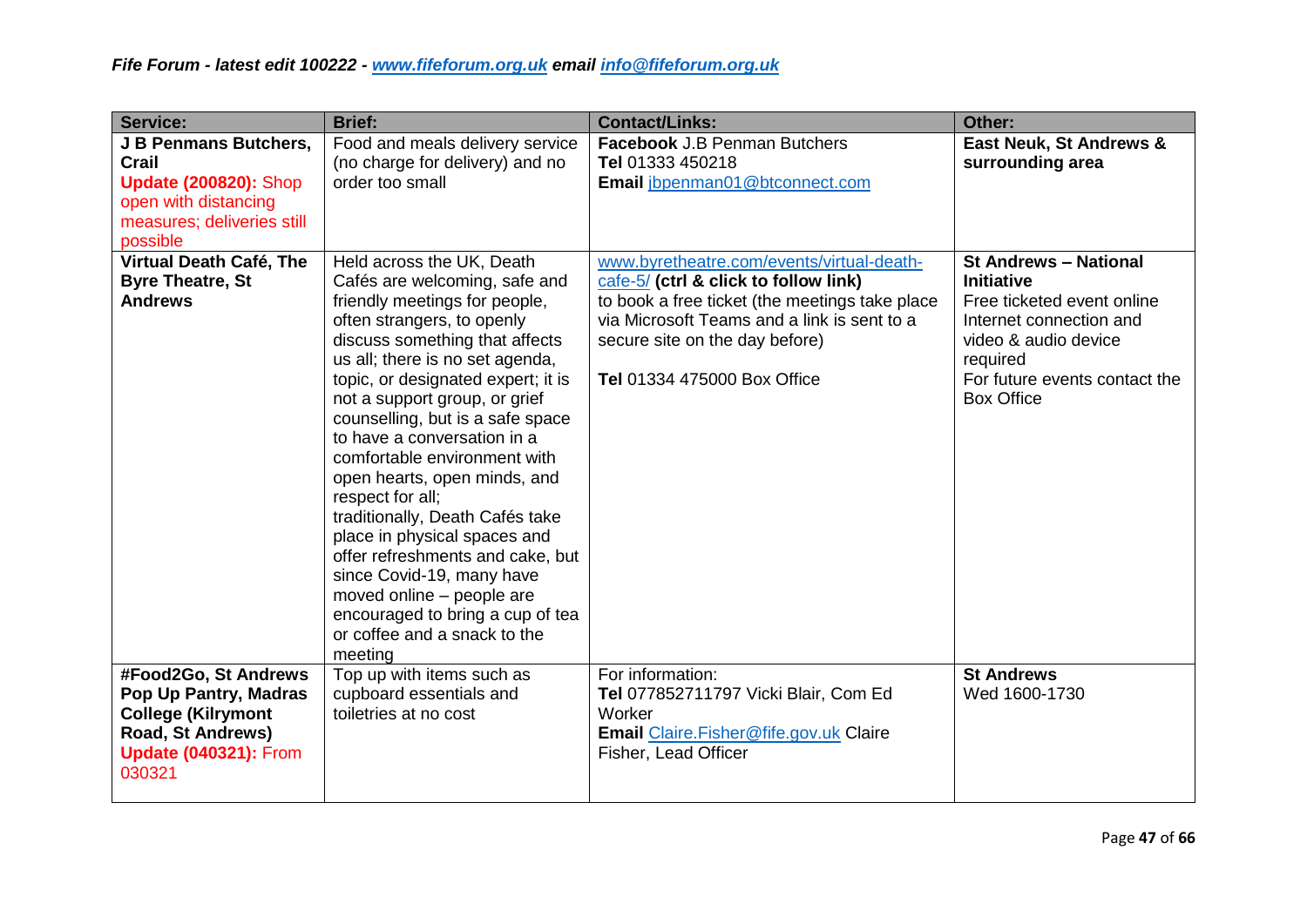| Service: | Brief: | Contact/Links: | Other: |
|---|---|---|---|
| **J B Penmans Butchers, Crail** **Update (200820):** Shop open with distancing measures; deliveries still possible | Food and meals delivery service (no charge for delivery) and no order too small | **Facebook** J.B Penman Butchers **Tel** 01333 450218 **Email** jbpenman01@btconnect.com | **East Neuk, St Andrews & surrounding area** |
| **Virtual Death Café, The Byre Theatre, St Andrews** | Held across the UK, Death Cafés are welcoming, safe and friendly meetings for people, often strangers, to openly discuss something that affects us all; there is no set agenda, topic, or designated expert; it is not a support group, or grief counselling, but is a safe space to have a conversation in a comfortable environment with open hearts, open minds, and respect for all; traditionally, Death Cafés take place in physical spaces and offer refreshments and cake, but since Covid-19, many have moved online – people are encouraged to bring a cup of tea or coffee and a snack to the meeting | www.byretheatre.com/events/virtual-death-cafe-5/ **(ctrl & click to follow link)** to book a free ticket (the meetings take place via Microsoft Teams and a link is sent to a secure site on the day before) **Tel** 01334 475000 Box Office | **St Andrews – National Initiative** Free ticketed event online Internet connection and video & audio device required For future events contact the Box Office |
| **#Food2Go, St Andrews Pop Up Pantry, Madras College (Kilrymont Road, St Andrews)** **Update (040321):** From 030321 | Top up with items such as cupboard essentials and toiletries at no cost | For information: **Tel** 077852711797 Vicki Blair, Com Ed Worker **Email** Claire.Fisher@fife.gov.uk Claire Fisher, Lead Officer | **St Andrews** Wed 1600-1730 |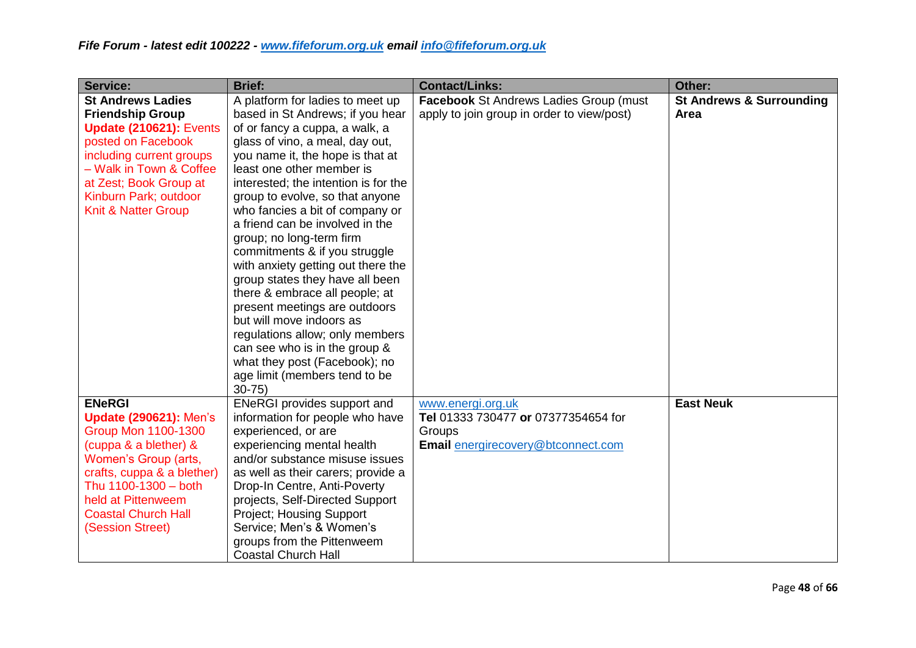| Service: | Brief: | Contact/Links: | Other: |
|---|---|---|---|
| **St Andrews Ladies Friendship Group** **Update (210621):** Events posted on Facebook including current groups – Walk in Town & Coffee at Zest; Book Group at Kinburn Park; outdoor Knit & Natter Group | A platform for ladies to meet up based in St Andrews; if you hear of or fancy a cuppa, a walk, a glass of vino, a meal, day out, you name it, the hope is that at least one other member is interested; the intention is for the group to evolve, so that anyone who fancies a bit of company or a friend can be involved in the group; no long-term firm commitments & if you struggle with anxiety getting out there the group states they have all been there & embrace all people; at present meetings are outdoors but will move indoors as regulations allow; only members can see who is in the group & what they post (Facebook); no age limit (members tend to be 30-75) | **Facebook** St Andrews Ladies Group (must apply to join group in order to view/post) | **St Andrews & Surrounding Area** |
| **ENeRGI** **Update (290621):** Men's Group Mon 1100-1300 (cuppa & a blether) & Women's Group (arts, crafts, cuppa & a blether) Thu 1100-1300 – both held at Pittenweem Coastal Church Hall (Session Street) | ENeRGI provides support and information for people who have experienced, or are experiencing mental health and/or substance misuse issues as well as their carers; provide a Drop-In Centre, Anti-Poverty projects, Self-Directed Support Project; Housing Support Service; Men's & Women's groups from the Pittenweem Coastal Church Hall | www.energi.org.uk **Tel** 01333 730477 **or** 07377354654 for Groups **Email** energirecovery@btconnect.com | **East Neuk** |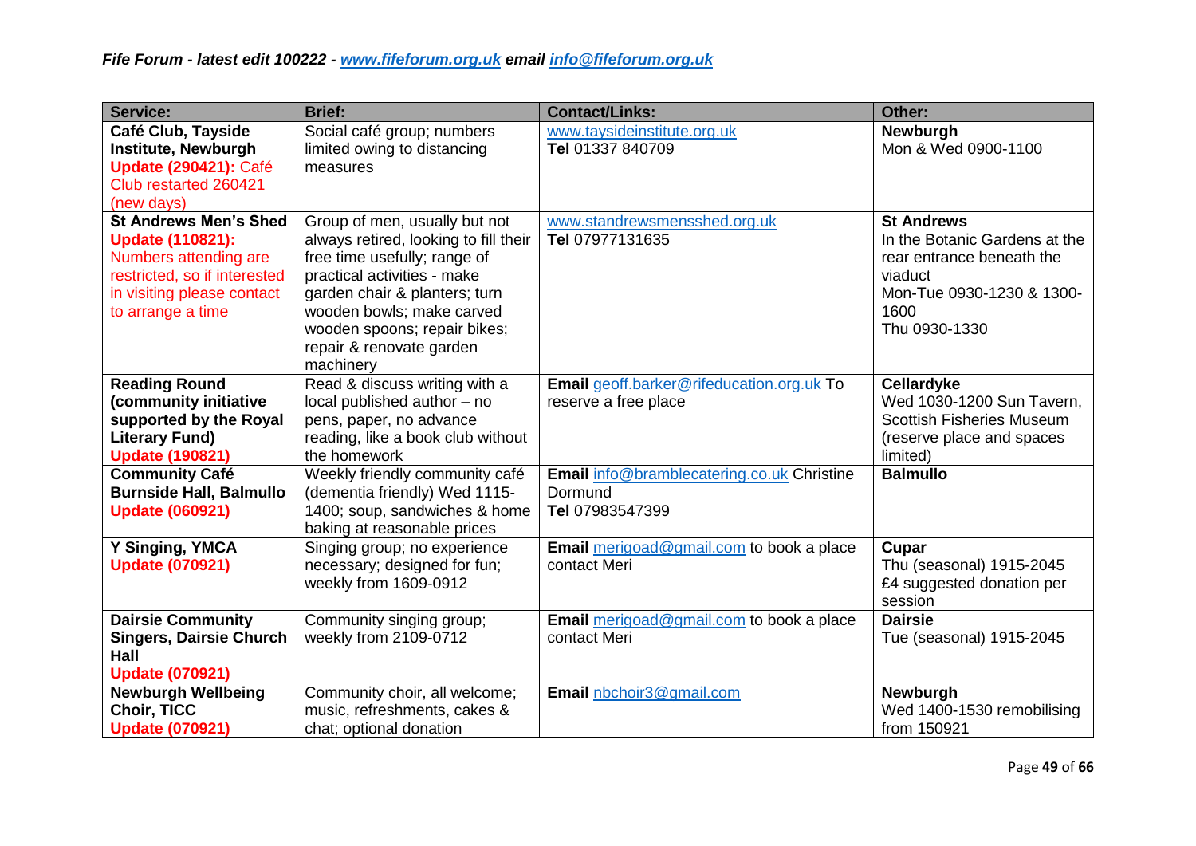***Fife Forum - latest edit 100222 - www.fifeforum.org.uk email info@fifeforum.org.uk***

| Service: | Brief: | Contact/Links: | Other: |
|---|---|---|---|
| **Café Club, Tayside Institute, Newburgh** **Update (290421):** Café Club restarted 260421 (new days) | Social café group; numbers limited owing to distancing measures | www.taysideinstitute.org.uk **Tel** 01337 840709 | **Newburgh** Mon & Wed 0900-1100 |
| **St Andrews Men's Shed** **Update (110821):** Numbers attending are restricted, so if interested in visiting please contact to arrange a time | Group of men, usually but not always retired, looking to fill their free time usefully; range of practical activities - make garden chair & planters; turn wooden bowls; make carved wooden spoons; repair bikes; repair & renovate garden machinery | www.standrewsmensshed.org.uk **Tel** 07977131635 | **St Andrews** In the Botanic Gardens at the rear entrance beneath the viaduct Mon-Tue 0930-1230 & 1300-1600 Thu 0930-1330 |
| **Reading Round (community initiative supported by the Royal Literary Fund)** **Update (190821)** | Read & discuss writing with a local published author – no pens, paper, no advance reading, like a book club without the homework | **Email** geoff.barker@rifeducation.org.uk To reserve a free place | **Cellardyke** Wed 1030-1200 Sun Tavern, Scottish Fisheries Museum (reserve place and spaces limited) |
| **Community Café Burnside Hall, Balmullo** **Update (060921)** | Weekly friendly community café (dementia friendly) Wed 1115-1400; soup, sandwiches & home baking at reasonable prices | **Email** info@bramblecatering.co.uk Christine Dormund **Tel** 07983547399 | **Balmullo** |
| **Y Singing, YMCA** **Update (070921)** | Singing group; no experience necessary; designed for fun; weekly from 1609-0912 | **Email** merigoad@gmail.com to book a place contact Meri | **Cupar** Thu (seasonal) 1915-2045 £4 suggested donation per session |
| **Dairsie Community Singers, Dairsie Church Hall** **Update (070921)** | Community singing group; weekly from 2109-0712 | **Email** merigoad@gmail.com to book a place contact Meri | **Dairsie** Tue (seasonal) 1915-2045 |
| **Newburgh Wellbeing Choir, TICC** **Update (070921)** | Community choir, all welcome; music, refreshments, cakes & chat; optional donation | **Email** nbchoir3@gmail.com | **Newburgh** Wed 1400-1530 remobilising from 150921 |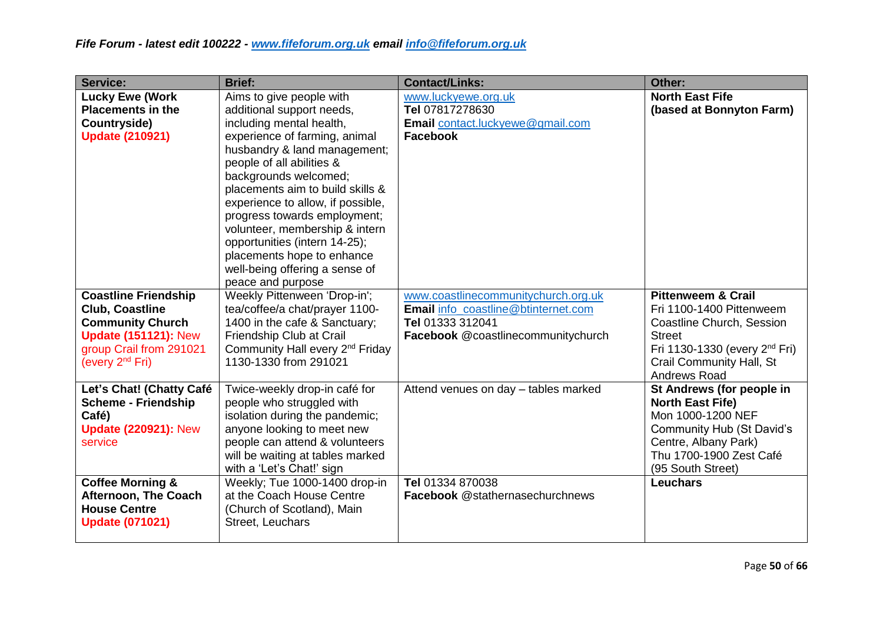*Fife Forum - latest edit 100222 - [www.fifeforum.org.uk](http://www.fifeforum.org.uk) email [info@fifeforum.org.uk](mailto:info@fifeforum.org.uk)*

| Service: | Brief: | Contact/Links: | Other: |
|---|---|---|---|
| **Lucky Ewe (Work Placements in the Countryside)** **Update (210921)** | Aims to give people with additional support needs, including mental health, experience of farming, animal husbandry & land management; people of all abilities & backgrounds welcomed; placements aim to build skills & experience to allow, if possible, progress towards employment; volunteer, membership & intern opportunities (intern 14-25); placements hope to enhance well-being offering a sense of peace and purpose | www.luckyewe.org.uk **Tel** 07817278630 **Email** contact.luckyewe@gmail.com **Facebook** | **North East Fife (based at Bonnyton Farm)** |
| **Coastline Friendship Club, Coastline Community Church** **Update (151121):** New group Crail from 291021 (every 2nd Fri) | Weekly Pittenween 'Drop-in'; tea/coffee/a chat/prayer 1100-1400 in the cafe & Sanctuary; Friendship Club at Crail Community Hall every 2nd Friday 1130-1330 from 291021 | www.coastlinecommunitychurch.org.uk **Email** info_coastline@btinternet.com **Tel** 01333 312041 **Facebook** @coastlinecommunitychurch | **Pittenweem & Crail** Fri 1100-1400 Pittenweem Coastline Church, Session Street Fri 1130-1330 (every 2nd Fri) Crail Community Hall, St Andrews Road |
| **Let's Chat! (Chatty Café Scheme - Friendship Café)** **Update (220921):** New service | Twice-weekly drop-in café for people who struggled with isolation during the pandemic; anyone looking to meet new people can attend & volunteers will be waiting at tables marked with a 'Let's Chat!' sign | Attend venues on day – tables marked | **St Andrews (for people in North East Fife)** Mon 1000-1200 NEF Community Hub (St David's Centre, Albany Park) Thu 1700-1900 Zest Café (95 South Street) |
| **Coffee Morning & Afternoon, The Coach House Centre** **Update (071021)** | Weekly; Tue 1000-1400 drop-in at the Coach House Centre (Church of Scotland), Main Street, Leuchars | **Tel** 01334 870038 **Facebook** @stathernasechurchnews | **Leuchars** |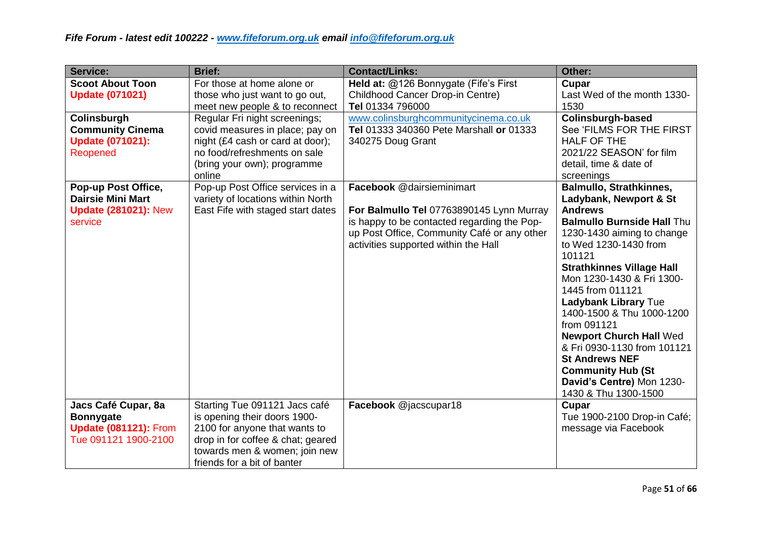*Fife Forum - latest edit 100222 - [www.fifeforum.org.uk](http://www.fifeforum.org.uk) email [info@fifeforum.org.uk](mailto:info@fifeforum.org.uk)*

| Service: | Brief: | Contact/Links: | Other: |
|---|---|---|---|
| **Scoot About Toon** **Update (071021)** | For those at home alone or those who just want to go out, meet new people & to reconnect | **Held at:** @126 Bonnygate (Fife's First Childhood Cancer Drop-in Centre) **Tel** 01334 796000 | **Cupar** Last Wed of the month 1330-1530 |
| **Colinsburgh Community Cinema** **Update (071021):** Reopened | Regular Fri night screenings; covid measures in place; pay on night (£4 cash or card at door); no food/refreshments on sale (bring your own); programme online | www.colinsburghcommunitycinema.co.uk **Tel** 01333 340360 Pete Marshall **or** 01333 340275 Doug Grant | **Colinsburgh-based** See 'FILMS FOR THE FIRST HALF OF THE 2021/22 SEASON' for film detail, time & date of screenings |
| **Pop-up Post Office, Dairsie Mini Mart** **Update (281021):** New service | Pop-up Post Office services in a variety of locations within North East Fife with staged start dates | **Facebook** @dairsieminimart<br><br>**For Balmullo Tel** 07763890145 Lynn Murray is happy to be contacted regarding the Pop-up Post Office, Community Café or any other activities supported within the Hall | **Balmullo, Strathkinnes, Ladybank, Newport & St Andrews** **Balmullo Burnside Hall** Thu 1230-1430 aiming to change to Wed 1230-1430 from 101121 **Strathkinnes Village Hall** Mon 1230-1430 & Fri 1300-1445 from 011121 **Ladybank Library** Tue 1400-1500 & Thu 1000-1200 from 091121 **Newport Church Hall** Wed & Fri 0930-1130 from 101121 **St Andrews NEF Community Hub (St David's Centre)** Mon 1230-1430 & Thu 1300-1500 |
| **Jacs Café Cupar, 8a Bonnygate** **Update (081121):** From Tue 091121 1900-2100 | Starting Tue 091121 Jacs café is opening their doors 1900-2100 for anyone that wants to drop in for coffee & chat; geared towards men & women; join new friends for a bit of banter | **Facebook** @jacscupar18 | **Cupar** Tue 1900-2100 Drop-in Café; message via Facebook |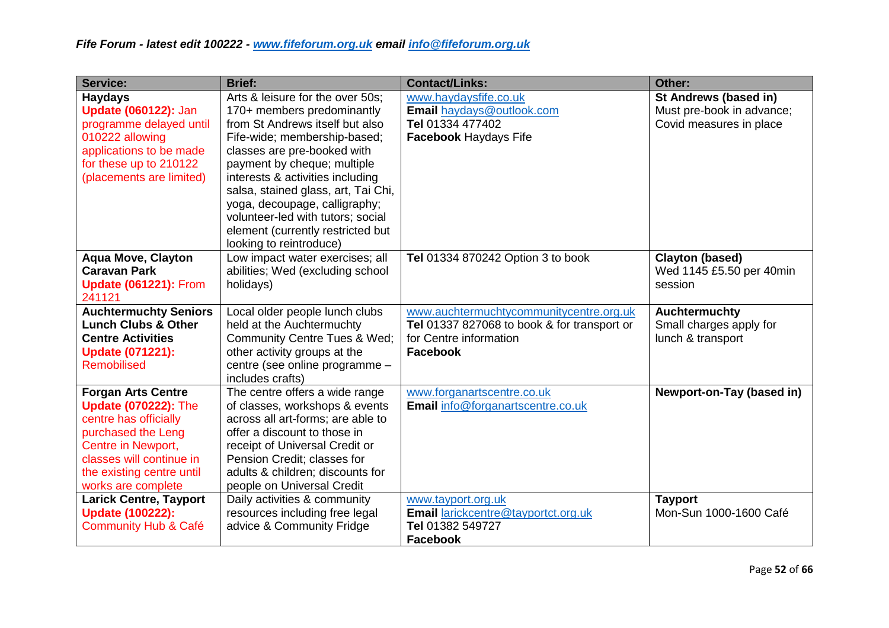*Fife Forum - latest edit 100222 - [www.fifeforum.org.uk](http://www.fifeforum.org.uk) email [info@fifeforum.org.uk](mailto:info@fifeforum.org.uk)*

| Service: | Brief: | Contact/Links: | Other: |
|---|---|---|---|
| **Haydays** **Update (060122):** Jan programme delayed until 010222 allowing applications to be made for these up to 210122 (placements are limited) | Arts & leisure for the over 50s; 170+ members predominantly from St Andrews itself but also Fife-wide; membership-based; classes are pre-booked with payment by cheque; multiple interests & activities including salsa, stained glass, art, Tai Chi, yoga, decoupage, calligraphy; volunteer-led with tutors; social element (currently restricted but looking to reintroduce) | www.haydaysfife.co.uk **Email** haydays@outlook.com **Tel** 01334 477402 **Facebook** Haydays Fife | **St Andrews (based in)** Must pre-book in advance; Covid measures in place |
| **Aqua Move, Clayton Caravan Park** **Update (061221):** From 241121 | Low impact water exercises; all abilities; Wed (excluding school holidays) | **Tel** 01334 870242 Option 3 to book | **Clayton (based)** Wed 1145 £5.50 per 40min session |
| **Auchtermuchty Seniors Lunch Clubs & Other Centre Activities** **Update (071221):** Remobilised | Local older people lunch clubs held at the Auchtermuchty Community Centre Tues & Wed; other activity groups at the centre (see online programme – includes crafts) | www.auchtermuchtycommunitycentre.org.uk **Tel** 01337 827068 to book & for transport or for Centre information **Facebook** | **Auchtermuchty** Small charges apply for lunch & transport |
| **Forgan Arts Centre** **Update (070222):** The centre has officially purchased the Leng Centre in Newport, classes will continue in the existing centre until works are complete | The centre offers a wide range of classes, workshops & events across all art-forms; are able to offer a discount to those in receipt of Universal Credit or Pension Credit; classes for adults & children; discounts for people on Universal Credit | www.forganartscentre.co.uk **Email** info@forganartscentre.co.uk | **Newport-on-Tay (based in)** |
| **Larick Centre, Tayport** **Update (100222):** Community Hub & Café | Daily activities & community resources including free legal advice & Community Fridge | www.tayport.org.uk **Email** larickcentre@tayportct.org.uk **Tel** 01382 549727 **Facebook** | **Tayport** Mon-Sun 1000-1600 Café |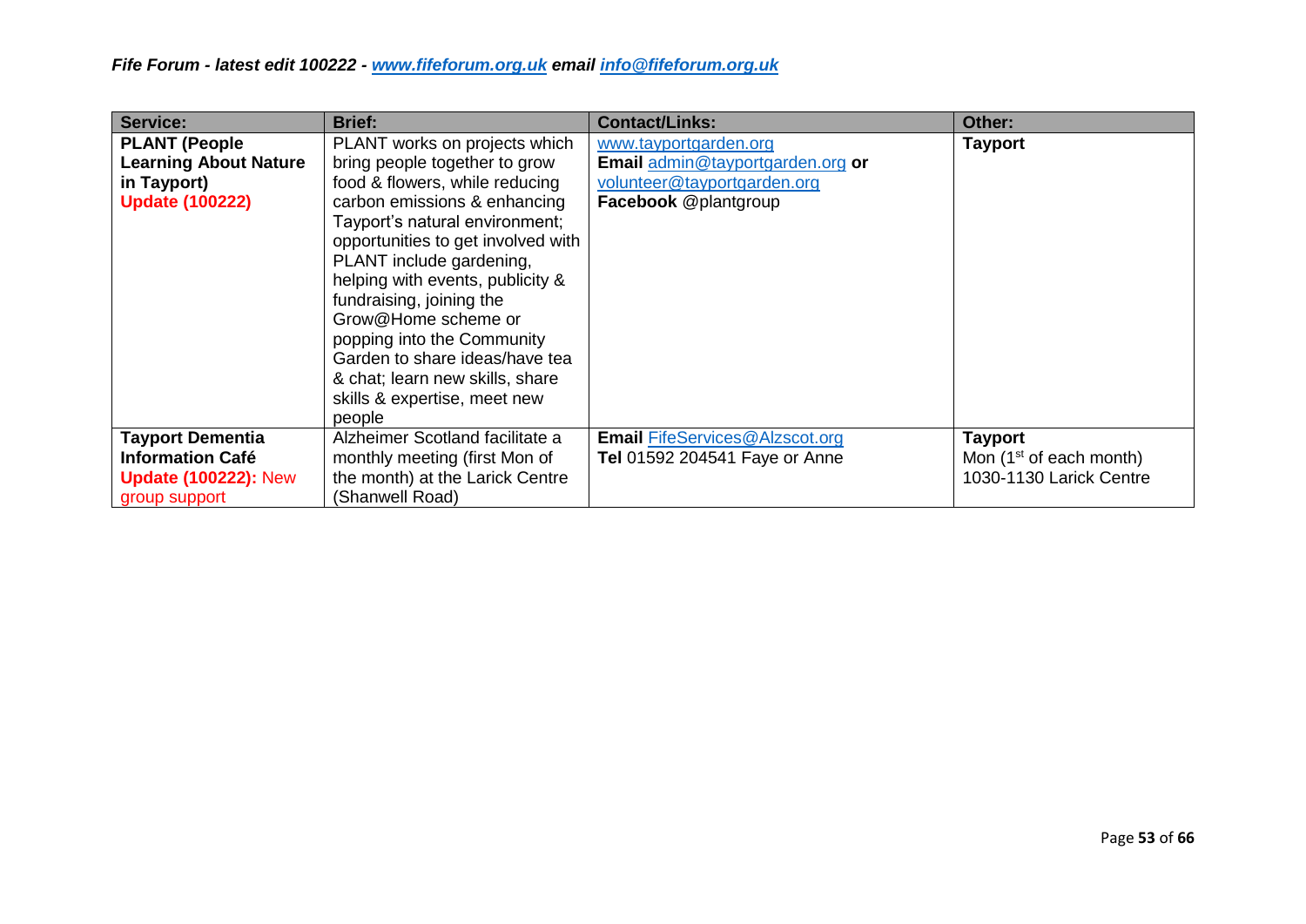| Service: | Brief: | Contact/Links: | Other: |
|---|---|---|---|
| **PLANT (People Learning About Nature in Tayport)** **Update (100222)** | PLANT works on projects which bring people together to grow food & flowers, while reducing carbon emissions & enhancing Tayport's natural environment; opportunities to get involved with PLANT include gardening, helping with events, publicity & fundraising, joining the Grow@Home scheme or popping into the Community Garden to share ideas/have tea & chat; learn new skills, share skills & expertise, meet new people | www.tayportgarden.org **Email** admin@tayportgarden.org **or** volunteer@tayportgarden.org **Facebook** @plantgroup | **Tayport** |
| **Tayport Dementia Information Café** **Update (100222):** New group support | Alzheimer Scotland facilitate a monthly meeting (first Mon of the month) at the Larick Centre (Shanwell Road) | **Email** FifeServices@Alzscot.org **Tel** 01592 204541 Faye or Anne | **Tayport** Mon (1st of each month) 1030-1130 Larick Centre |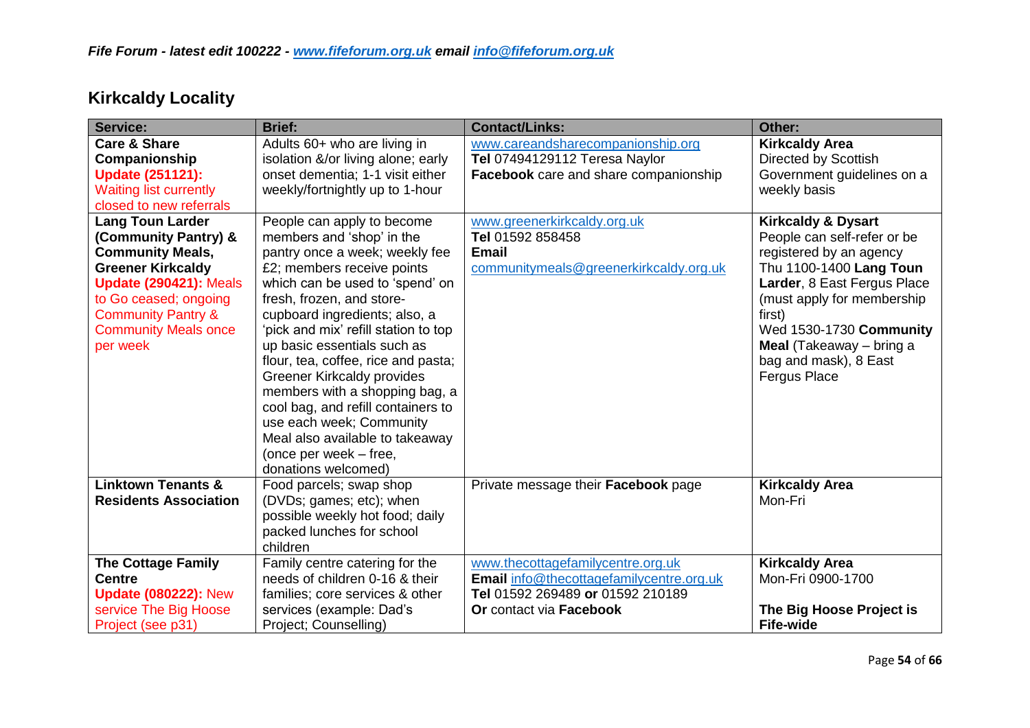## Kirkcaldy Locality

| Service: | Brief: | Contact/Links: | Other: |
|---|---|---|---|
| **Care & Share Companionship** Update (251121): Waiting list currently closed to new referrals | Adults 60+ who are living in isolation &/or living alone; early onset dementia; 1-1 visit either weekly/fortnightly up to 1-hour | www.careandsharecompanionship.org **Tel** 07494129112 Teresa Naylor **Facebook** care and share companionship | **Kirkcaldy Area** Directed by Scottish Government guidelines on a weekly basis |
| **Lang Toun Larder (Community Pantry) & Community Meals, Greener Kirkcaldy** Update (290421): Meals to Go ceased; ongoing Community Pantry & Community Meals once per week | People can apply to become members and 'shop' in the pantry once a week; weekly fee £2; members receive points which can be used to 'spend' on fresh, frozen, and store-cupboard ingredients; also, a 'pick and mix' refill station to top up basic essentials such as flour, tea, coffee, rice and pasta; Greener Kirkcaldy provides members with a shopping bag, a cool bag, and refill containers to use each week; Community Meal also available to takeaway (once per week – free, donations welcomed) | www.greenerkirkcaldy.org.uk **Tel** 01592 858458 **Email** communitymeals@greenerkirkcaldy.org.uk | **Kirkcaldy & Dysart** People can self-refer or be registered by an agency Thu 1100-1400 **Lang Toun Larder**, 8 East Fergus Place (must apply for membership first) Wed 1530-1730 **Community Meal** (Takeaway – bring a bag and mask), 8 East Fergus Place |
| **Linktown Tenants & Residents Association** | Food parcels; swap shop (DVDs; games; etc); when possible weekly hot food; daily packed lunches for school children | Private message their **Facebook** page | **Kirkcaldy Area** Mon-Fri |
| **The Cottage Family Centre** Update (080222): New service The Big Hoose Project (see p31) | Family centre catering for the needs of children 0-16 & their families; core services & other services (example: Dad's Project; Counselling) | www.thecottagefamilycentre.org.uk **Email** info@thecottagefamilycentre.org.uk **Tel** 01592 269489 **or** 01592 210189 **Or** contact via **Facebook** | **Kirkcaldy Area** Mon-Fri 0900-1700 **The Big Hoose Project is Fife-wide** |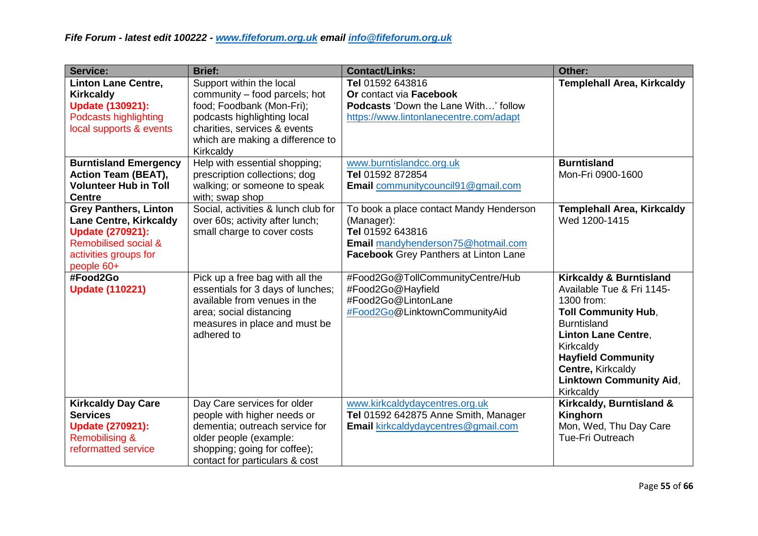*Fife Forum - latest edit 100222 - www.fifeforum.org.uk email info@fifeforum.org.uk*

| Service: | Brief: | Contact/Links: | Other: |
|---|---|---|---|
| **Linton Lane Centre, Kirkcaldy** **Update (130921):** Podcasts highlighting local supports & events | Support within the local community – food parcels; hot food; Foodbank (Mon-Fri); podcasts highlighting local charities, services & events which are making a difference to Kirkcaldy | **Tel** 01592 643816 **Or** contact via **Facebook** **Podcasts** 'Down the Lane With…' follow https://www.lintonlanecentre.com/adapt | **Templehall Area, Kirkcaldy** |
| **Burntisland Emergency Action Team (BEAT), Volunteer Hub in Toll Centre** | Help with essential shopping; prescription collections; dog walking; or someone to speak with; swap shop | www.burntislandcc.org.uk **Tel** 01592 872854 **Email** communitycouncil91@gmail.com | **Burntisland** Mon-Fri 0900-1600 |
| **Grey Panthers, Linton Lane Centre, Kirkcaldy** **Update (270921):** Remobilised social & activities groups for people 60+ | Social, activities & lunch club for over 60s; activity after lunch; small charge to cover costs | To book a place contact Mandy Henderson (Manager): **Tel** 01592 643816 **Email** mandyhenderson75@hotmail.com **Facebook** Grey Panthers at Linton Lane | **Templehall Area, Kirkcaldy** Wed 1200-1415 |
| **#Food2Go** **Update (110221)** | Pick up a free bag with all the essentials for 3 days of lunches; available from venues in the area; social distancing measures in place and must be adhered to | #Food2Go@TollCommunityCentre/Hub #Food2Go@Hayfield #Food2Go@LintonLane #Food2Go@LinktownCommunityAid | **Kirkcaldy & Burntisland** Available Tue & Fri 1145-1300 from: **Toll Community Hub**, Burntisland **Linton Lane Centre**, Kirkcaldy **Hayfield Community Centre,** Kirkcaldy **Linktown Community Aid**, Kirkcaldy |
| **Kirkcaldy Day Care Services** **Update (270921):** Remobilising & reformatted service | Day Care services for older people with higher needs or dementia; outreach service for older people (example: shopping; going for coffee); contact for particulars & cost | www.kirkcaldydaycentres.org.uk **Tel** 01592 642875 Anne Smith, Manager **Email** kirkcaldydaycentres@gmail.com | **Kirkcaldy, Burntisland & Kinghorn** Mon, Wed, Thu Day Care Tue-Fri Outreach |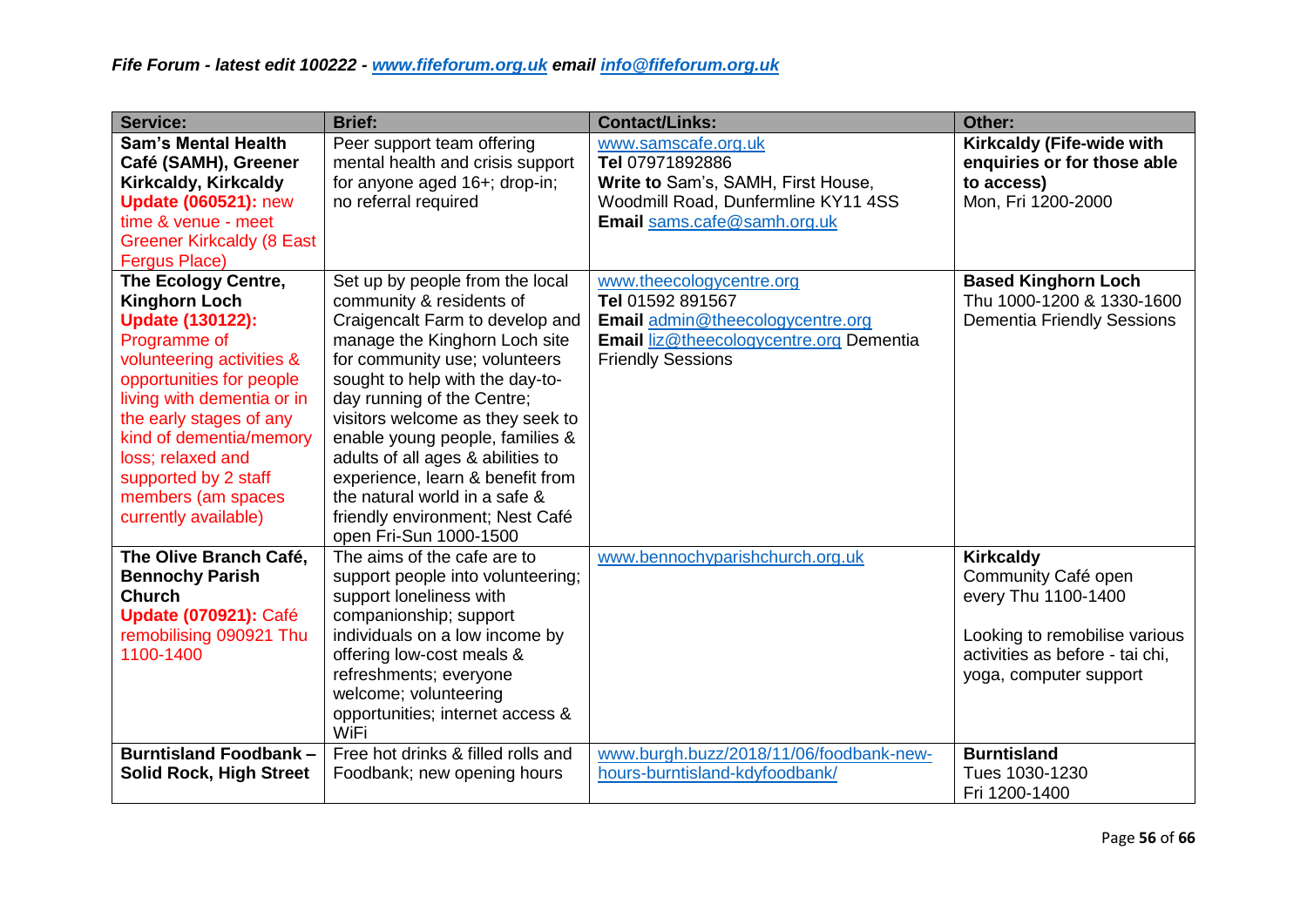*Fife Forum - latest edit 100222 - [www.fifeforum.org.uk](http://www.fifeforum.org.uk) email [info@fifeforum.org.uk](mailto:info@fifeforum.org.uk)*

| Service: | Brief: | Contact/Links: | Other: |
|---|---|---|---|
| **Sam's Mental Health Café (SAMH), Greener Kirkcaldy, Kirkcaldy** **Update (060521):** new time & venue - meet Greener Kirkcaldy (8 East Fergus Place) | Peer support team offering mental health and crisis support for anyone aged 16+; drop-in; no referral required | www.samscafe.org.uk **Tel** 07971892886 **Write to** Sam's, SAMH, First House, Woodmill Road, Dunfermline KY11 4SS **Email** sams.cafe@samh.org.uk | **Kirkcaldy (Fife-wide with enquiries or for those able to access)** Mon, Fri 1200-2000 |
| **The Ecology Centre, Kinghorn Loch** **Update (130122):** Programme of volunteering activities & opportunities for people living with dementia or in the early stages of any kind of dementia/memory loss; relaxed and supported by 2 staff members (am spaces currently available) | Set up by people from the local community & residents of Craigencalt Farm to develop and manage the Kinghorn Loch site for community use; volunteers sought to help with the day-to-day running of the Centre; visitors welcome as they seek to enable young people, families & adults of all ages & abilities to experience, learn & benefit from the natural world in a safe & friendly environment; Nest Café open Fri-Sun 1000-1500 | www.theecologycentre.org **Tel** 01592 891567 **Email** admin@theecologycentre.org **Email** liz@theecologycentre.org Dementia Friendly Sessions | **Based Kinghorn Loch** Thu 1000-1200 & 1330-1600 Dementia Friendly Sessions |
| **The Olive Branch Café, Bennochy Parish Church** **Update (070921):** Café remobilising 090921 Thu 1100-1400 | The aims of the cafe are to support people into volunteering; support loneliness with companionship; support individuals on a low income by offering low-cost meals & refreshments; everyone welcome; volunteering opportunities; internet access & WiFi | www.bennochyparishchurch.org.uk | **Kirkcaldy** Community Café open every Thu 1100-1400 Looking to remobilise various activities as before - tai chi, yoga, computer support |
| **Burntisland Foodbank – Solid Rock, High Street** | Free hot drinks & filled rolls and Foodbank; new opening hours | www.burgh.buzz/2018/11/06/foodbank-new-hours-burntisland-kdyfoodbank/ | **Burntisland** Tues 1030-1230 Fri 1200-1400 |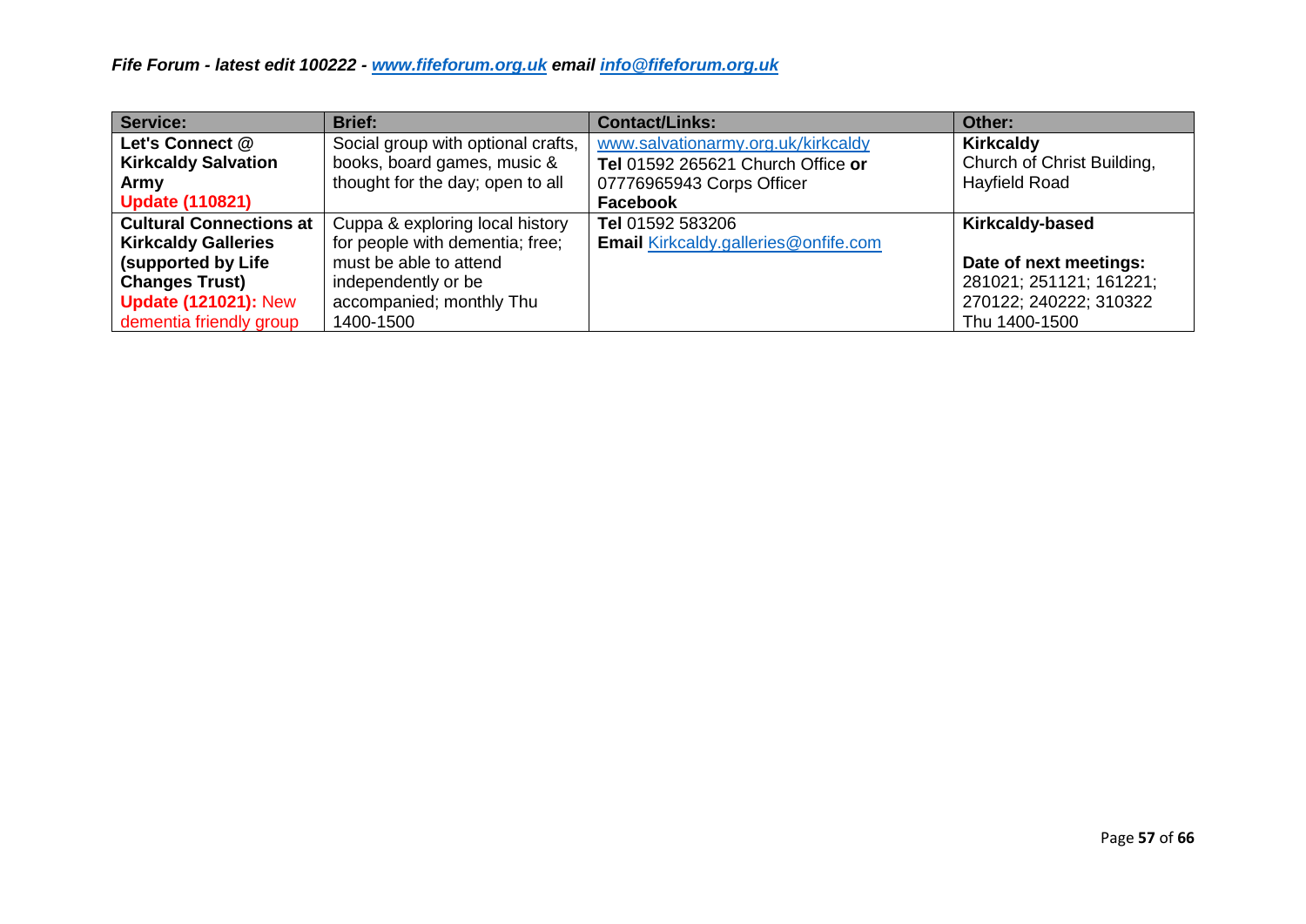| Service: | Brief: | Contact/Links: | Other: |
|---|---|---|---|
| **Let's Connect @ Kirkcaldy Salvation Army** **Update (110821)** | Social group with optional crafts, books, board games, music & thought for the day; open to all | www.salvationarmy.org.uk/kirkcaldy **Tel** 01592 265621 Church Office **or** 07776965943 Corps Officer **Facebook** | **Kirkcaldy** Church of Christ Building, Hayfield Road |
| **Cultural Connections at Kirkcaldy Galleries (supported by Life Changes Trust)** **Update (121021):** New dementia friendly group | Cuppa & exploring local history for people with dementia; free; must be able to attend independently or be accompanied; monthly Thu 1400-1500 | **Tel** 01592 583206 **Email** Kirkcaldy.galleries@onfife.com | **Kirkcaldy-based** **Date of next meetings:** 281021; 251121; 161221; 270122; 240222; 310322 Thu 1400-1500 |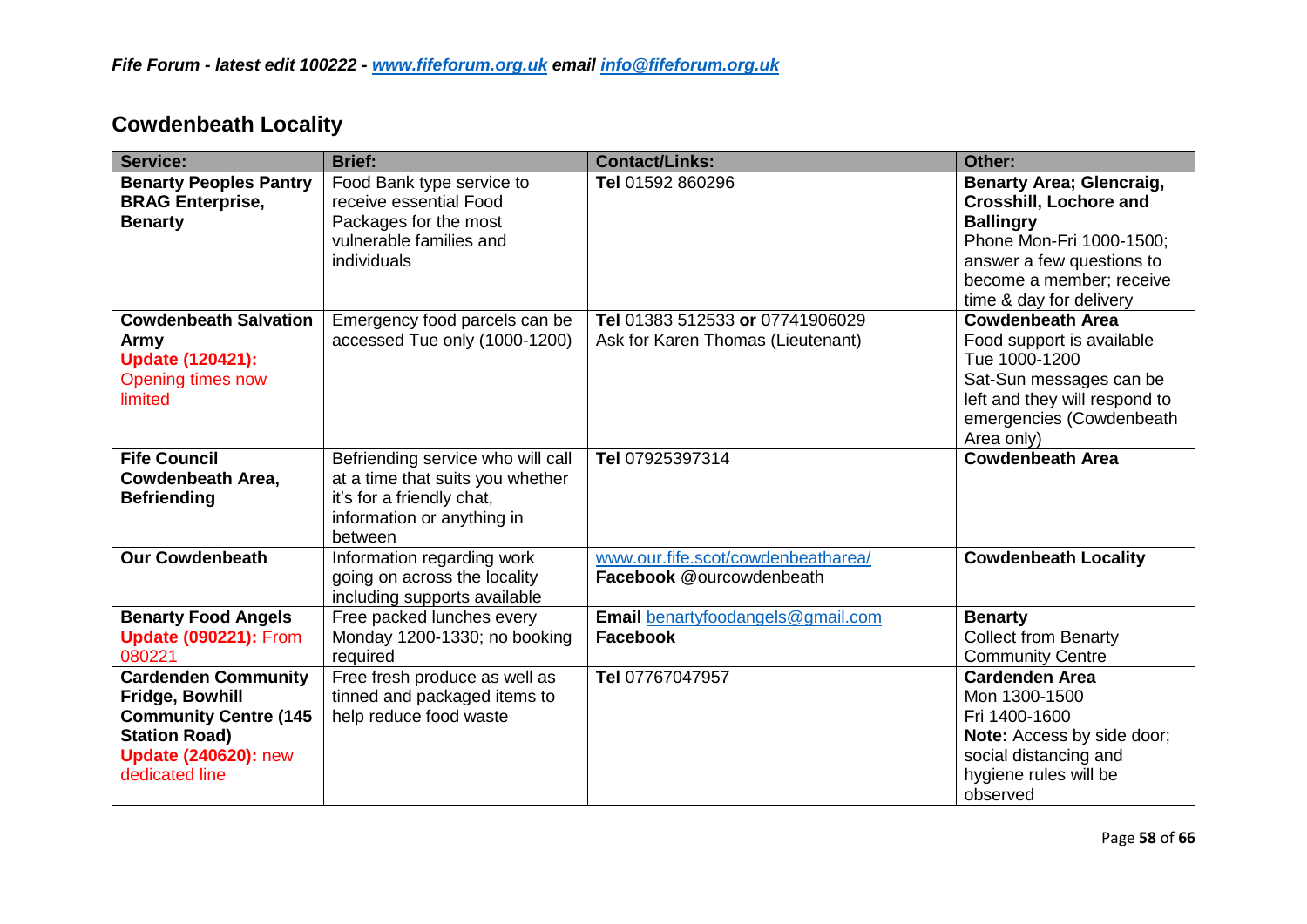*Fife Forum - latest edit 100222 - [www.fifeforum.org.uk](http://www.fifeforum.org.uk) email [info@fifeforum.org.uk](mailto:info@fifeforum.org.uk)*

## Cowdenbeath Locality

| Service: | Brief: | Contact/Links: | Other: |
|---|---|---|---|
| **Benarty Peoples Pantry BRAG Enterprise, Benarty** | Food Bank type service to receive essential Food Packages for the most vulnerable families and individuals | **Tel** 01592 860296 | **Benarty Area; Glencraig, Crosshill, Lochore and Ballingry** Phone Mon-Fri 1000-1500; answer a few questions to become a member; receive time & day for delivery |
| **Cowdenbeath Salvation Army** **Update (120421):** Opening times now limited | Emergency food parcels can be accessed Tue only (1000-1200) | **Tel** 01383 512533 **or** 07741906029 Ask for Karen Thomas (Lieutenant) | **Cowdenbeath Area** Food support is available Tue 1000-1200 Sat-Sun messages can be left and they will respond to emergencies (Cowdenbeath Area only) |
| **Fife Council Cowdenbeath Area, Befriending** | Befriending service who will call at a time that suits you whether it's for a friendly chat, information or anything in between | **Tel** 07925397314 | **Cowdenbeath Area** |
| **Our Cowdenbeath** | Information regarding work going on across the locality including supports available | [www.our.fife.scot/cowdenbeatharea/](http://www.our.fife.scot/cowdenbeatharea/) **Facebook** @ourcowdenbeath | **Cowdenbeath Locality** |
| **Benarty Food Angels** **Update (090221):** From 080221 | Free packed lunches every Monday 1200-1330; no booking required | **Email** [benartyfoodangels@gmail.com](mailto:benartyfoodangels@gmail.com) **Facebook** | **Benarty** Collect from Benarty Community Centre |
| **Cardenden Community Fridge, Bowhill Community Centre (145 Station Road)** **Update (240620):** new dedicated line | Free fresh produce as well as tinned and packaged items to help reduce food waste | **Tel** 07767047957 | **Cardenden Area** Mon 1300-1500 Fri 1400-1600 **Note:** Access by side door; social distancing and hygiene rules will be observed |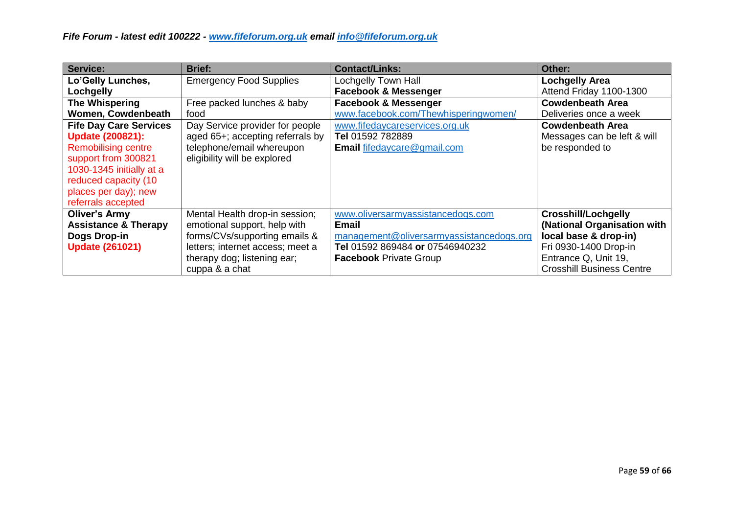*Fife Forum - latest edit 100222 - [www.fifeforum.org.uk](http://www.fifeforum.org.uk) email [info@fifeforum.org.uk](mailto:info@fifeforum.org.uk)*

| Service: | Brief: | Contact/Links: | Other: |
|---|---|---|---|
| **Lo'Gelly Lunches, Lochgelly** | Emergency Food Supplies | Lochgelly Town Hall **Facebook & Messenger** | **Lochgelly Area** Attend Friday 1100-1300 |
| **The Whispering Women, Cowdenbeath** | Free packed lunches & baby food | **Facebook & Messenger** www.facebook.com/Thewhisperingwomen/ | **Cowdenbeath Area** Deliveries once a week |
| **Fife Day Care Services** **Update (200821):** Remobilising centre support from 300821 1030-1345 initially at a reduced capacity (10 places per day); new referrals accepted | Day Service provider for people aged 65+; accepting referrals by telephone/email whereupon eligibility will be explored | www.fifedaycareservices.org.uk **Tel** 01592 782889 **Email** fifedaycare@gmail.com | **Cowdenbeath Area** Messages can be left & will be responded to |
| **Oliver's Army Assistance & Therapy Dogs Drop-in** **Update (261021)** | Mental Health drop-in session; emotional support, help with forms/CVs/supporting emails & letters; internet access; meet a therapy dog; listening ear; cuppa & a chat | www.oliversarmyassistancedogs.com **Email** management@oliversarmyassistancedogs.org **Tel** 01592 869484 **or** 07546940232 **Facebook** Private Group | **Crosshill/Lochgelly (National Organisation with local base & drop-in)** Fri 0930-1400 Drop-in Entrance Q, Unit 19, Crosshill Business Centre |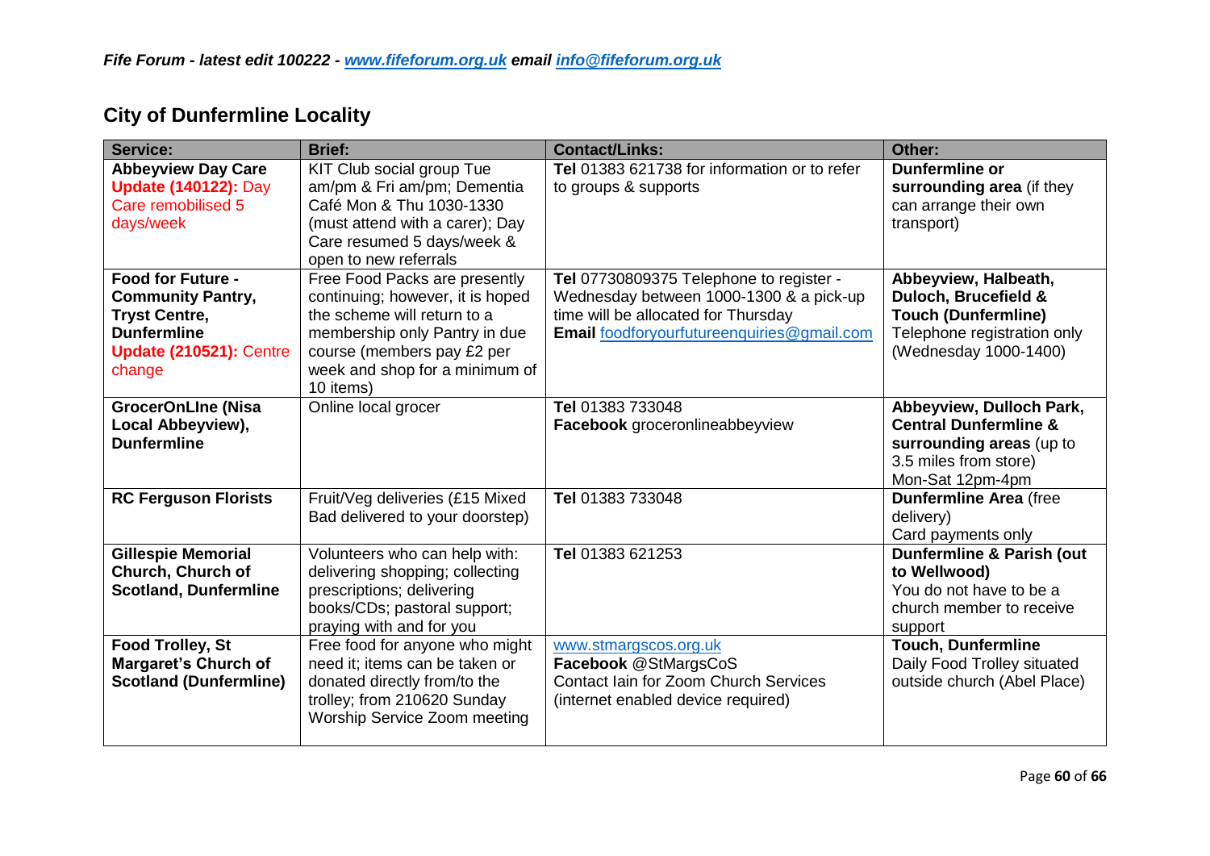## City of Dunfermline Locality

| Service: | Brief: | Contact/Links: | Other: |
|---|---|---|---|
| **Abbeyview Day Care** **Update (140122):** Day Care remobilised 5 days/week | KIT Club social group Tue am/pm & Fri am/pm; Dementia Café Mon & Thu 1030-1330 (must attend with a carer); Day Care resumed 5 days/week & open to new referrals | **Tel** 01383 621738 for information or to refer to groups & supports | **Dunfermline or surrounding area** (if they can arrange their own transport) |
| **Food for Future - Community Pantry, Tryst Centre, Dunfermline** **Update (210521):** Centre change | Free Food Packs are presently continuing; however, it is hoped the scheme will return to a membership only Pantry in due course (members pay £2 per week and shop for a minimum of 10 items) | **Tel** 07730809375 Telephone to register - Wednesday between 1000-1300 & a pick-up time will be allocated for Thursday **Email** foodforyourfutureenquiries@gmail.com | **Abbeyview, Halbeath, Duloch, Brucefield & Touch (Dunfermline)** Telephone registration only (Wednesday 1000-1400) |
| **GrocerOnLIne (Nisa Local Abbeyview), Dunfermline** | Online local grocer | **Tel** 01383 733048 **Facebook** groceronlineabbeyview | **Abbeyview, Dulloch Park, Central Dunfermline & surrounding areas** (up to 3.5 miles from store) Mon-Sat 12pm-4pm |
| **RC Ferguson Florists** | Fruit/Veg deliveries (£15 Mixed Bad delivered to your doorstep) | **Tel** 01383 733048 | **Dunfermline Area** (free delivery) Card payments only |
| **Gillespie Memorial Church, Church of Scotland, Dunfermline** | Volunteers who can help with: delivering shopping; collecting prescriptions; delivering books/CDs; pastoral support; praying with and for you | **Tel** 01383 621253 | **Dunfermline & Parish (out to Wellwood)** You do not have to be a church member to receive support |
| **Food Trolley, St Margaret's Church of Scotland (Dunfermline)** | Free food for anyone who might need it; items can be taken or donated directly from/to the trolley; from 210620 Sunday Worship Service Zoom meeting | www.stmargscos.org.uk **Facebook** @StMargsCoS Contact Iain for Zoom Church Services (internet enabled device required) | **Touch, Dunfermline** Daily Food Trolley situated outside church (Abel Place) |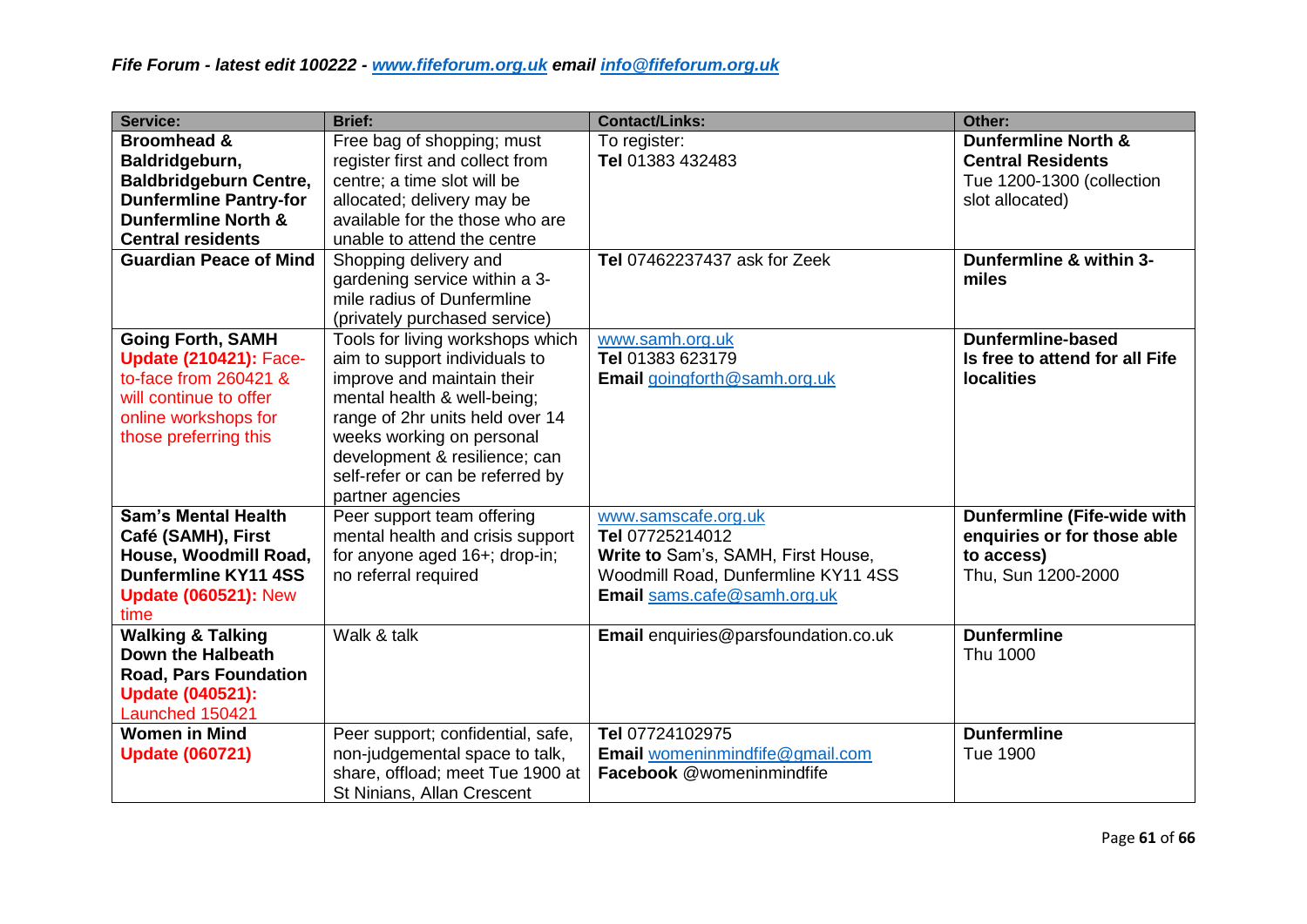*Fife Forum - latest edit 100222 - [www.fifeforum.org.uk](http://www.fifeforum.org.uk) email [info@fifeforum.org.uk](mailto:info@fifeforum.org.uk)*

| Service: | Brief: | Contact/Links: | Other: |
|---|---|---|---|
| **Broomhead & Baldridgeburn, Baldbridgeburn Centre, Dunfermline Pantry-for Dunfermline North & Central residents** | Free bag of shopping; must register first and collect from centre; a time slot will be allocated; delivery may be available for the those who are unable to attend the centre | To register:<br>**Tel** 01383 432483 | **Dunfermline North & Central Residents**<br>Tue 1200-1300 (collection slot allocated) |
| **Guardian Peace of Mind** | Shopping delivery and gardening service within a 3-mile radius of Dunfermline (privately purchased service) | **Tel** 07462237437 ask for Zeek | **Dunfermline & within 3-miles** |
| **Going Forth, SAMH**<br>**Update (210421):** Face-to-face from 260421 & will continue to offer online workshops for those preferring this | Tools for living workshops which aim to support individuals to improve and maintain their mental health & well-being; range of 2hr units held over 14 weeks working on personal development & resilience; can self-refer or can be referred by partner agencies | [www.samh.org.uk](http://www.samh.org.uk)<br>**Tel** 01383 623179<br>**Email** [goingforth@samh.org.uk](mailto:goingforth@samh.org.uk) | **Dunfermline-based**<br>**Is free to attend for all Fife localities** |
| **Sam's Mental Health Café (SAMH), First House, Woodmill Road, Dunfermline KY11 4SS**<br>**Update (060521):** New time | Peer support team offering mental health and crisis support for anyone aged 16+; drop-in; no referral required | [www.samscafe.org.uk](http://www.samscafe.org.uk)<br>**Tel** 07725214012<br>**Write to** Sam's, SAMH, First House, Woodmill Road, Dunfermline KY11 4SS<br>**Email** [sams.cafe@samh.org.uk](mailto:sams.cafe@samh.org.uk) | **Dunfermline (Fife-wide with enquiries or for those able to access)**<br>Thu, Sun 1200-2000 |
| **Walking & Talking Down the Halbeath Road, Pars Foundation**<br>**Update (040521):** Launched 150421 | Walk & talk | **Email** enquiries@parsfoundation.co.uk | **Dunfermline**<br>Thu 1000 |
| **Women in Mind**<br>**Update (060721)** | Peer support; confidential, safe, non-judgemental space to talk, share, offload; meet Tue 1900 at St Ninians, Allan Crescent | **Tel** 07724102975<br>**Email** [womeninmindfife@gmail.com](mailto:womeninmindfife@gmail.com)<br>**Facebook** @womeninmindfife | **Dunfermline**<br>Tue 1900 |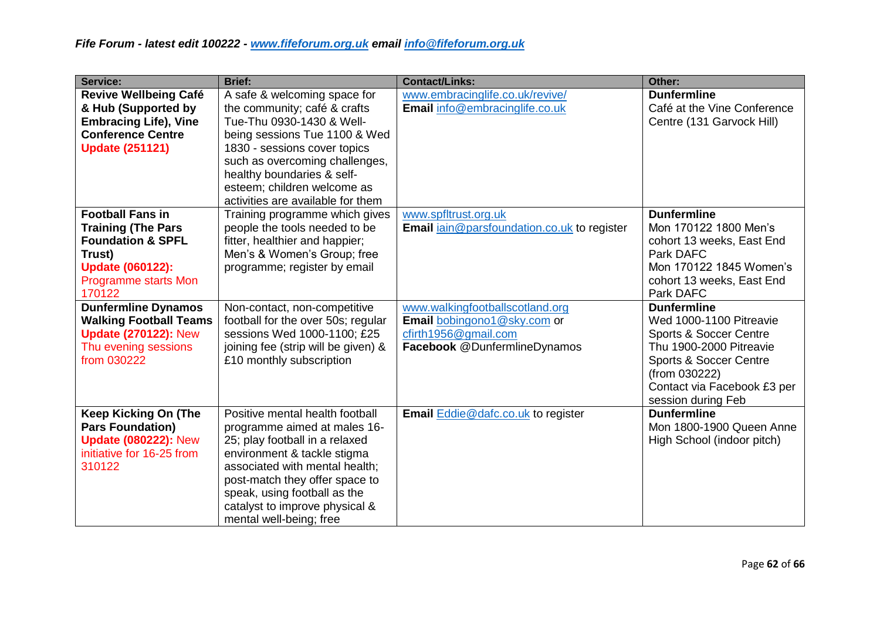*Fife Forum - latest edit 100222 - www.fifeforum.org.uk email info@fifeforum.org.uk*

| Service: | Brief: | Contact/Links: | Other: |
|---|---|---|---|
| **Revive Wellbeing Café & Hub (Supported by Embracing Life), Vine Conference Centre** **Update (251121)** | A safe & welcoming space for the community; café & crafts Tue-Thu 0930-1430 & Well-being sessions Tue 1100 & Wed 1830 - sessions cover topics such as overcoming challenges, healthy boundaries & self-esteem; children welcome as activities are available for them | www.embracinglife.co.uk/revive/ **Email** info@embracinglife.co.uk | **Dunfermline** Café at the Vine Conference Centre (131 Garvock Hill) |
| **Football Fans in Training (The Pars Foundation & SPFL Trust)** **Update (060122):** Programme starts Mon 170122 | Training programme which gives people the tools needed to be fitter, healthier and happier; Men's & Women's Group; free programme; register by email | www.spfltrust.org.uk **Email** iain@parsfoundation.co.uk to register | **Dunfermline** Mon 170122 1800 Men's cohort 13 weeks, East End Park DAFC Mon 170122 1845 Women's cohort 13 weeks, East End Park DAFC |
| **Dunfermline Dynamos Walking Football Teams** **Update (270122):** New Thu evening sessions from 030222 | Non-contact, non-competitive football for the over 50s; regular sessions Wed 1000-1100; £25 joining fee (strip will be given) & £10 monthly subscription | www.walkingfootballscotland.org **Email** bobingono1@sky.com or cfirth1956@gmail.com **Facebook** @DunfermlineDynamos | **Dunfermline** Wed 1000-1100 Pitreavie Sports & Soccer Centre Thu 1900-2000 Pitreavie Sports & Soccer Centre (from 030222) Contact via Facebook £3 per session during Feb |
| **Keep Kicking On (The Pars Foundation)** **Update (080222):** New initiative for 16-25 from 310122 | Positive mental health football programme aimed at males 16-25; play football in a relaxed environment & tackle stigma associated with mental health; post-match they offer space to speak, using football as the catalyst to improve physical & mental well-being; free | **Email** Eddie@dafc.co.uk to register | **Dunfermline** Mon 1800-1900 Queen Anne High School (indoor pitch) |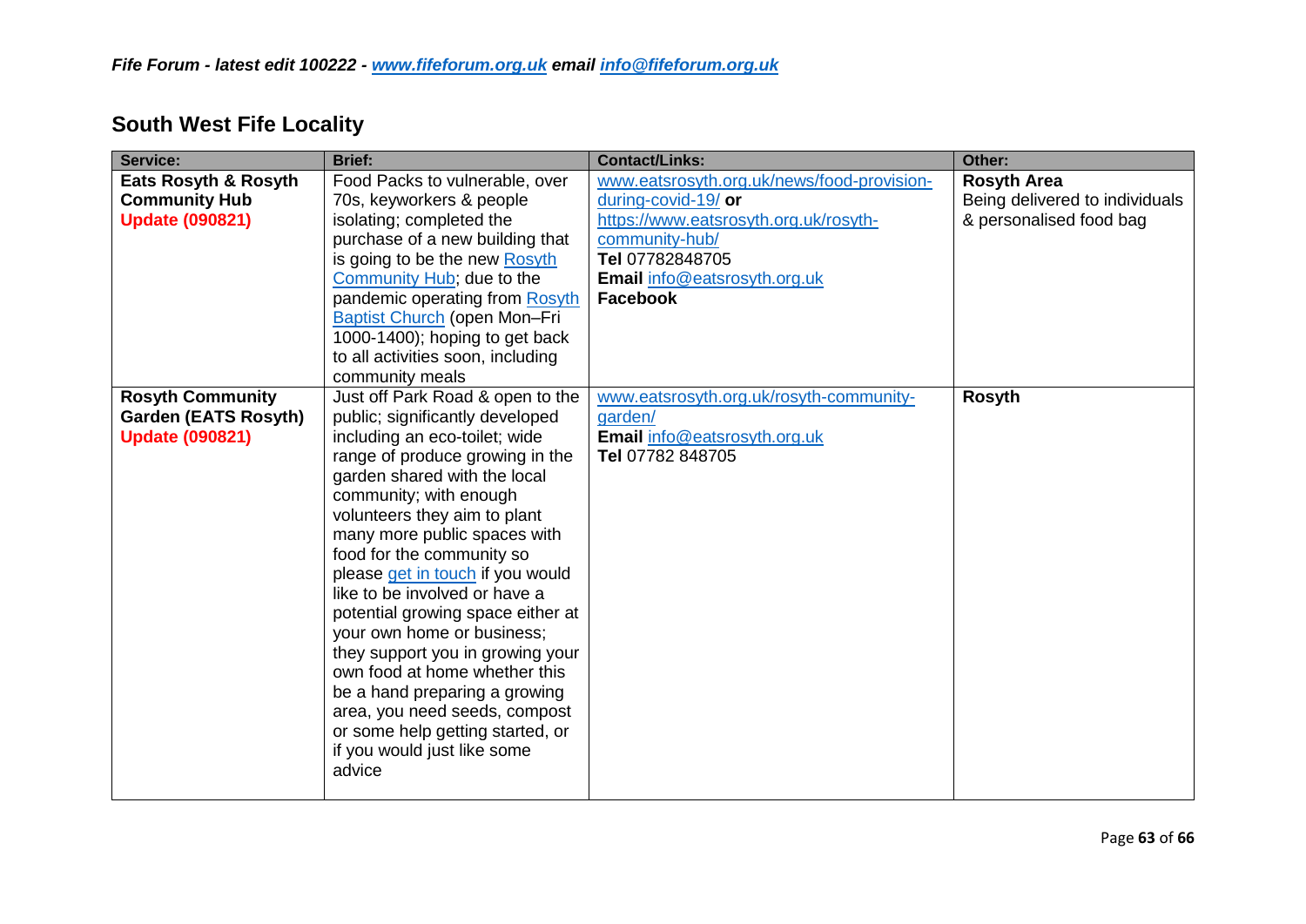*Fife Forum - latest edit 100222 - www.fifeforum.org.uk email info@fifeforum.org.uk*

## South West Fife Locality

| Service: | Brief: | Contact/Links: | Other: |
|---|---|---|---|
| **Eats Rosyth & Rosyth Community Hub** **Update (090821)** | Food Packs to vulnerable, over 70s, keyworkers & people isolating; completed the purchase of a new building that is going to be the new Rosyth Community Hub; due to the pandemic operating from Rosyth Baptist Church (open Mon–Fri 1000-1400); hoping to get back to all activities soon, including community meals | www.eatsrosyth.org.uk/news/food-provision-during-covid-19/ **or** https://www.eatsrosyth.org.uk/rosyth-community-hub/ **Tel** 07782848705 **Email** info@eatsrosyth.org.uk **Facebook** | **Rosyth Area** Being delivered to individuals & personalised food bag |
| **Rosyth Community Garden (EATS Rosyth)** **Update (090821)** | Just off Park Road & open to the public; significantly developed including an eco-toilet; wide range of produce growing in the garden shared with the local community; with enough volunteers they aim to plant many more public spaces with food for the community so please get in touch if you would like to be involved or have a potential growing space either at your own home or business; they support you in growing your own food at home whether this be a hand preparing a growing area, you need seeds, compost or some help getting started, or if you would just like some advice | www.eatsrosyth.org.uk/rosyth-community-garden/ **Email** info@eatsrosyth.org.uk **Tel** 07782 848705 | **Rosyth** |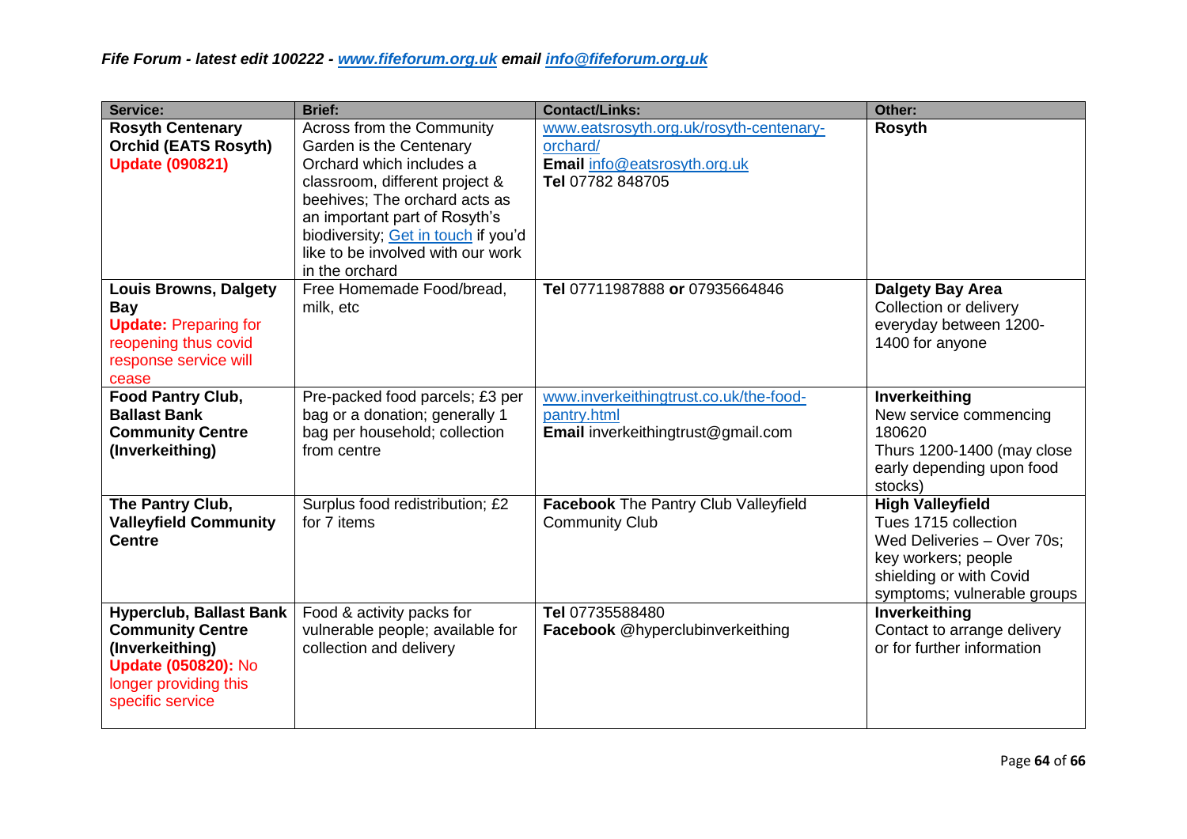| Service: | Brief: | Contact/Links: | Other: |
|---|---|---|---|
| **Rosyth Centenary Orchid (EATS Rosyth)** **Update (090821)** | Across from the Community Garden is the Centenary Orchard which includes a classroom, different project & beehives; The orchard acts as an important part of Rosyth's biodiversity; Get in touch if you'd like to be involved with our work in the orchard | www.eatsrosyth.org.uk/rosyth-centenary-orchard/ **Email** info@eatsrosyth.org.uk **Tel** 07782 848705 | **Rosyth** |
| **Louis Browns, Dalgety Bay** **Update:** Preparing for reopening thus covid response service will cease | Free Homemade Food/bread, milk, etc | **Tel** 07711987888 **or** 07935664846 | **Dalgety Bay Area** Collection or delivery everyday between 1200-1400 for anyone |
| **Food Pantry Club, Ballast Bank Community Centre (Inverkeithing)** | Pre-packed food parcels; £3 per bag or a donation; generally 1 bag per household; collection from centre | www.inverkeithingtrust.co.uk/the-food-pantry.html **Email** inverkeithingtrust@gmail.com | **Inverkeithing** New service commencing 180620 Thurs 1200-1400 (may close early depending upon food stocks) |
| **The Pantry Club, Valleyfield Community Centre** | Surplus food redistribution; £2 for 7 items | **Facebook** The Pantry Club Valleyfield Community Club | **High Valleyfield** Tues 1715 collection Wed Deliveries – Over 70s; key workers; people shielding or with Covid symptoms; vulnerable groups |
| **Hyperclub, Ballast Bank Community Centre (Inverkeithing)** **Update (050820):** No longer providing this specific service | Food & activity packs for vulnerable people; available for collection and delivery | **Tel** 07735588480 **Facebook** @hyperclubinverkeithing | **Inverkeithing** Contact to arrange delivery or for further information |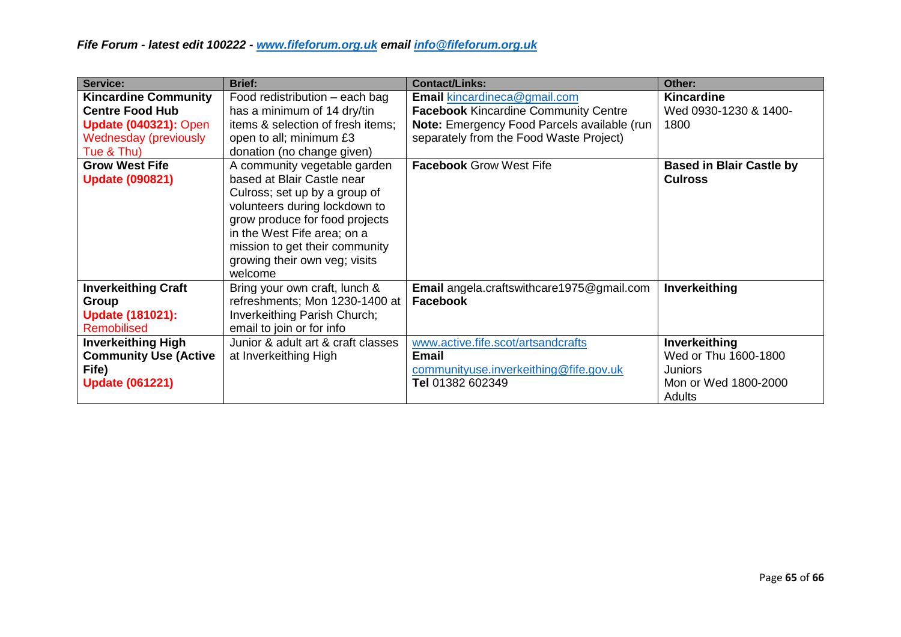| Service: | Brief: | Contact/Links: | Other: |
|---|---|---|---|
| **Kincardine Community Centre Food Hub** **Update (040321):** Open Wednesday (previously Tue & Thu) | Food redistribution – each bag has a minimum of 14 dry/tin items & selection of fresh items; open to all; minimum £3 donation (no change given) | **Email** kincardineca@gmail.com **Facebook** Kincardine Community Centre **Note:** Emergency Food Parcels available (run separately from the Food Waste Project) | **Kincardine** Wed 0930-1230 & 1400-1800 |
| **Grow West Fife** **Update (090821)** | A community vegetable garden based at Blair Castle near Culross; set up by a group of volunteers during lockdown to grow produce for food projects in the West Fife area; on a mission to get their community growing their own veg; visits welcome | **Facebook** Grow West Fife | **Based in Blair Castle by Culross** |
| **Inverkeithing Craft Group** **Update (181021):** Remobilised | Bring your own craft, lunch & refreshments; Mon 1230-1400 at Inverkeithing Parish Church; email to join or for info | **Email** angela.craftswithcare1975@gmail.com **Facebook** | **Inverkeithing** |
| **Inverkeithing High Community Use (Active Fife)** **Update (061221)** | Junior & adult art & craft classes at Inverkeithing High | www.active.fife.scot/artsandcrafts **Email** communityuse.inverkeithing@fife.gov.uk **Tel** 01382 602349 | **Inverkeithing** Wed or Thu 1600-1800 Juniors Mon or Wed 1800-2000 Adults |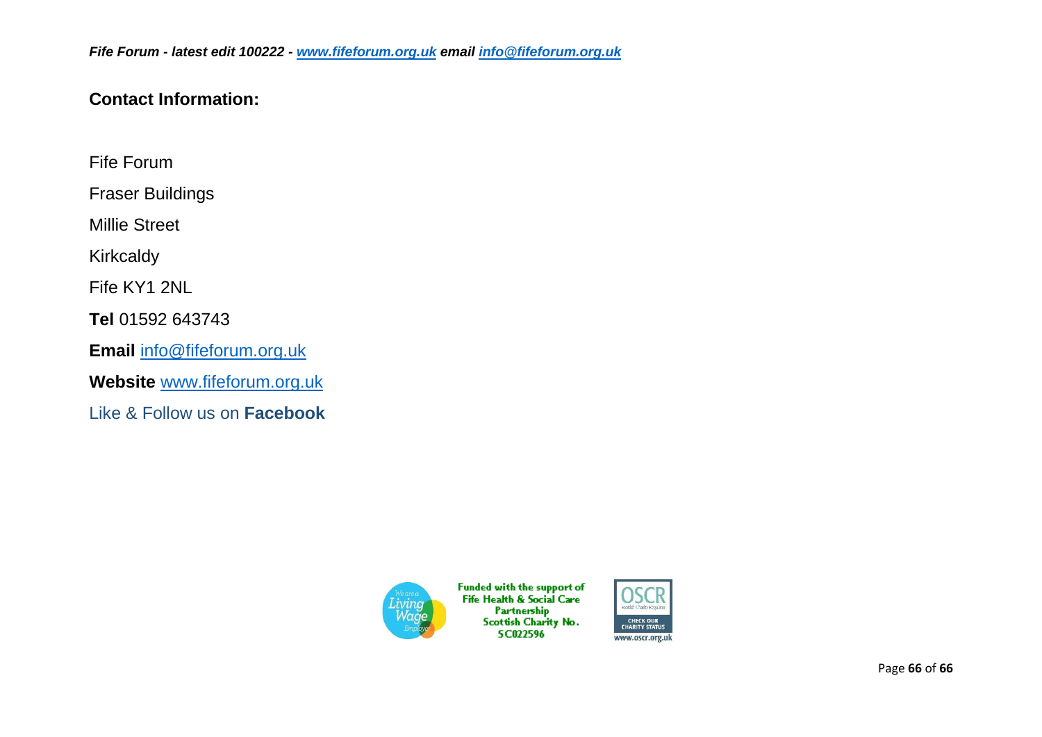## Contact Information:

Fife Forum

Fraser Buildings

Millie Street

Kirkcaldy

Fife KY1 2NL

**Tel** 01592 643743

**Email** info@fifeforum.org.uk

**Website** www.fifeforum.org.uk

Like & Follow us on **Facebook**

Funded with the support of Fife Health & Social Care Partnership
Scottish Charity No. SC022596